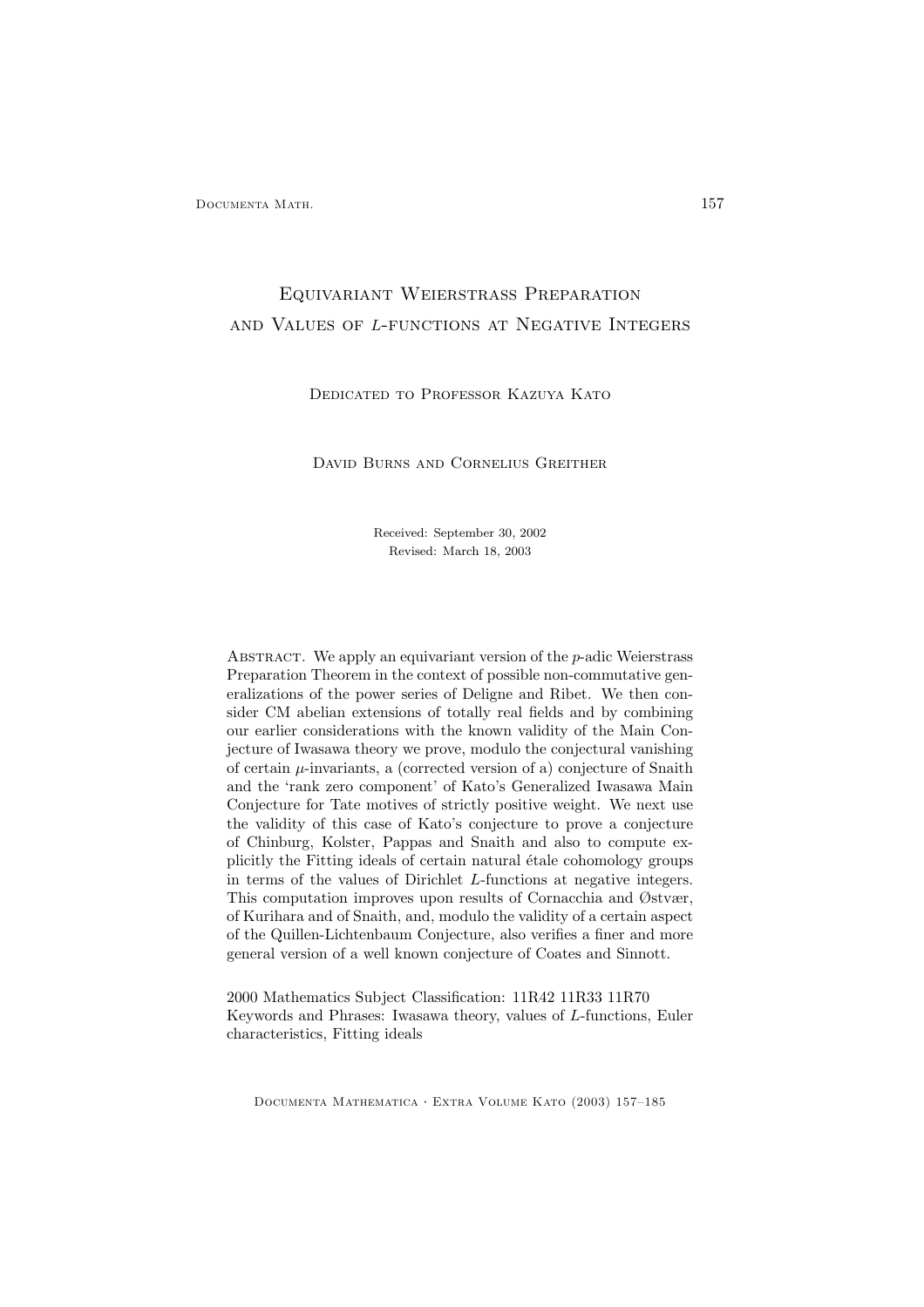# Equivariant Weierstrass Preparation and Values of $L$-functions at Negative Integers

Dedicated to Professor Kazuya Kato

David Burns and Cornelius Greither

Received: September 30, 2002

Revised: March 18, 2003

Abstract. We apply an equivariant version of the $p$-adic Weierstrass Preparation Theorem in the context of possible non-commutative generalizations of the power series of Deligne and Ribet. We then consider CM abelian extensions of totally real fields and by combining our earlier considerations with the known validity of the Main Conjecture of Iwasawa theory we prove, modulo the conjectural vanishing of certain $\mu$-invariants, a (corrected version of a) conjecture of Snaith and the 'rank zero component' of Kato's Generalized Iwasawa Main Conjecture for Tate motives of strictly positive weight. We next use the validity of this case of Kato's conjecture to prove a conjecture of Chinburg, Kolster, Pappas and Snaith and also to compute explicitly the Fitting ideals of certain natural étale cohomology groups in terms of the values of Dirichlet $L$-functions at negative integers. This computation improves upon results of Cornacchia and Østvær, of Kurihara and of Snaith, and, modulo the validity of a certain aspect of the Quillen-Lichtenbaum Conjecture, also verifies a finer and more general version of a well known conjecture of Coates and Sinnott.

2000 Mathematics Subject Classification: 11R42 11R33 11R70

Keywords and Phrases: Iwasawa theory, values of $L$-functions, Euler characteristics, Fitting ideals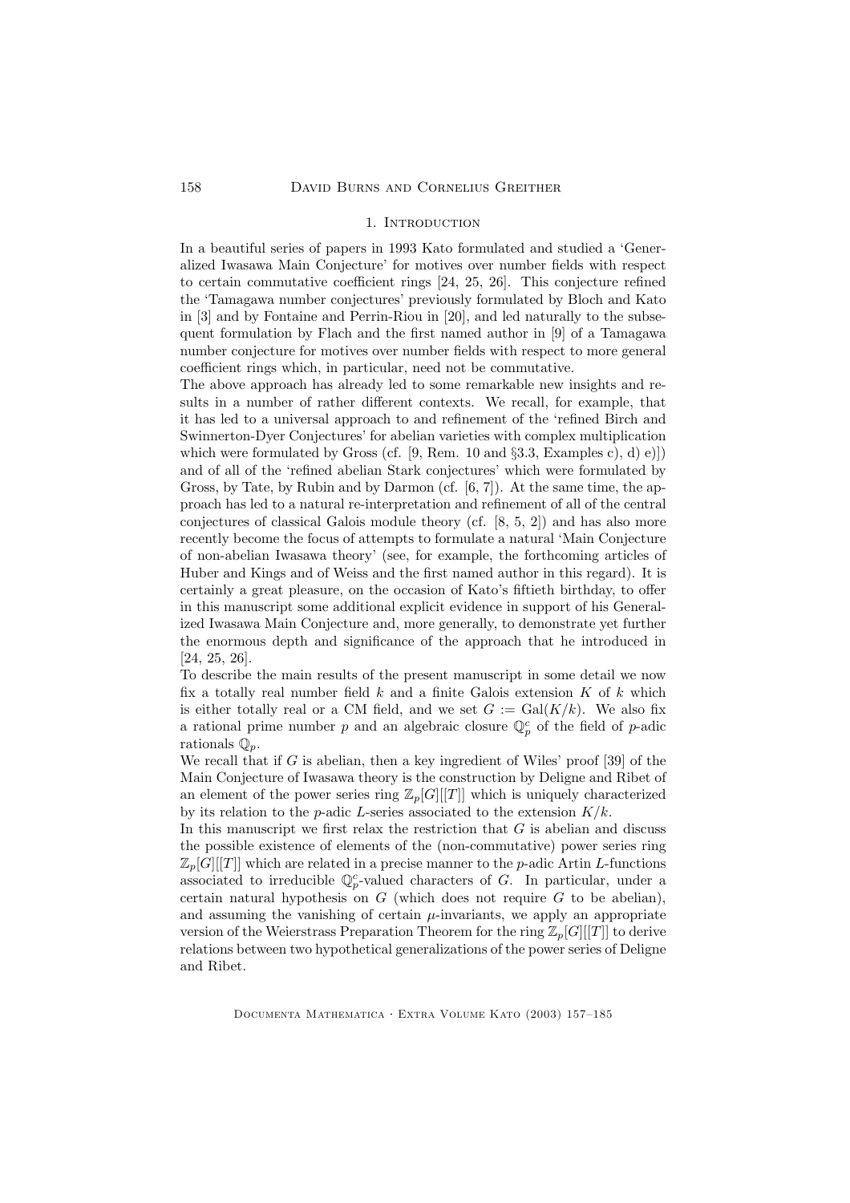## 1. Introduction

In a beautiful series of papers in 1993 Kato formulated and studied a 'Generalized Iwasawa Main Conjecture' for motives over number fields with respect to certain commutative coefficient rings [24, 25, 26]. This conjecture refined the 'Tamagawa number conjectures' previously formulated by Bloch and Kato in [3] and by Fontaine and Perrin-Riou in [20], and led naturally to the subsequent formulation by Flach and the first named author in [9] of a Tamagawa number conjecture for motives over number fields with respect to more general coefficient rings which, in particular, need not be commutative.

The above approach has already led to some remarkable new insights and results in a number of rather different contexts. We recall, for example, that it has led to a universal approach to and refinement of the 'refined Birch and Swinnerton-Dyer Conjectures' for abelian varieties with complex multiplication which were formulated by Gross (cf. [9, Rem. 10 and §3.3, Examples c), d) e)]) and of all of the 'refined abelian Stark conjectures' which were formulated by Gross, by Tate, by Rubin and by Darmon (cf. [6, 7]). At the same time, the approach has led to a natural re-interpretation and refinement of all of the central conjectures of classical Galois module theory (cf. [8, 5, 2]) and has also more recently become the focus of attempts to formulate a natural 'Main Conjecture of non-abelian Iwasawa theory' (see, for example, the forthcoming articles of Huber and Kings and of Weiss and the first named author in this regard). It is certainly a great pleasure, on the occasion of Kato's fiftieth birthday, to offer in this manuscript some additional explicit evidence in support of his Generalized Iwasawa Main Conjecture and, more generally, to demonstrate yet further the enormous depth and significance of the approach that he introduced in [24, 25, 26].

To describe the main results of the present manuscript in some detail we now fix a totally real number field $k$ and a finite Galois extension $K$ of $k$ which is either totally real or a CM field, and we set $G := \mathrm{Gal}(K/k)$. We also fix a rational prime number $p$ and an algebraic closure $\mathbb{Q}_p^c$ of the field of $p$-adic rationals $\mathbb{Q}_p$.

We recall that if $G$ is abelian, then a key ingredient of Wiles' proof [39] of the Main Conjecture of Iwasawa theory is the construction by Deligne and Ribet of an element of the power series ring $\mathbb{Z}_p[G][[T]]$ which is uniquely characterized by its relation to the $p$-adic $L$-series associated to the extension $K/k$.

In this manuscript we first relax the restriction that $G$ is abelian and discuss the possible existence of elements of the (non-commutative) power series ring $\mathbb{Z}_p[G][[T]]$ which are related in a precise manner to the $p$-adic Artin $L$-functions associated to irreducible $\mathbb{Q}_p^c$-valued characters of $G$. In particular, under a certain natural hypothesis on $G$ (which does not require $G$ to be abelian), and assuming the vanishing of certain $\mu$-invariants, we apply an appropriate version of the Weierstrass Preparation Theorem for the ring $\mathbb{Z}_p[G][[T]]$ to derive relations between two hypothetical generalizations of the power series of Deligne and Ribet.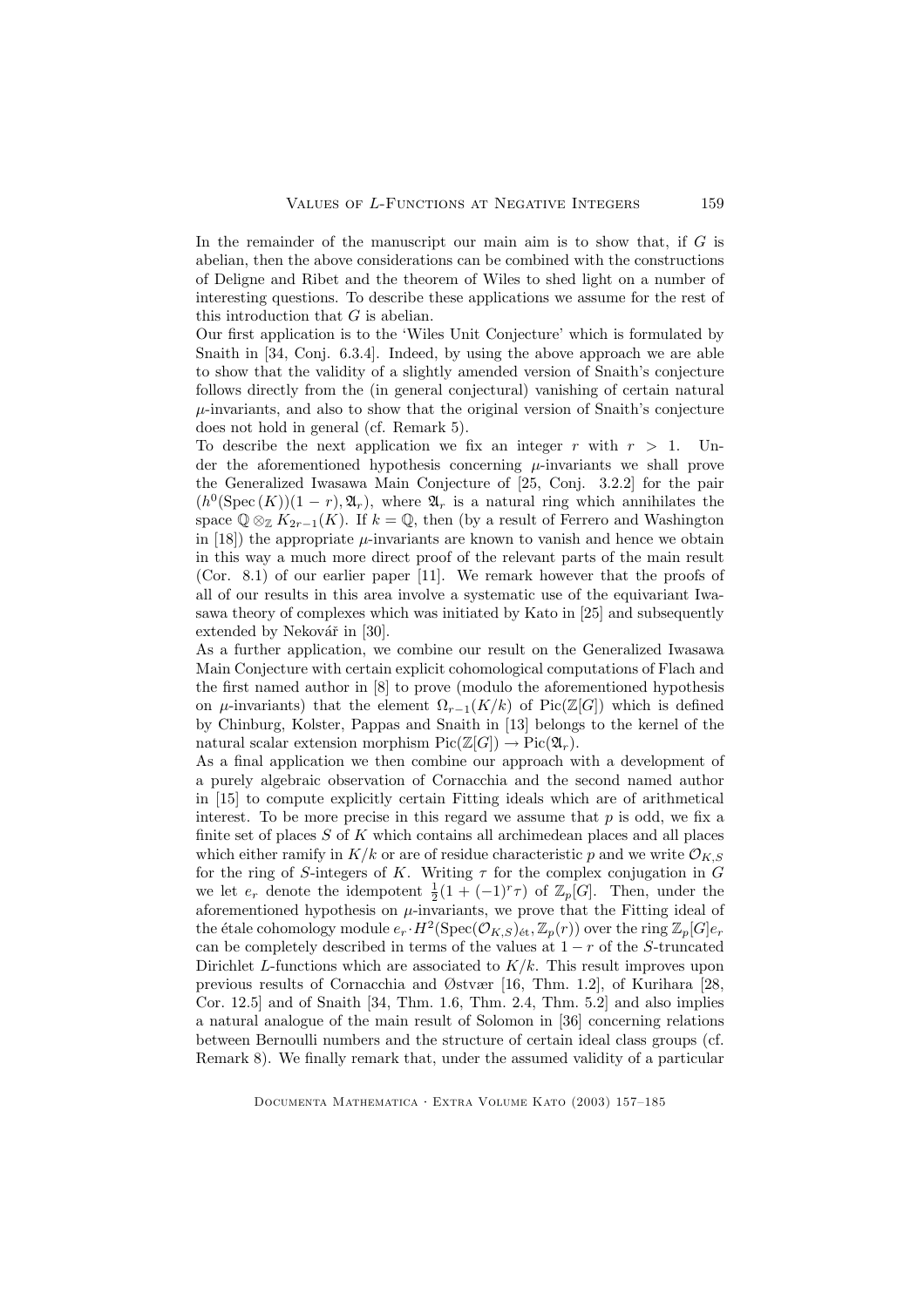In the remainder of the manuscript our main aim is to show that, if $G$ is abelian, then the above considerations can be combined with the constructions of Deligne and Ribet and the theorem of Wiles to shed light on a number of interesting questions. To describe these applications we assume for the rest of this introduction that $G$ is abelian.

Our first application is to the 'Wiles Unit Conjecture' which is formulated by Snaith in [34, Conj. 6.3.4]. Indeed, by using the above approach we are able to show that the validity of a slightly amended version of Snaith's conjecture follows directly from the (in general conjectural) vanishing of certain natural $\mu$-invariants, and also to show that the original version of Snaith's conjecture does not hold in general (cf. Remark 5).

To describe the next application we fix an integer $r$ with $r > 1$. Under the aforementioned hypothesis concerning $\mu$-invariants we shall prove the Generalized Iwasawa Main Conjecture of [25, Conj. 3.2.2] for the pair $(h^0(\mathrm{Spec}\,(K))(1-r), \mathfrak{A}_r)$, where $\mathfrak{A}_r$ is a natural ring which annihilates the space $\mathbb{Q} \otimes_{\mathbb{Z}} K_{2r-1}(K)$. If $k = \mathbb{Q}$, then (by a result of Ferrero and Washington in [18]) the appropriate $\mu$-invariants are known to vanish and hence we obtain in this way a much more direct proof of the relevant parts of the main result (Cor. 8.1) of our earlier paper [11]. We remark however that the proofs of all of our results in this area involve a systematic use of the equivariant Iwasawa theory of complexes which was initiated by Kato in [25] and subsequently extended by Nekovář in [30].

As a further application, we combine our result on the Generalized Iwasawa Main Conjecture with certain explicit cohomological computations of Flach and the first named author in [8] to prove (modulo the aforementioned hypothesis on $\mu$-invariants) that the element $\Omega_{r-1}(K/k)$ of $\mathrm{Pic}(\mathbb{Z}[G])$ which is defined by Chinburg, Kolster, Pappas and Snaith in [13] belongs to the kernel of the natural scalar extension morphism $\mathrm{Pic}(\mathbb{Z}[G]) \to \mathrm{Pic}(\mathfrak{A}_r)$.

As a final application we then combine our approach with a development of a purely algebraic observation of Cornacchia and the second named author in [15] to compute explicitly certain Fitting ideals which are of arithmetical interest. To be more precise in this regard we assume that $p$ is odd, we fix a finite set of places $S$ of $K$ which contains all archimedean places and all places which either ramify in $K/k$ or are of residue characteristic $p$ and we write $\mathcal{O}_{K,S}$ for the ring of $S$-integers of $K$. Writing $\tau$ for the complex conjugation in $G$ we let $e_r$ denote the idempotent $\frac{1}{2}(1 + (-1)^r \tau)$ of $\mathbb{Z}_p[G]$. Then, under the aforementioned hypothesis on $\mu$-invariants, we prove that the Fitting ideal of the étale cohomology module $e_r \cdot H^2(\mathrm{Spec}(\mathcal{O}_{K,S})_{\text{ét}}, \mathbb{Z}_p(r))$ over the ring $\mathbb{Z}_p[G]e_r$ can be completely described in terms of the values at $1 - r$ of the $S$-truncated Dirichlet $L$-functions which are associated to $K/k$. This result improves upon previous results of Cornacchia and Østvær [16, Thm. 1.2], of Kurihara [28, Cor. 12.5] and of Snaith [34, Thm. 1.6, Thm. 2.4, Thm. 5.2] and also implies a natural analogue of the main result of Solomon in [36] concerning relations between Bernoulli numbers and the structure of certain ideal class groups (cf. Remark 8). We finally remark that, under the assumed validity of a particular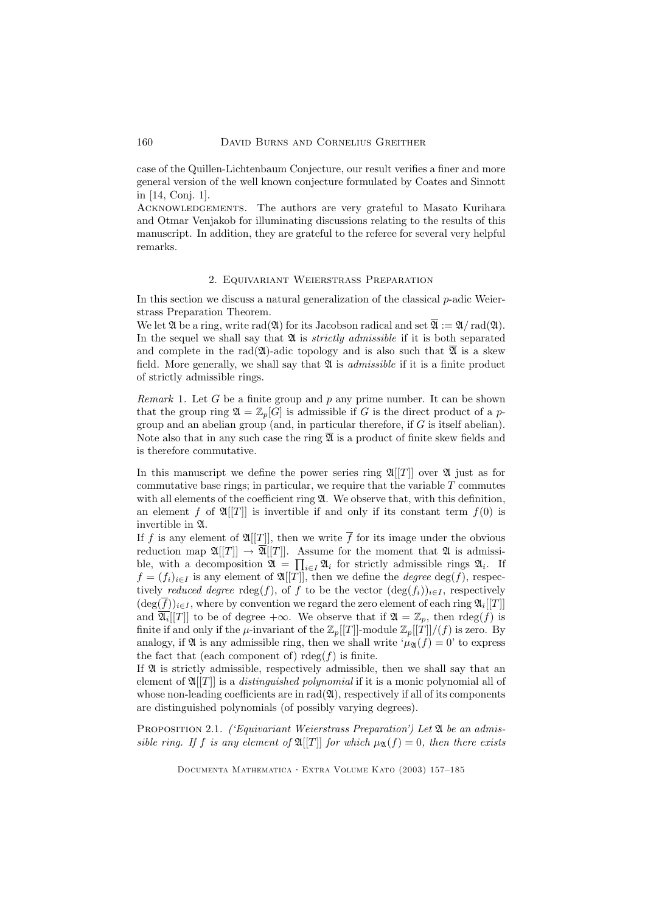case of the Quillen-Lichtenbaum Conjecture, our result verifies a finer and more general version of the well known conjecture formulated by Coates and Sinnott in [14, Conj. 1].

Acknowledgements. The authors are very grateful to Masato Kurihara and Otmar Venjakob for illuminating discussions relating to the results of this manuscript. In addition, they are grateful to the referee for several very helpful remarks.

## 2. Equivariant Weierstrass Preparation

In this section we discuss a natural generalization of the classical $p$-adic Weierstrass Preparation Theorem.

We let $\mathfrak{A}$ be a ring, write $\mathrm{rad}(\mathfrak{A})$ for its Jacobson radical and set $\overline{\mathfrak{A}} := \mathfrak{A}/\mathrm{rad}(\mathfrak{A})$. In the sequel we shall say that $\mathfrak{A}$ is *strictly admissible* if it is both separated and complete in the $\mathrm{rad}(\mathfrak{A})$-adic topology and is also such that $\overline{\mathfrak{A}}$ is a skew field. More generally, we shall say that $\mathfrak{A}$ is *admissible* if it is a finite product of strictly admissible rings.

*Remark* 1. Let $G$ be a finite group and $p$ any prime number. It can be shown that the group ring $\mathfrak{A} = \mathbb{Z}_p[G]$ is admissible if $G$ is the direct product of a $p$-group and an abelian group (and, in particular therefore, if $G$ is itself abelian). Note also that in any such case the ring $\overline{\mathfrak{A}}$ is a product of finite skew fields and is therefore commutative.

In this manuscript we define the power series ring $\mathfrak{A}[[T]]$ over $\mathfrak{A}$ just as for commutative base rings; in particular, we require that the variable $T$ commutes with all elements of the coefficient ring $\mathfrak{A}$. We observe that, with this definition, an element $f$ of $\mathfrak{A}[[T]]$ is invertible if and only if its constant term $f(0)$ is invertible in $\mathfrak{A}$.

If $f$ is any element of $\mathfrak{A}[[T]]$, then we write $\overline{f}$ for its image under the obvious reduction map $\mathfrak{A}[[T]] \to \overline{\mathfrak{A}}[[T]]$. Assume for the moment that $\mathfrak{A}$ is admissible, with a decomposition $\mathfrak{A} = \prod_{i\in I} \mathfrak{A}_i$ for strictly admissible rings $\mathfrak{A}_i$. If $f = (f_i)_{i\in I}$ is any element of $\mathfrak{A}[[T]]$, then we define the *degree* $\deg(f)$, respectively *reduced degree* $\mathrm{rdeg}(f)$, of $f$ to be the vector $(\deg(f_i))_{i\in I}$, respectively $(\deg(\overline{f}))_{i\in I}$, where by convention we regard the zero element of each ring $\mathfrak{A}_i[[T]]$ and $\overline{\mathfrak{A}_i}[[T]]$ to be of degree $+\infty$. We observe that if $\mathfrak{A} = \mathbb{Z}_p$, then $\mathrm{rdeg}(f)$ is finite if and only if the $\mu$-invariant of the $\mathbb{Z}_p[[T]]$-module $\mathbb{Z}_p[[T]]/(f)$ is zero. By analogy, if $\mathfrak{A}$ is any admissible ring, then we shall write '$\mu_{\mathfrak{A}}(f) = 0$' to express the fact that (each component of) $\mathrm{rdeg}(f)$ is finite.

If $\mathfrak{A}$ is strictly admissible, respectively admissible, then we shall say that an element of $\mathfrak{A}[[T]]$ is a *distinguished polynomial* if it is a monic polynomial all of whose non-leading coefficients are in $\mathrm{rad}(\mathfrak{A})$, respectively if all of its components are distinguished polynomials (of possibly varying degrees).

Proposition 2.1. *('Equivariant Weierstrass Preparation') Let $\mathfrak{A}$ be an admissible ring. If $f$ is any element of $\mathfrak{A}[[T]]$ for which $\mu_{\mathfrak{A}}(f) = 0$, then there exists*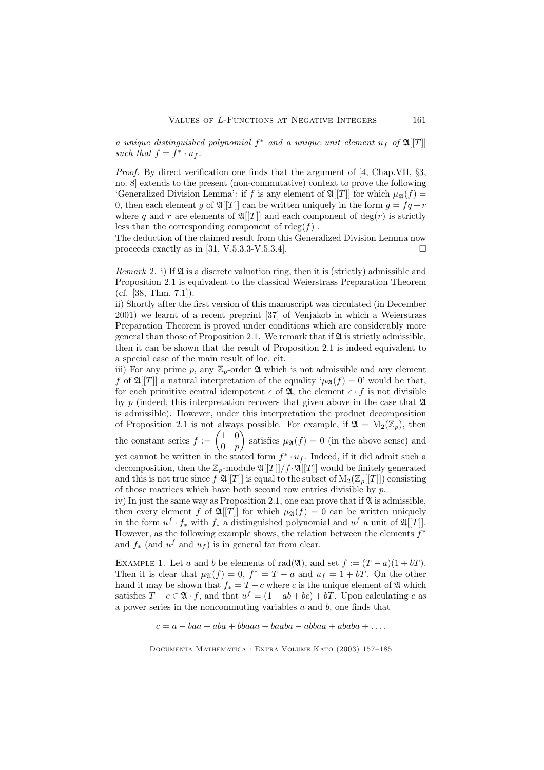*a unique distinguished polynomial $f^*$ and a unique unit element $u_f$ of $\mathfrak{A}[[T]]$ such that $f = f^* \cdot u_f$.*

*Proof.* By direct verification one finds that the argument of [4, Chap.VII, §3, no. 8] extends to the present (non-commutative) context to prove the following 'Generalized Division Lemma': if $f$ is any element of $\mathfrak{A}[[T]]$ for which $\mu_{\mathfrak{A}}(f) = 0$, then each element $g$ of $\mathfrak{A}[[T]]$ can be written uniquely in the form $g = fq + r$ where $q$ and $r$ are elements of $\mathfrak{A}[[T]]$ and each component of $\deg(r)$ is strictly less than the corresponding component of $\mathrm{rdeg}(f)$ .
The deduction of the claimed result from this Generalized Division Lemma now proceeds exactly as in [31, V.5.3.3-V.5.3.4]. □

*Remark* 2. i) If $\mathfrak{A}$ is a discrete valuation ring, then it is (strictly) admissible and Proposition 2.1 is equivalent to the classical Weierstrass Preparation Theorem (cf. [38, Thm. 7.1]).
ii) Shortly after the first version of this manuscript was circulated (in December 2001) we learnt of a recent preprint [37] of Venjakob in which a Weierstrass Preparation Theorem is proved under conditions which are considerably more general than those of Proposition 2.1. We remark that if $\mathfrak{A}$ is strictly admissible, then it can be shown that the result of Proposition 2.1 is indeed equivalent to a special case of the main result of loc. cit.
iii) For any prime $p$, any $\mathbb{Z}_p$-order $\mathfrak{A}$ which is not admissible and any element $f$ of $\mathfrak{A}[[T]]$ a natural interpretation of the equality '$\mu_{\mathfrak{A}}(f) = 0$' would be that, for each primitive central idempotent $\epsilon$ of $\mathfrak{A}$, the element $\epsilon \cdot f$ is not divisible by $p$ (indeed, this interpretation recovers that given above in the case that $\mathfrak{A}$ is admissible). However, under this interpretation the product decomposition of Proposition 2.1 is not always possible. For example, if $\mathfrak{A} = \mathrm{M}_2(\mathbb{Z}_p)$, then the constant series $f := \begin{pmatrix} 1 & 0 \\ 0 & p \end{pmatrix}$ satisfies $\mu_{\mathfrak{A}}(f) = 0$ (in the above sense) and yet cannot be written in the stated form $f^* \cdot u_f$. Indeed, if it did admit such a decomposition, then the $\mathbb{Z}_p$-module $\mathfrak{A}[[T]]/f \cdot \mathfrak{A}[[T]]$ would be finitely generated and this is not true since $f \cdot \mathfrak{A}[[T]]$ is equal to the subset of $\mathrm{M}_2(\mathbb{Z}_p[[T]])$ consisting of those matrices which have both second row entries divisible by $p$.
iv) In just the same way as Proposition 2.1, one can prove that if $\mathfrak{A}$ is admissible, then every element $f$ of $\mathfrak{A}[[T]]$ for which $\mu_{\mathfrak{A}}(f) = 0$ can be written uniquely in the form $u^f \cdot f_*$ with $f_*$ a distinguished polynomial and $u^f$ a unit of $\mathfrak{A}[[T]]$. However, as the following example shows, the relation between the elements $f^*$ and $f_*$ (and $u^f$ and $u_f$) is in general far from clear.

Example 1. Let $a$ and $b$ be elements of $\mathrm{rad}(\mathfrak{A})$, and set $f := (T - a)(1 + bT)$. Then it is clear that $\mu_{\mathfrak{A}}(f) = 0$, $f^* = T - a$ and $u_f = 1 + bT$. On the other hand it may be shown that $f_* = T - c$ where $c$ is the unique element of $\mathfrak{A}$ which satisfies $T - c \in \mathfrak{A} \cdot f$, and that $u^f = (1 - ab + bc) + bT$. Upon calculating $c$ as a power series in the noncommuting variables $a$ and $b$, one finds that

$$c = a - baa + aba + bbaaa - baaba - abbaa + ababa + \dots.$$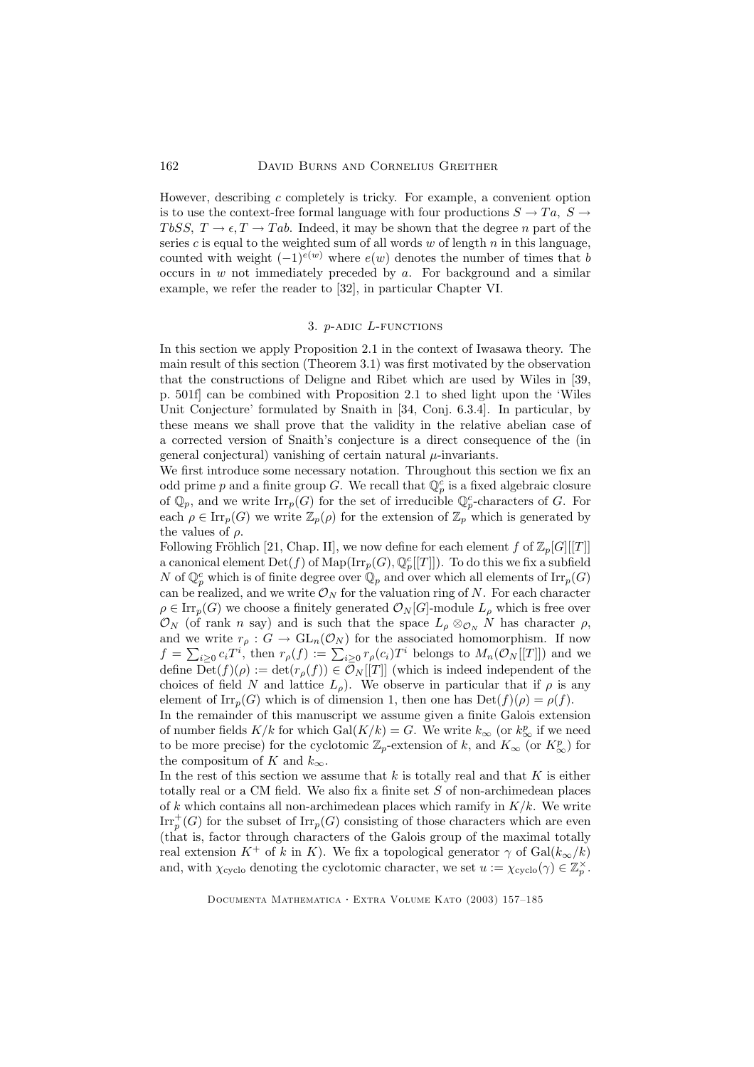However, describing $c$ completely is tricky. For example, a convenient option is to use the context-free formal language with four productions $S \to Ta$, $S \to TbSS$, $T \to \epsilon, T \to Tab$. Indeed, it may be shown that the degree $n$ part of the series $c$ is equal to the weighted sum of all words $w$ of length $n$ in this language, counted with weight $(-1)^{e(w)}$ where $e(w)$ denotes the number of times that $b$ occurs in $w$ not immediately preceded by $a$. For background and a similar example, we refer the reader to [32], in particular Chapter VI.

## 3. $p$-adic $L$-functions

In this section we apply Proposition 2.1 in the context of Iwasawa theory. The main result of this section (Theorem 3.1) was first motivated by the observation that the constructions of Deligne and Ribet which are used by Wiles in [39, p. 501f] can be combined with Proposition 2.1 to shed light upon the 'Wiles Unit Conjecture' formulated by Snaith in [34, Conj. 6.3.4]. In particular, by these means we shall prove that the validity in the relative abelian case of a corrected version of Snaith's conjecture is a direct consequence of the (in general conjectural) vanishing of certain natural $\mu$-invariants.

We first introduce some necessary notation. Throughout this section we fix an odd prime $p$ and a finite group $G$. We recall that $\mathbb{Q}_p^c$ is a fixed algebraic closure of $\mathbb{Q}_p$, and we write $\mathrm{Irr}_p(G)$ for the set of irreducible $\mathbb{Q}_p^c$-characters of $G$. For each $\rho \in \mathrm{Irr}_p(G)$ we write $\mathbb{Z}_p(\rho)$ for the extension of $\mathbb{Z}_p$ which is generated by the values of $\rho$.

Following Fröhlich [21, Chap. II], we now define for each element $f$ of $\mathbb{Z}_p[G][[T]]$ a canonical element $\mathrm{Det}(f)$ of $\mathrm{Map}(\mathrm{Irr}_p(G), \mathbb{Q}_p^c[[T]])$. To do this we fix a subfield $N$ of $\mathbb{Q}_p^c$ which is of finite degree over $\mathbb{Q}_p$ and over which all elements of $\mathrm{Irr}_p(G)$ can be realized, and we write $\mathcal{O}_N$ for the valuation ring of $N$. For each character $\rho \in \mathrm{Irr}_p(G)$ we choose a finitely generated $\mathcal{O}_N[G]$-module $L_\rho$ which is free over $\mathcal{O}_N$ (of rank $n$ say) and is such that the space $L_\rho \otimes_{\mathcal{O}_N} N$ has character $\rho$, and we write $r_\rho : G \to \mathrm{GL}_n(\mathcal{O}_N)$ for the associated homomorphism. If now $f = \sum_{i \geq 0} c_i T^i$, then $r_\rho(f) := \sum_{i\geq 0} r_\rho(c_i) T^i$ belongs to $M_n(\mathcal{O}_N[[T]])$ and we define $\mathrm{Det}(f)(\rho) := \det(r_\rho(f)) \in \mathcal{O}_N[[T]]$ (which is indeed independent of the choices of field $N$ and lattice $L_\rho$). We observe in particular that if $\rho$ is any element of $\mathrm{Irr}_p(G)$ which is of dimension 1, then one has $\mathrm{Det}(f)(\rho) = \rho(f)$.

In the remainder of this manuscript we assume given a finite Galois extension of number fields $K/k$ for which $\mathrm{Gal}(K/k) = G$. We write $k_\infty$ (or $k_\infty^p$ if we need to be more precise) for the cyclotomic $\mathbb{Z}_p$-extension of $k$, and $K_\infty$ (or $K_\infty^p$) for the compositum of $K$ and $k_\infty$.

In the rest of this section we assume that $k$ is totally real and that $K$ is either totally real or a CM field. We also fix a finite set $S$ of non-archimedean places of $k$ which contains all non-archimedean places which ramify in $K/k$. We write $\mathrm{Irr}_p^+(G)$ for the subset of $\mathrm{Irr}_p(G)$ consisting of those characters which are even (that is, factor through characters of the Galois group of the maximal totally real extension $K^+$ of $k$ in $K$). We fix a topological generator $\gamma$ of $\mathrm{Gal}(k_\infty/k)$ and, with $\chi_{\mathrm{cyclo}}$ denoting the cyclotomic character, we set $u := \chi_{\mathrm{cyclo}}(\gamma) \in \mathbb{Z}_p^\times$.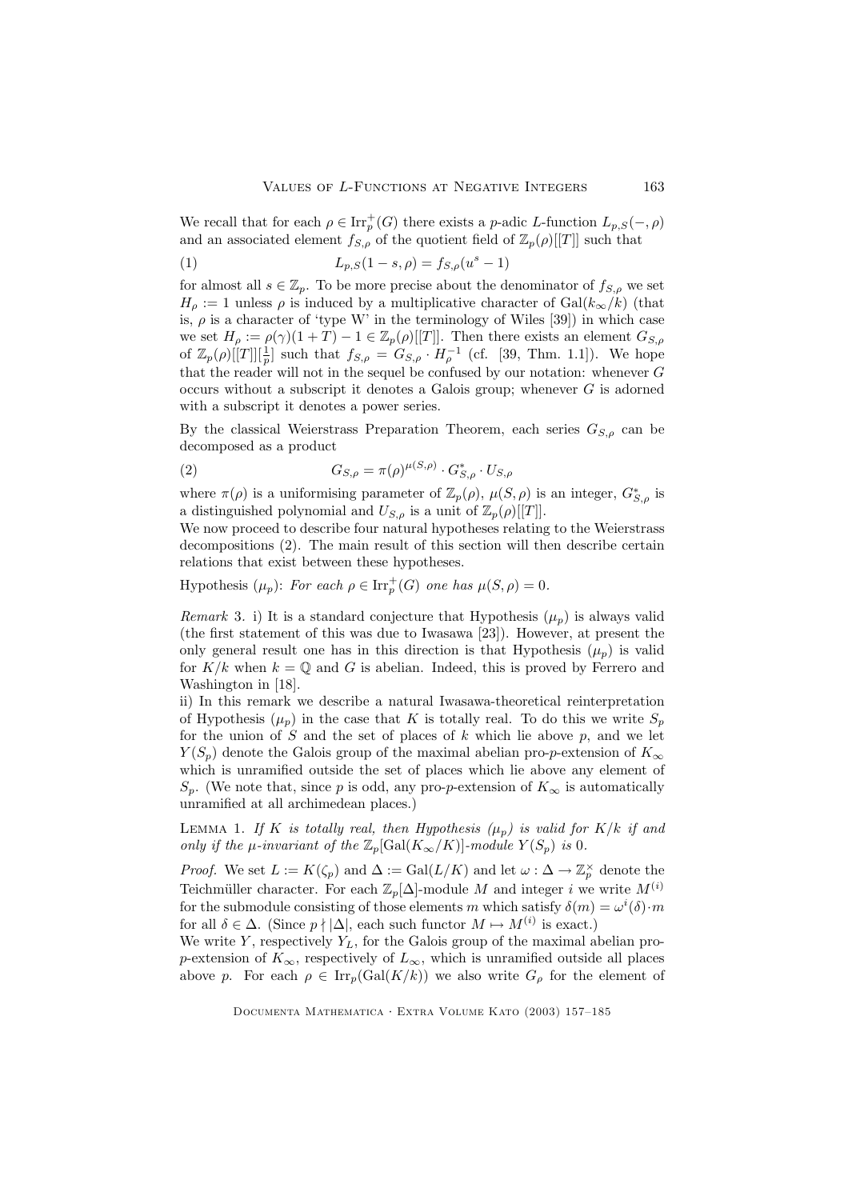We recall that for each $\rho \in \mathrm{Irr}_p^+(G)$ there exists a $p$-adic $L$-function $L_{p,S}(-,\rho)$ and an associated element $f_{S,\rho}$ of the quotient field of $\mathbb{Z}_p(\rho)[[T]]$ such that

$$L_{p,S}(1-s,\rho) = f_{S,\rho}(u^s - 1) \tag{1}$$

for almost all $s \in \mathbb{Z}_p$. To be more precise about the denominator of $f_{S,\rho}$ we set $H_\rho := 1$ unless $\rho$ is induced by a multiplicative character of $\mathrm{Gal}(k_\infty/k)$ (that is, $\rho$ is a character of 'type W' in the terminology of Wiles [39]) in which case we set $H_\rho := \rho(\gamma)(1+T) - 1 \in \mathbb{Z}_p(\rho)[[T]]$. Then there exists an element $G_{S,\rho}$ of $\mathbb{Z}_p(\rho)[[T]][\frac{1}{p}]$ such that $f_{S,\rho} = G_{S,\rho} \cdot H_\rho^{-1}$ (cf. [39, Thm. 1.1]). We hope that the reader will not in the sequel be confused by our notation: whenever $G$ occurs without a subscript it denotes a Galois group; whenever $G$ is adorned with a subscript it denotes a power series.

By the classical Weierstrass Preparation Theorem, each series $G_{S,\rho}$ can be decomposed as a product

$$G_{S,\rho} = \pi(\rho)^{\mu(S,\rho)} \cdot G^*_{S,\rho} \cdot U_{S,\rho} \tag{2}$$

where $\pi(\rho)$ is a uniformising parameter of $\mathbb{Z}_p(\rho)$, $\mu(S,\rho)$ is an integer, $G^*_{S,\rho}$ is a distinguished polynomial and $U_{S,\rho}$ is a unit of $\mathbb{Z}_p(\rho)[[T]]$.

We now proceed to describe four natural hypotheses relating to the Weierstrass decompositions (2). The main result of this section will then describe certain relations that exist between these hypotheses.

Hypothesis ($\mu_p$): *For each $\rho \in \mathrm{Irr}_p^+(G)$ one has $\mu(S,\rho) = 0$.*

*Remark* 3. i) It is a standard conjecture that Hypothesis ($\mu_p$) is always valid (the first statement of this was due to Iwasawa [23]). However, at present the only general result one has in this direction is that Hypothesis ($\mu_p$) is valid for $K/k$ when $k = \mathbb{Q}$ and $G$ is abelian. Indeed, this is proved by Ferrero and Washington in [18].

ii) In this remark we describe a natural Iwasawa-theoretical reinterpretation of Hypothesis ($\mu_p$) in the case that $K$ is totally real. To do this we write $S_p$ for the union of $S$ and the set of places of $k$ which lie above $p$, and we let $Y(S_p)$ denote the Galois group of the maximal abelian pro-$p$-extension of $K_\infty$ which is unramified outside the set of places which lie above any element of $S_p$. (We note that, since $p$ is odd, any pro-$p$-extension of $K_\infty$ is automatically unramified at all archimedean places.)

Lemma 1. *If $K$ is totally real, then Hypothesis ($\mu_p$) is valid for $K/k$ if and only if the $\mu$-invariant of the $\mathbb{Z}_p[\mathrm{Gal}(K_\infty/K)]$-module $Y(S_p)$ is 0.*

*Proof.* We set $L := K(\zeta_p)$ and $\Delta := \mathrm{Gal}(L/K)$ and let $\omega : \Delta \to \mathbb{Z}_p^\times$ denote the Teichmüller character. For each $\mathbb{Z}_p[\Delta]$-module $M$ and integer $i$ we write $M^{(i)}$ for the submodule consisting of those elements $m$ which satisfy $\delta(m) = \omega^i(\delta)\cdot m$ for all $\delta \in \Delta$. (Since $p \nmid |\Delta|$, each such functor $M \mapsto M^{(i)}$ is exact.)

We write $Y$, respectively $Y_L$, for the Galois group of the maximal abelian pro-$p$-extension of $K_\infty$, respectively of $L_\infty$, which is unramified outside all places above $p$. For each $\rho \in \mathrm{Irr}_p(\mathrm{Gal}(K/k))$ we also write $G_\rho$ for the element of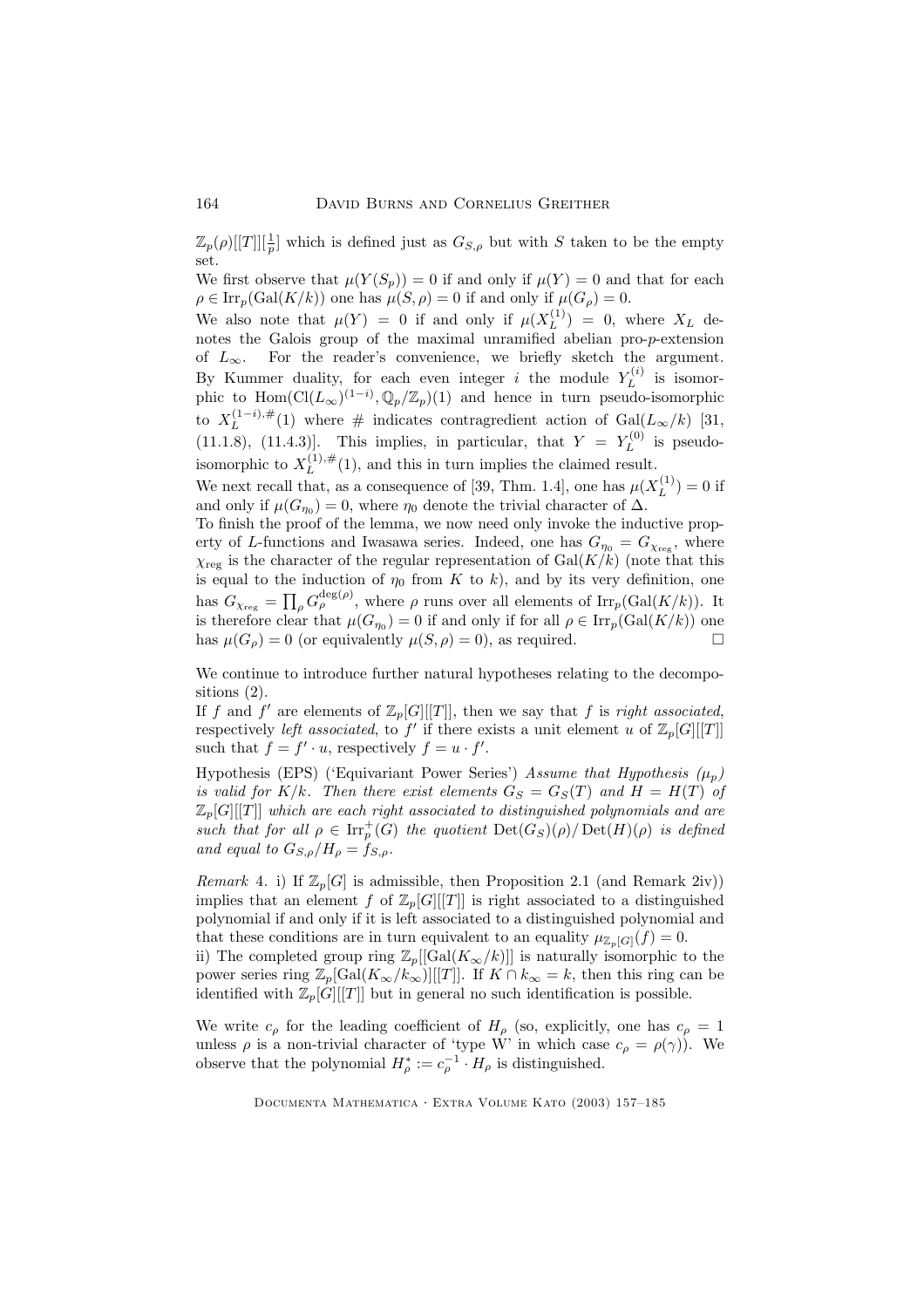$\mathbb{Z}_p(\rho)[[T]][\frac{1}{p}]$ which is defined just as $G_{S,\rho}$ but with $S$ taken to be the empty set.

We first observe that $\mu(Y(S_p)) = 0$ if and only if $\mu(Y) = 0$ and that for each $\rho \in \mathrm{Irr}_p(\mathrm{Gal}(K/k))$ one has $\mu(S,\rho) = 0$ if and only if $\mu(G_\rho) = 0$.

We also note that $\mu(Y) = 0$ if and only if $\mu(X_L^{(1)}) = 0$, where $X_L$ denotes the Galois group of the maximal unramified abelian pro-$p$-extension of $L_\infty$. For the reader's convenience, we briefly sketch the argument. By Kummer duality, for each even integer $i$ the module $Y_L^{(i)}$ is isomorphic to $\mathrm{Hom}(\mathrm{Cl}(L_\infty)^{(1-i)}, \mathbb{Q}_p/\mathbb{Z}_p)(1)$ and hence in turn pseudo-isomorphic to $X_L^{(1-i),\#}(1)$ where $\#$ indicates contragredient action of $\mathrm{Gal}(L_\infty/k)$ [31, (11.1.8), (11.4.3)]. This implies, in particular, that $Y = Y_L^{(0)}$ is pseudo-isomorphic to $X_L^{(1),\#}(1)$, and this in turn implies the claimed result.

We next recall that, as a consequence of [39, Thm. 1.4], one has $\mu(X_L^{(1)}) = 0$ if and only if $\mu(G_{\eta_0}) = 0$, where $\eta_0$ denote the trivial character of $\Delta$.

To finish the proof of the lemma, we now need only invoke the inductive property of $L$-functions and Iwasawa series. Indeed, one has $G_{\eta_0} = G_{\chi_{\mathrm{reg}}}$, where $\chi_{\mathrm{reg}}$ is the character of the regular representation of $\mathrm{Gal}(K/k)$ (note that this is equal to the induction of $\eta_0$ from $K$ to $k$), and by its very definition, one has $G_{\chi_{\mathrm{reg}}} = \prod_\rho G_\rho^{\deg(\rho)}$, where $\rho$ runs over all elements of $\mathrm{Irr}_p(\mathrm{Gal}(K/k))$. It is therefore clear that $\mu(G_{\eta_0}) = 0$ if and only if for all $\rho \in \mathrm{Irr}_p(\mathrm{Gal}(K/k))$ one has $\mu(G_\rho) = 0$ (or equivalently $\mu(S,\rho) = 0$), as required. $\square$

We continue to introduce further natural hypotheses relating to the decompositions (2).

If $f$ and $f'$ are elements of $\mathbb{Z}_p[G][[T]]$, then we say that $f$ is *right associated*, respectively *left associated*, to $f'$ if there exists a unit element $u$ of $\mathbb{Z}_p[G][[T]]$ such that $f = f' \cdot u$, respectively $f = u \cdot f'$.

Hypothesis (EPS) ('Equivariant Power Series') *Assume that Hypothesis $(\mu_p)$ is valid for $K/k$. Then there exist elements $G_S = G_S(T)$ and $H = H(T)$ of $\mathbb{Z}_p[G][[T]]$ which are each right associated to distinguished polynomials and are such that for all $\rho \in \mathrm{Irr}_p^+(G)$ the quotient $\mathrm{Det}(G_S)(\rho)/\mathrm{Det}(H)(\rho)$ is defined and equal to $G_{S,\rho}/H_\rho = f_{S,\rho}$.*

*Remark* 4. i) If $\mathbb{Z}_p[G]$ is admissible, then Proposition 2.1 (and Remark 2iv)) implies that an element $f$ of $\mathbb{Z}_p[G][[T]]$ is right associated to a distinguished polynomial if and only if it is left associated to a distinguished polynomial and that these conditions are in turn equivalent to an equality $\mu_{\mathbb{Z}_p[G]}(f) = 0$.

ii) The completed group ring $\mathbb{Z}_p[[\mathrm{Gal}(K_\infty/k)]]$ is naturally isomorphic to the power series ring $\mathbb{Z}_p[\mathrm{Gal}(K_\infty/k_\infty)][[T]]$. If $K \cap k_\infty = k$, then this ring can be identified with $\mathbb{Z}_p[G][[T]]$ but in general no such identification is possible.

We write $c_\rho$ for the leading coefficient of $H_\rho$ (so, explicitly, one has $c_\rho = 1$ unless $\rho$ is a non-trivial character of 'type W' in which case $c_\rho = \rho(\gamma)$). We observe that the polynomial $H_\rho^* := c_\rho^{-1} \cdot H_\rho$ is distinguished.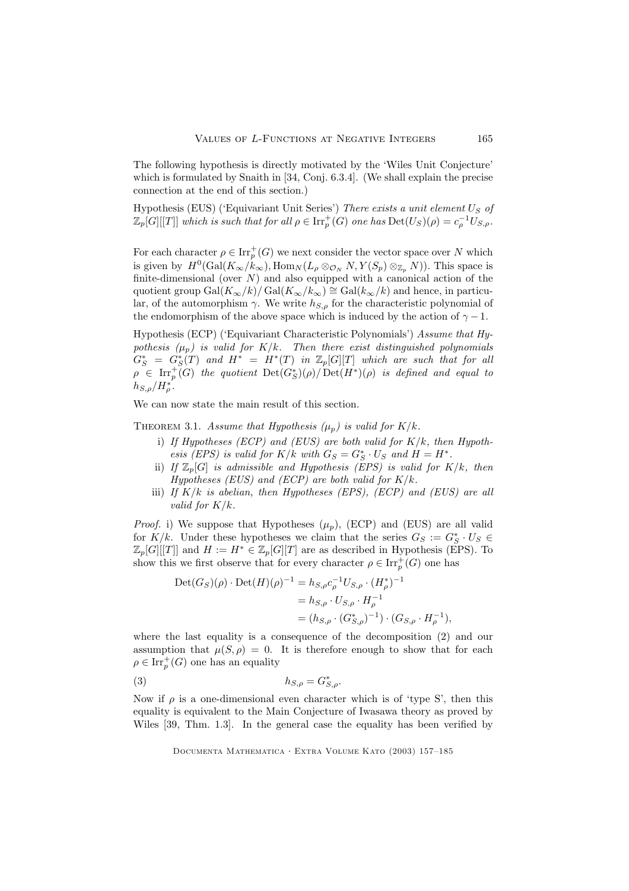The following hypothesis is directly motivated by the 'Wiles Unit Conjecture' which is formulated by Snaith in [34, Conj. 6.3.4]. (We shall explain the precise connection at the end of this section.)

Hypothesis (EUS) ('Equivariant Unit Series') *There exists a unit element $U_S$ of $\mathbb{Z}_p[G][[T]]$ which is such that for all $\rho \in \mathrm{Irr}_p^+(G)$ one has $\mathrm{Det}(U_S)(\rho) = c_\rho^{-1} U_{S,\rho}$.*

For each character $\rho \in \mathrm{Irr}_p^+(G)$ we next consider the vector space over $N$ which is given by $H^0(\mathrm{Gal}(K_\infty/k_\infty), \mathrm{Hom}_N(L_\rho \otimes_{\mathcal{O}_N} N, Y(S_p) \otimes_{\mathbb{Z}_p} N))$. This space is finite-dimensional (over $N$) and also equipped with a canonical action of the quotient group $\mathrm{Gal}(K_\infty/k)/\mathrm{Gal}(K_\infty/k_\infty) \cong \mathrm{Gal}(k_\infty/k)$ and hence, in particular, of the automorphism $\gamma$. We write $h_{S,\rho}$ for the characteristic polynomial of the endomorphism of the above space which is induced by the action of $\gamma - 1$.

Hypothesis (ECP) ('Equivariant Characteristic Polynomials') *Assume that Hypothesis ($\mu_p$) is valid for $K/k$. Then there exist distinguished polynomials $G_S^* = G_S^*(T)$ and $H^* = H^*(T)$ in $\mathbb{Z}_p[G][T]$ which are such that for all $\rho \in \mathrm{Irr}_p^+(G)$ the quotient $\mathrm{Det}(G_S^*)(\rho)/\mathrm{Det}(H^*)(\rho)$ is defined and equal to $h_{S,\rho}/H_\rho^*$.*

We can now state the main result of this section.

Theorem 3.1. *Assume that Hypothesis ($\mu_p$) is valid for $K/k$.*

- i) *If Hypotheses (ECP) and (EUS) are both valid for $K/k$, then Hypothesis (EPS) is valid for $K/k$ with $G_S = G_S^* \cdot U_S$ and $H = H^*$.*
- ii) *If $\mathbb{Z}_p[G]$ is admissible and Hypothesis (EPS) is valid for $K/k$, then Hypotheses (EUS) and (ECP) are both valid for $K/k$.*
- iii) *If $K/k$ is abelian, then Hypotheses (EPS), (ECP) and (EUS) are all valid for $K/k$.*

*Proof.* i) We suppose that Hypotheses ($\mu_p$), (ECP) and (EUS) are all valid for $K/k$. Under these hypotheses we claim that the series $G_S := G_S^* \cdot U_S \in \mathbb{Z}_p[G][[T]]$ and $H := H^* \in \mathbb{Z}_p[G][T]$ are as described in Hypothesis (EPS). To show this we first observe that for every character $\rho \in \mathrm{Irr}_p^+(G)$ one has

$$
\begin{aligned}
\mathrm{Det}(G_S)(\rho) \cdot \mathrm{Det}(H)(\rho)^{-1} &= h_{S,\rho} c_\rho^{-1} U_{S,\rho} \cdot (H_\rho^*)^{-1} \\
&= h_{S,\rho} \cdot U_{S,\rho} \cdot H_\rho^{-1} \\
&= (h_{S,\rho} \cdot (G_{S,\rho}^*)^{-1}) \cdot (G_{S,\rho} \cdot H_\rho^{-1}),
\end{aligned}
$$

where the last equality is a consequence of the decomposition (2) and our assumption that $\mu(S,\rho) = 0$. It is therefore enough to show that for each $\rho \in \mathrm{Irr}_p^+(G)$ one has an equality

$$
h_{S,\rho} = G_{S,\rho}^*. \tag{3}
$$

Now if $\rho$ is a one-dimensional even character which is of 'type S', then this equality is equivalent to the Main Conjecture of Iwasawa theory as proved by Wiles [39, Thm. 1.3]. In the general case the equality has been verified by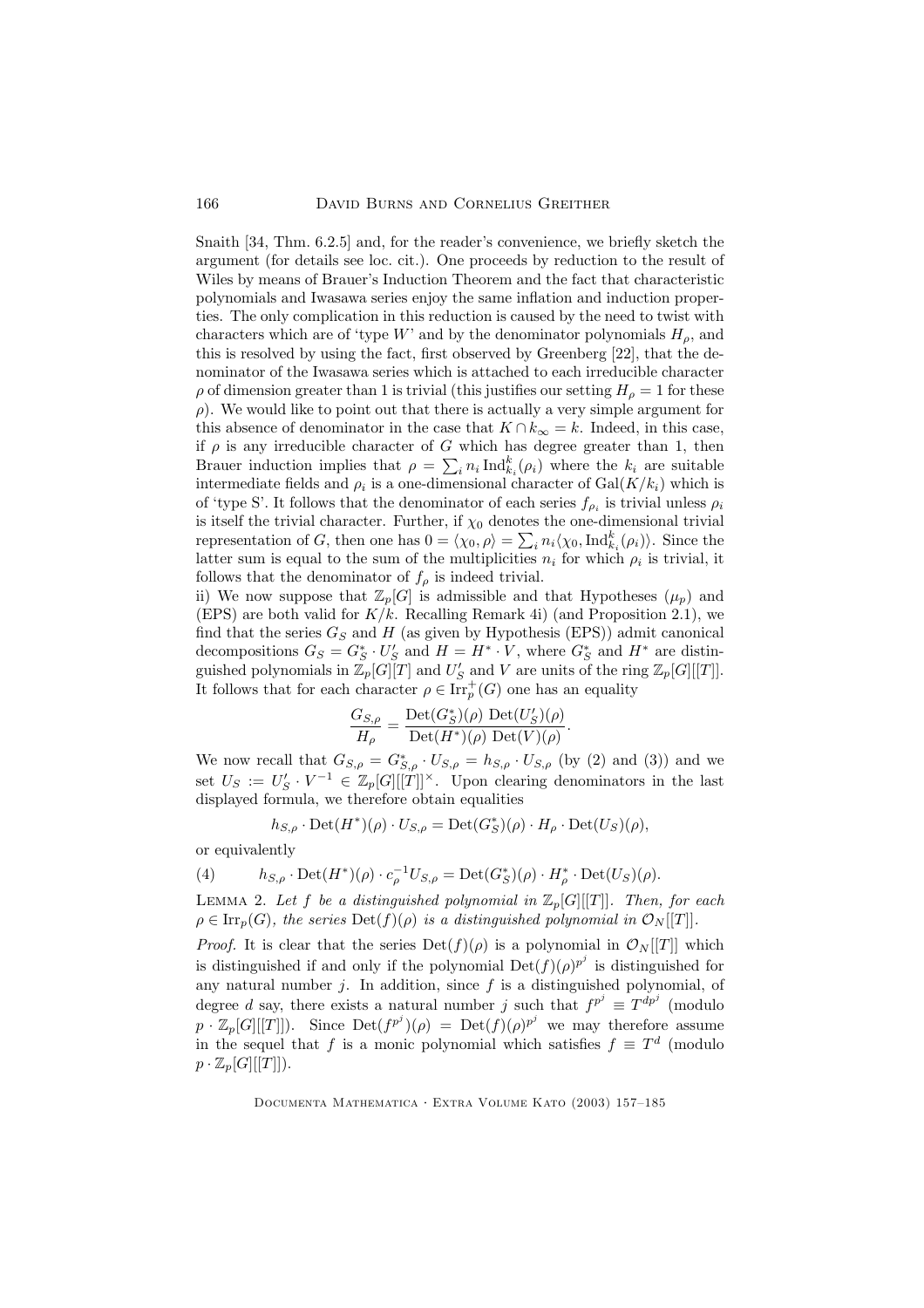Snaith [34, Thm. 6.2.5] and, for the reader's convenience, we briefly sketch the argument (for details see loc. cit.). One proceeds by reduction to the result of Wiles by means of Brauer's Induction Theorem and the fact that characteristic polynomials and Iwasawa series enjoy the same inflation and induction properties. The only complication in this reduction is caused by the need to twist with characters which are of 'type $W$' and by the denominator polynomials $H_\rho$, and this is resolved by using the fact, first observed by Greenberg [22], that the denominator of the Iwasawa series which is attached to each irreducible character $\rho$ of dimension greater than 1 is trivial (this justifies our setting $H_\rho = 1$ for these $\rho$). We would like to point out that there is actually a very simple argument for this absence of denominator in the case that $K \cap k_\infty = k$. Indeed, in this case, if $\rho$ is any irreducible character of $G$ which has degree greater than 1, then Brauer induction implies that $\rho = \sum_i n_i \operatorname{Ind}_{k_i}^k(\rho_i)$ where the $k_i$ are suitable intermediate fields and $\rho_i$ is a one-dimensional character of $\operatorname{Gal}(K/k_i)$ which is of 'type S'. It follows that the denominator of each series $f_{\rho_i}$ is trivial unless $\rho_i$ is itself the trivial character. Further, if $\chi_0$ denotes the one-dimensional trivial representation of $G$, then one has $0 = \langle \chi_0, \rho \rangle = \sum_i n_i \langle \chi_0, \operatorname{Ind}_{k_i}^k(\rho_i) \rangle$. Since the latter sum is equal to the sum of the multiplicities $n_i$ for which $\rho_i$ is trivial, it follows that the denominator of $f_\rho$ is indeed trivial.

ii) We now suppose that $\mathbb{Z}_p[G]$ is admissible and that Hypotheses $(\mu_p)$ and (EPS) are both valid for $K/k$. Recalling Remark 4i) (and Proposition 2.1), we find that the series $G_S$ and $H$ (as given by Hypothesis (EPS)) admit canonical decompositions $G_S = G_S^* \cdot U_S'$ and $H = H^* \cdot V$, where $G_S^*$ and $H^*$ are distinguished polynomials in $\mathbb{Z}_p[G][T]$ and $U_S'$ and $V$ are units of the ring $\mathbb{Z}_p[G][[T]]$. It follows that for each character $\rho \in \operatorname{Irr}_p^+(G)$ one has an equality

$$\frac{G_{S,\rho}}{H_\rho} = \frac{\operatorname{Det}(G_S^*)(\rho)\ \operatorname{Det}(U_S')(\rho)}{\operatorname{Det}(H^*)(\rho)\ \operatorname{Det}(V)(\rho)}.$$

We now recall that $G_{S,\rho} = G_{S,\rho}^* \cdot U_{S,\rho} = h_{S,\rho} \cdot U_{S,\rho}$ (by (2) and (3)) and we set $U_S := U_S' \cdot V^{-1} \in \mathbb{Z}_p[G][[T]]^\times$. Upon clearing denominators in the last displayed formula, we therefore obtain equalities

$$h_{S,\rho} \cdot \operatorname{Det}(H^*)(\rho) \cdot U_{S,\rho} = \operatorname{Det}(G_S^*)(\rho) \cdot H_\rho \cdot \operatorname{Det}(U_S)(\rho),$$

or equivalently

$$h_{S,\rho} \cdot \operatorname{Det}(H^*)(\rho) \cdot c_\rho^{-1} U_{S,\rho} = \operatorname{Det}(G_S^*)(\rho) \cdot H_\rho^* \cdot \operatorname{Det}(U_S)(\rho). \tag{4}$$

Lemma 2. *Let $f$ be a distinguished polynomial in $\mathbb{Z}_p[G][[T]]$. Then, for each $\rho \in \operatorname{Irr}_p(G)$, the series $\operatorname{Det}(f)(\rho)$ is a distinguished polynomial in $\mathcal{O}_N[[T]]$.*

*Proof.* It is clear that the series $\operatorname{Det}(f)(\rho)$ is a polynomial in $\mathcal{O}_N[[T]]$ which is distinguished if and only if the polynomial $\operatorname{Det}(f)(\rho)^{p^j}$ is distinguished for any natural number $j$. In addition, since $f$ is a distinguished polynomial, of degree $d$ say, there exists a natural number $j$ such that $f^{p^j} \equiv T^{dp^j}$ (modulo $p \cdot \mathbb{Z}_p[G][[T]]$). Since $\operatorname{Det}(f^{p^j})(\rho) = \operatorname{Det}(f)(\rho)^{p^j}$ we may therefore assume in the sequel that $f$ is a monic polynomial which satisfies $f \equiv T^d$ (modulo $p \cdot \mathbb{Z}_p[G][[T]]$).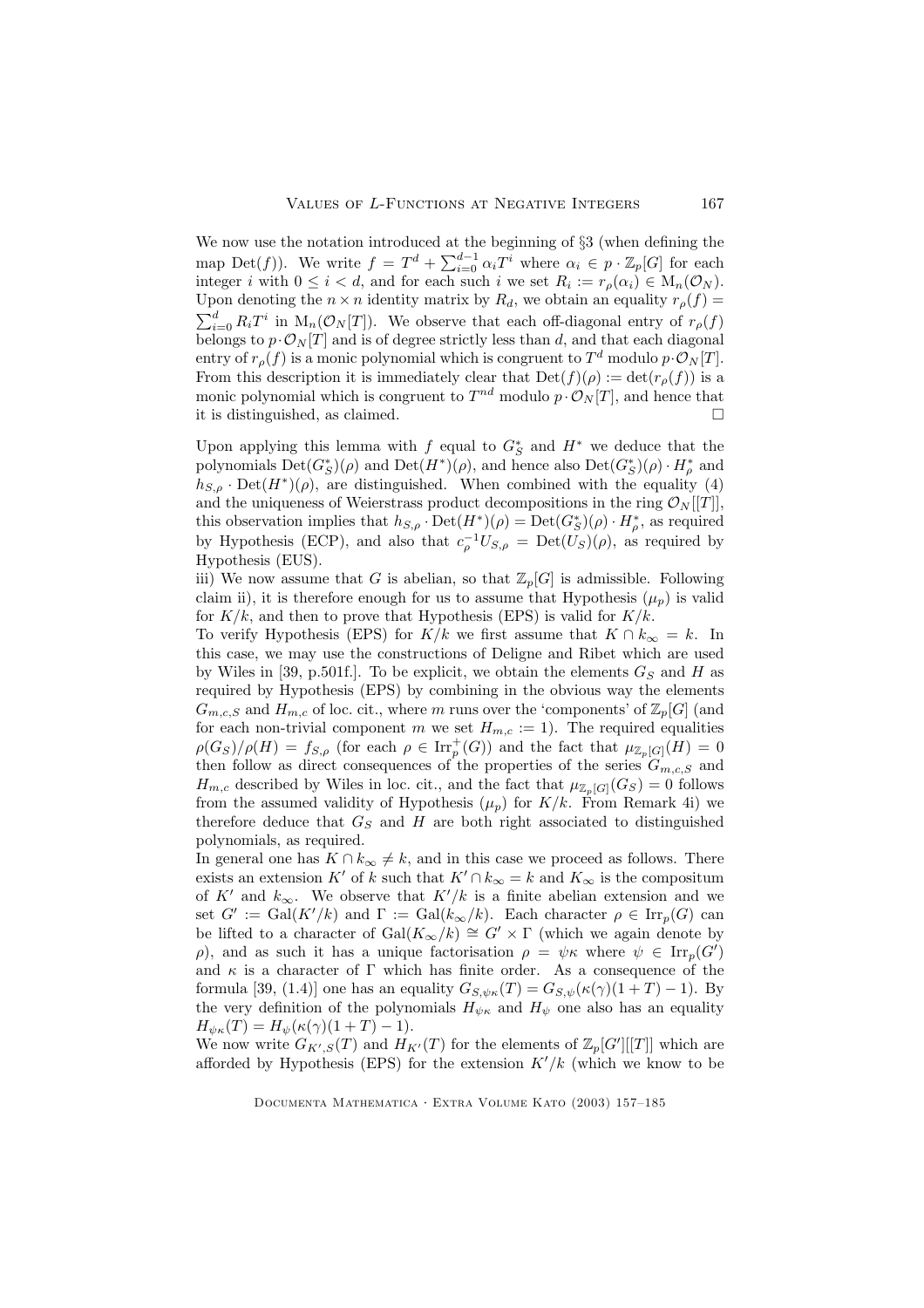We now use the notation introduced at the beginning of §3 (when defining the map $\mathrm{Det}(f)$). We write $f = T^d + \sum_{i=0}^{d-1} \alpha_i T^i$ where $\alpha_i \in p \cdot \mathbb{Z}_p[G]$ for each integer $i$ with $0 \leq i < d$, and for each such $i$ we set $R_i := r_\rho(\alpha_i) \in \mathrm{M}_n(\mathcal{O}_N)$. Upon denoting the $n \times n$ identity matrix by $R_d$, we obtain an equality $r_\rho(f) = \sum_{i=0}^{d} R_i T^i$ in $\mathrm{M}_n(\mathcal{O}_N[T])$. We observe that each off-diagonal entry of $r_\rho(f)$ belongs to $p \cdot \mathcal{O}_N[T]$ and is of degree strictly less than $d$, and that each diagonal entry of $r_\rho(f)$ is a monic polynomial which is congruent to $T^d$ modulo $p \cdot \mathcal{O}_N[T]$. From this description it is immediately clear that $\mathrm{Det}(f)(\rho) := \det(r_\rho(f))$ is a monic polynomial which is congruent to $T^{nd}$ modulo $p \cdot \mathcal{O}_N[T]$, and hence that it is distinguished, as claimed. □

Upon applying this lemma with $f$ equal to $G_S^*$ and $H^*$ we deduce that the polynomials $\mathrm{Det}(G_S^*)(\rho)$ and $\mathrm{Det}(H^*)(\rho)$, and hence also $\mathrm{Det}(G_S^*)(\rho) \cdot H_\rho^*$ and $h_{S,\rho} \cdot \mathrm{Det}(H^*)(\rho)$, are distinguished. When combined with the equality (4) and the uniqueness of Weierstrass product decompositions in the ring $\mathcal{O}_N[[T]]$, this observation implies that $h_{S,\rho} \cdot \mathrm{Det}(H^*)(\rho) = \mathrm{Det}(G_S^*)(\rho) \cdot H_\rho^*$, as required by Hypothesis (ECP), and also that $c_\rho^{-1} U_{S,\rho} = \mathrm{Det}(U_S)(\rho)$, as required by Hypothesis (EUS).

iii) We now assume that $G$ is abelian, so that $\mathbb{Z}_p[G]$ is admissible. Following claim ii), it is therefore enough for us to assume that Hypothesis ($\mu_p$) is valid for $K/k$, and then to prove that Hypothesis (EPS) is valid for $K/k$.

To verify Hypothesis (EPS) for $K/k$ we first assume that $K \cap k_\infty = k$. In this case, we may use the constructions of Deligne and Ribet which are used by Wiles in [39, p.501f.]. To be explicit, we obtain the elements $G_S$ and $H$ as required by Hypothesis (EPS) by combining in the obvious way the elements $G_{m,c,S}$ and $H_{m,c}$ of loc. cit., where $m$ runs over the 'components' of $\mathbb{Z}_p[G]$ (and for each non-trivial component $m$ we set $H_{m,c} := 1$). The required equalities $\rho(G_S)/\rho(H) = f_{S,\rho}$ (for each $\rho \in \mathrm{Irr}_p^+(G)$) and the fact that $\mu_{\mathbb{Z}_p[G]}(H) = 0$ then follow as direct consequences of the properties of the series $G_{m,c,S}$ and $H_{m,c}$ described by Wiles in loc. cit., and the fact that $\mu_{\mathbb{Z}_p[G]}(G_S) = 0$ follows from the assumed validity of Hypothesis ($\mu_p$) for $K/k$. From Remark 4i) we therefore deduce that $G_S$ and $H$ are both right associated to distinguished polynomials, as required.

In general one has $K \cap k_\infty \neq k$, and in this case we proceed as follows. There exists an extension $K'$ of $k$ such that $K' \cap k_\infty = k$ and $K_\infty$ is the compositum of $K'$ and $k_\infty$. We observe that $K'/k$ is a finite abelian extension and we set $G' := \mathrm{Gal}(K'/k)$ and $\Gamma := \mathrm{Gal}(k_\infty/k)$. Each character $\rho \in \mathrm{Irr}_p(G)$ can be lifted to a character of $\mathrm{Gal}(K_\infty/k) \cong G' \times \Gamma$ (which we again denote by $\rho$), and as such it has a unique factorisation $\rho = \psi\kappa$ where $\psi \in \mathrm{Irr}_p(G')$ and $\kappa$ is a character of $\Gamma$ which has finite order. As a consequence of the formula [39, (1.4)] one has an equality $G_{S,\psi\kappa}(T) = G_{S,\psi}(\kappa(\gamma)(1+T)-1)$. By the very definition of the polynomials $H_{\psi\kappa}$ and $H_\psi$ one also has an equality $H_{\psi\kappa}(T) = H_\psi(\kappa(\gamma)(1+T)-1)$.

We now write $G_{K',S}(T)$ and $H_{K'}(T)$ for the elements of $\mathbb{Z}_p[G'][[T]]$ which are afforded by Hypothesis (EPS) for the extension $K'/k$ (which we know to be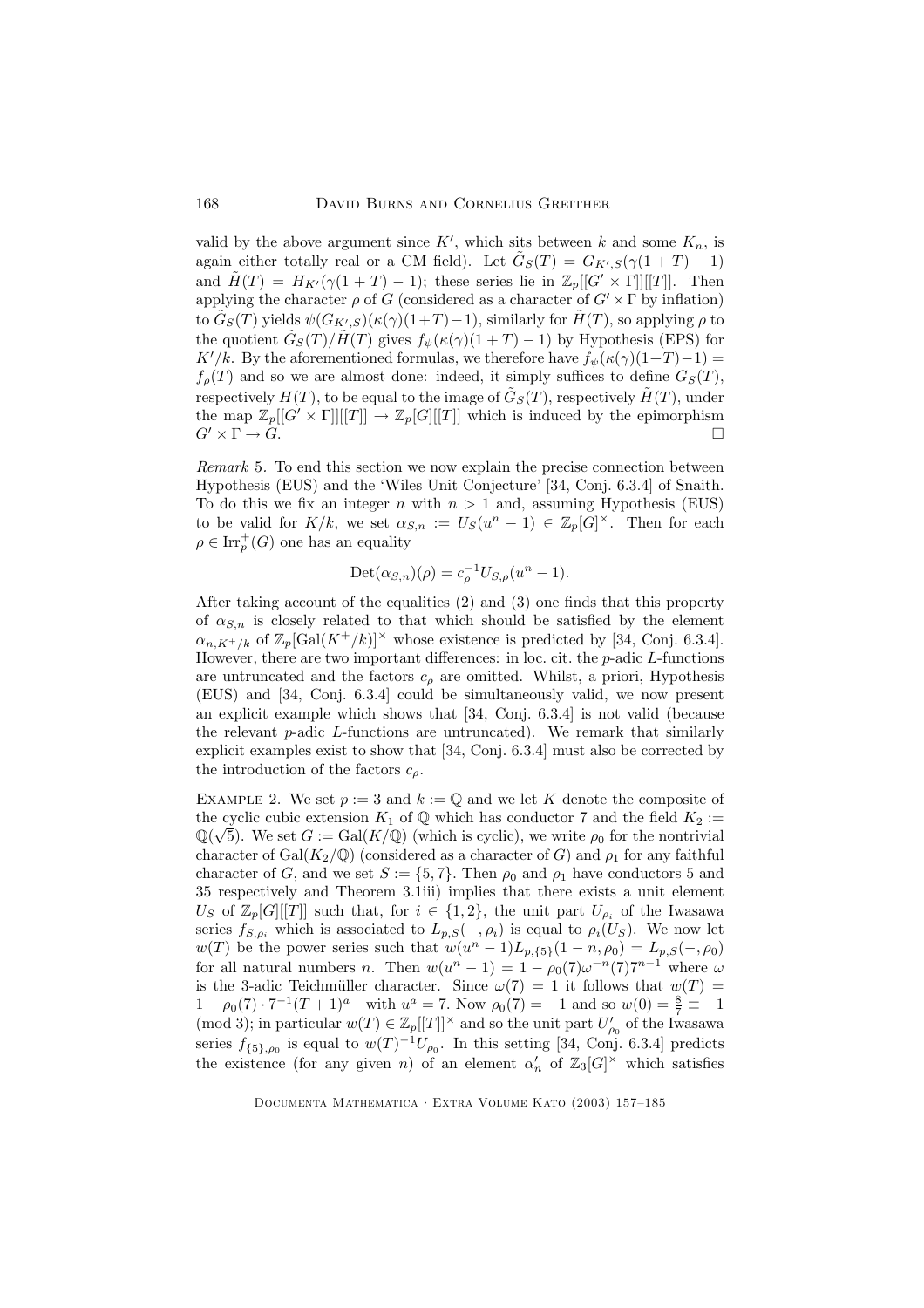valid by the above argument since $K'$, which sits between $k$ and some $K_n$, is again either totally real or a CM field). Let $\tilde{G}_S(T) = G_{K',S}(\gamma(1+T)-1)$ and $\tilde{H}(T) = H_{K'}(\gamma(1+T)-1)$; these series lie in $\mathbb{Z}_p[[G' \times \Gamma]][[T]]$. Then applying the character $\rho$ of $G$ (considered as a character of $G' \times \Gamma$ by inflation) to $\tilde{G}_S(T)$ yields $\psi(G_{K',S})(\kappa(\gamma)(1+T)-1)$, similarly for $\tilde{H}(T)$, so applying $\rho$ to the quotient $\tilde{G}_S(T)/\tilde{H}(T)$ gives $f_\psi(\kappa(\gamma)(1+T)-1)$ by Hypothesis (EPS) for $K'/k$. By the aforementioned formulas, we therefore have $f_\psi(\kappa(\gamma)(1+T)-1) = f_\rho(T)$ and so we are almost done: indeed, it simply suffices to define $G_S(T)$, respectively $H(T)$, to be equal to the image of $\tilde{G}_S(T)$, respectively $\tilde{H}(T)$, under the map $\mathbb{Z}_p[[G' \times \Gamma]][[T]] \to \mathbb{Z}_p[G][[T]]$ which is induced by the epimorphism $G' \times \Gamma \to G$. □

*Remark* 5. To end this section we now explain the precise connection between Hypothesis (EUS) and the 'Wiles Unit Conjecture' [34, Conj. 6.3.4] of Snaith. To do this we fix an integer $n$ with $n > 1$ and, assuming Hypothesis (EUS) to be valid for $K/k$, we set $\alpha_{S,n} := U_S(u^n - 1) \in \mathbb{Z}_p[G]^\times$. Then for each $\rho \in \mathrm{Irr}_p^+(G)$ one has an equality

$$\mathrm{Det}(\alpha_{S,n})(\rho) = c_\rho^{-1} U_{S,\rho}(u^n - 1).$$

After taking account of the equalities (2) and (3) one finds that this property of $\alpha_{S,n}$ is closely related to that which should be satisfied by the element $\alpha_{n,K^+/k}$ of $\mathbb{Z}_p[\mathrm{Gal}(K^+/k)]^\times$ whose existence is predicted by [34, Conj. 6.3.4]. However, there are two important differences: in loc. cit. the $p$-adic $L$-functions are untruncated and the factors $c_\rho$ are omitted. Whilst, a priori, Hypothesis (EUS) and [34, Conj. 6.3.4] could be simultaneously valid, we now present an explicit example which shows that [34, Conj. 6.3.4] is not valid (because the relevant $p$-adic $L$-functions are untruncated). We remark that similarly explicit examples exist to show that [34, Conj. 6.3.4] must also be corrected by the introduction of the factors $c_\rho$.

Example 2. We set $p := 3$ and $k := \mathbb{Q}$ and we let $K$ denote the composite of the cyclic cubic extension $K_1$ of $\mathbb{Q}$ which has conductor 7 and the field $K_2 := \mathbb{Q}(\sqrt{5})$. We set $G := \mathrm{Gal}(K/\mathbb{Q})$ (which is cyclic), we write $\rho_0$ for the nontrivial character of $\mathrm{Gal}(K_2/\mathbb{Q})$ (considered as a character of $G$) and $\rho_1$ for any faithful character of $G$, and we set $S := \{5, 7\}$. Then $\rho_0$ and $\rho_1$ have conductors 5 and 35 respectively and Theorem 3.1iii) implies that there exists a unit element $U_S$ of $\mathbb{Z}_p[G][[T]]$ such that, for $i \in \{1, 2\}$, the unit part $U_{\rho_i}$ of the Iwasawa series $f_{S,\rho_i}$ which is associated to $L_{p,S}(-, \rho_i)$ is equal to $\rho_i(U_S)$. We now let $w(T)$ be the power series such that $w(u^n - 1)L_{p,\{5\}}(1-n, \rho_0) = L_{p,S}(-, \rho_0)$ for all natural numbers $n$. Then $w(u^n - 1) = 1 - \rho_0(7)\omega^{-n}(7)7^{n-1}$ where $\omega$ is the 3-adic Teichmüller character. Since $\omega(7) = 1$ it follows that $w(T) = 1 - \rho_0(7) \cdot 7^{-1}(T+1)^a$ with $u^a = 7$. Now $\rho_0(7) = -1$ and so $w(0) = \frac{8}{7} \equiv -1 \pmod 3$; in particular $w(T) \in \mathbb{Z}_p[[T]]^\times$ and so the unit part $U'_{\rho_0}$ of the Iwasawa series $f_{\{5\},\rho_0}$ is equal to $w(T)^{-1}U_{\rho_0}$. In this setting [34, Conj. 6.3.4] predicts the existence (for any given $n$) of an element $\alpha'_n$ of $\mathbb{Z}_3[G]^\times$ which satisfies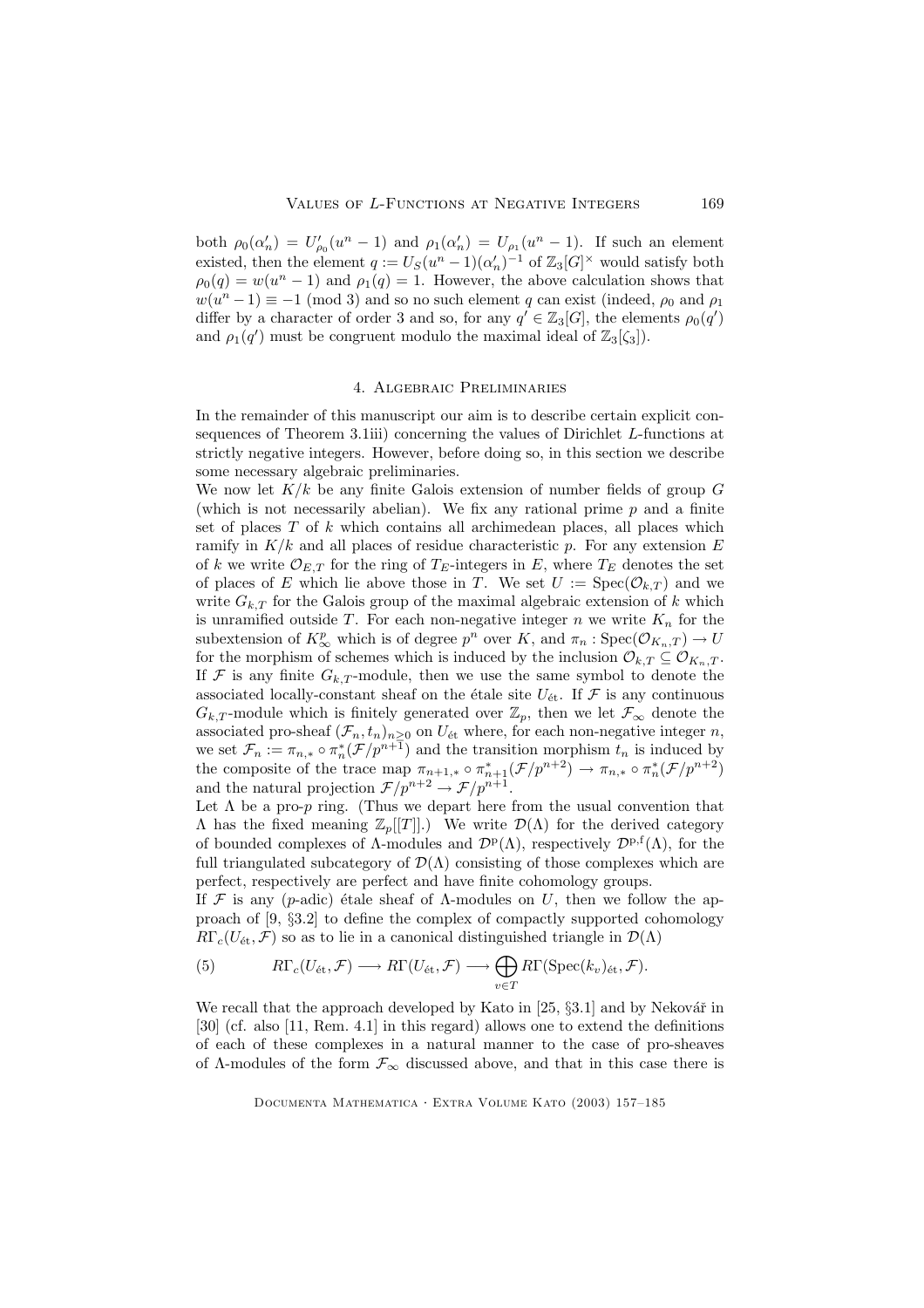both $\rho_0(\alpha'_n) = U'_{\rho_0}(u^n-1)$ and $\rho_1(\alpha'_n) = U_{\rho_1}(u^n-1)$. If such an element existed, then the element $q := U_S(u^n-1)(\alpha'_n)^{-1}$ of $\mathbb{Z}_3[G]^\times$ would satisfy both $\rho_0(q) = w(u^n-1)$ and $\rho_1(q) = 1$. However, the above calculation shows that $w(u^n-1) \equiv -1 \pmod 3$ and so no such element $q$ can exist (indeed, $\rho_0$ and $\rho_1$ differ by a character of order 3 and so, for any $q' \in \mathbb{Z}_3[G]$, the elements $\rho_0(q')$ and $\rho_1(q')$ must be congruent modulo the maximal ideal of $\mathbb{Z}_3[\zeta_3]$).

## 4. Algebraic Preliminaries

In the remainder of this manuscript our aim is to describe certain explicit consequences of Theorem 3.1iii) concerning the values of Dirichlet $L$-functions at strictly negative integers. However, before doing so, in this section we describe some necessary algebraic preliminaries.

We now let $K/k$ be any finite Galois extension of number fields of group $G$ (which is not necessarily abelian). We fix any rational prime $p$ and a finite set of places $T$ of $k$ which contains all archimedean places, all places which ramify in $K/k$ and all places of residue characteristic $p$. For any extension $E$ of $k$ we write $\mathcal{O}_{E,T}$ for the ring of $T_E$-integers in $E$, where $T_E$ denotes the set of places of $E$ which lie above those in $T$. We set $U := \mathrm{Spec}(\mathcal{O}_{k,T})$ and we write $G_{k,T}$ for the Galois group of the maximal algebraic extension of $k$ which is unramified outside $T$. For each non-negative integer $n$ we write $K_n$ for the subextension of $K^p_\infty$ which is of degree $p^n$ over $K$, and $\pi_n : \mathrm{Spec}(\mathcal{O}_{K_n,T}) \to U$ for the morphism of schemes which is induced by the inclusion $\mathcal{O}_{k,T} \subseteq \mathcal{O}_{K_n,T}$. If $\mathcal{F}$ is any finite $G_{k,T}$-module, then we use the same symbol to denote the associated locally-constant sheaf on the étale site $U_{\text{ét}}$. If $\mathcal{F}$ is any continuous $G_{k,T}$-module which is finitely generated over $\mathbb{Z}_p$, then we let $\mathcal{F}_\infty$ denote the associated pro-sheaf $(\mathcal{F}_n, t_n)_{n\geq 0}$ on $U_{\text{ét}}$ where, for each non-negative integer $n$, we set $\mathcal{F}_n := \pi_{n,*} \circ \pi_n^*(\mathcal{F}/p^{n+1})$ and the transition morphism $t_n$ is induced by the composite of the trace map $\pi_{n+1,*} \circ \pi_{n+1}^*(\mathcal{F}/p^{n+2}) \to \pi_{n,*} \circ \pi_n^*(\mathcal{F}/p^{n+2})$ and the natural projection $\mathcal{F}/p^{n+2} \to \mathcal{F}/p^{n+1}$.

Let $\Lambda$ be a pro-$p$ ring. (Thus we depart here from the usual convention that $\Lambda$ has the fixed meaning $\mathbb{Z}_p[[T]]$.) We write $\mathcal{D}(\Lambda)$ for the derived category of bounded complexes of $\Lambda$-modules and $\mathcal{D}^{\mathrm{p}}(\Lambda)$, respectively $\mathcal{D}^{\mathrm{p,f}}(\Lambda)$, for the full triangulated subcategory of $\mathcal{D}(\Lambda)$ consisting of those complexes which are perfect, respectively are perfect and have finite cohomology groups.

If $\mathcal{F}$ is any ($p$-adic) étale sheaf of $\Lambda$-modules on $U$, then we follow the approach of [9, §3.2] to define the complex of compactly supported cohomology $R\Gamma_c(U_{\text{ét}}, \mathcal{F})$ so as to lie in a canonical distinguished triangle in $\mathcal{D}(\Lambda)$

$$R\Gamma_c(U_{\text{ét}}, \mathcal{F}) \longrightarrow R\Gamma(U_{\text{ét}}, \mathcal{F}) \longrightarrow \bigoplus_{v\in T} R\Gamma(\mathrm{Spec}(k_v)_{\text{ét}}, \mathcal{F}). \tag{5}$$

We recall that the approach developed by Kato in [25, §3.1] and by Nekovář in [30] (cf. also [11, Rem. 4.1] in this regard) allows one to extend the definitions of each of these complexes in a natural manner to the case of pro-sheaves of $\Lambda$-modules of the form $\mathcal{F}_\infty$ discussed above, and that in this case there is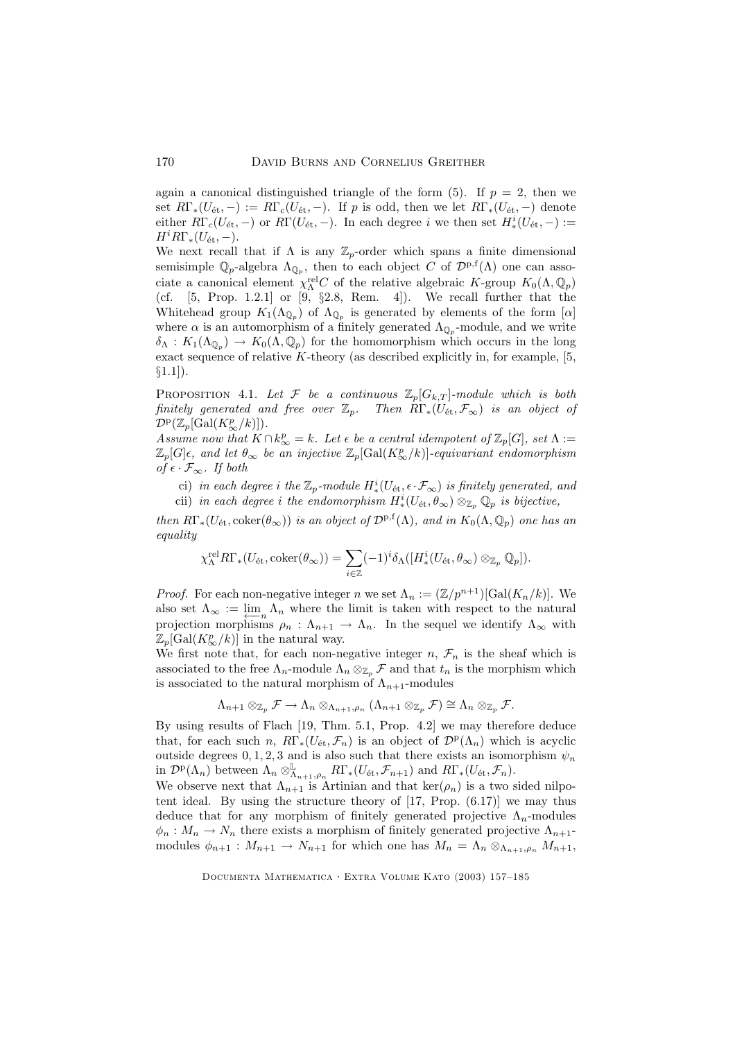again a canonical distinguished triangle of the form (5). If $p = 2$, then we set $R\Gamma_*(U_{\text{ét}}, -) := R\Gamma_c(U_{\text{ét}}, -)$. If $p$ is odd, then we let $R\Gamma_*(U_{\text{ét}}, -)$ denote either $R\Gamma_c(U_{\text{ét}}, -)$ or $R\Gamma(U_{\text{ét}}, -)$. In each degree $i$ we then set $H^i_*(U_{\text{ét}}, -) := H^i R\Gamma_*(U_{\text{ét}}, -)$.

We next recall that if $\Lambda$ is any $\mathbb{Z}_p$-order which spans a finite dimensional semisimple $\mathbb{Q}_p$-algebra $\Lambda_{\mathbb{Q}_p}$, then to each object $C$ of $\mathcal{D}^{\mathrm{p,f}}(\Lambda)$ one can associate a canonical element $\chi^{\mathrm{rel}}_\Lambda C$ of the relative algebraic $K$-group $K_0(\Lambda, \mathbb{Q}_p)$ (cf. [5, Prop. 1.2.1] or [9, §2.8, Rem. 4]). We recall further that the Whitehead group $K_1(\Lambda_{\mathbb{Q}_p})$ of $\Lambda_{\mathbb{Q}_p}$ is generated by elements of the form $[\alpha]$ where $\alpha$ is an automorphism of a finitely generated $\Lambda_{\mathbb{Q}_p}$-module, and we write $\delta_\Lambda : K_1(\Lambda_{\mathbb{Q}_p}) \to K_0(\Lambda, \mathbb{Q}_p)$ for the homomorphism which occurs in the long exact sequence of relative $K$-theory (as described explicitly in, for example, [5, §1.1]).

Proposition 4.1. *Let $\mathcal{F}$ be a continuous $\mathbb{Z}_p[G_{k,T}]$-module which is both finitely generated and free over $\mathbb{Z}_p$. Then $R\Gamma_*(U_{\text{ét}}, \mathcal{F}_\infty)$ is an object of $\mathcal{D}^{\mathrm{p}}(\mathbb{Z}_p[\mathrm{Gal}(K^p_\infty/k)])$.*

*Assume now that $K \cap k^p_\infty = k$. Let $\epsilon$ be a central idempotent of $\mathbb{Z}_p[G]$, set $\Lambda := \mathbb{Z}_p[G]\epsilon$, and let $\theta_\infty$ be an injective $\mathbb{Z}_p[\mathrm{Gal}(K^p_\infty/k)]$-equivariant endomorphism of $\epsilon \cdot \mathcal{F}_\infty$. If both*

- ci) *in each degree $i$ the $\mathbb{Z}_p$-module $H^i_*(U_{\text{ét}}, \epsilon \cdot \mathcal{F}_\infty)$ is finitely generated, and*
- cii) *in each degree $i$ the endomorphism $H^i_*(U_{\text{ét}}, \theta_\infty) \otimes_{\mathbb{Z}_p} \mathbb{Q}_p$ is bijective,*

*then $R\Gamma_*(U_{\text{ét}}, \mathrm{coker}(\theta_\infty))$ is an object of $\mathcal{D}^{\mathrm{p,f}}(\Lambda)$, and in $K_0(\Lambda, \mathbb{Q}_p)$ one has an equality*

$$\chi^{\mathrm{rel}}_\Lambda R\Gamma_*(U_{\text{ét}}, \mathrm{coker}(\theta_\infty)) = \sum_{i \in \mathbb{Z}} (-1)^i \delta_\Lambda([H^i_*(U_{\text{ét}}, \theta_\infty) \otimes_{\mathbb{Z}_p} \mathbb{Q}_p]).$$

*Proof.* For each non-negative integer $n$ we set $\Lambda_n := (\mathbb{Z}/p^{n+1})[\mathrm{Gal}(K_n/k)]$. We also set $\Lambda_\infty := \varprojlim_n \Lambda_n$ where the limit is taken with respect to the natural projection morphisms $\rho_n : \Lambda_{n+1} \to \Lambda_n$. In the sequel we identify $\Lambda_\infty$ with $\mathbb{Z}_p[\mathrm{Gal}(K^p_\infty/k)]$ in the natural way.

We first note that, for each non-negative integer $n$, $\mathcal{F}_n$ is the sheaf which is associated to the free $\Lambda_n$-module $\Lambda_n \otimes_{\mathbb{Z}_p} \mathcal{F}$ and that $t_n$ is the morphism which is associated to the natural morphism of $\Lambda_{n+1}$-modules

$$\Lambda_{n+1} \otimes_{\mathbb{Z}_p} \mathcal{F} \to \Lambda_n \otimes_{\Lambda_{n+1}, \rho_n} (\Lambda_{n+1} \otimes_{\mathbb{Z}_p} \mathcal{F}) \cong \Lambda_n \otimes_{\mathbb{Z}_p} \mathcal{F}.$$

By using results of Flach [19, Thm. 5.1, Prop. 4.2] we may therefore deduce that, for each such $n$, $R\Gamma_*(U_{\text{ét}}, \mathcal{F}_n)$ is an object of $\mathcal{D}^{\mathrm{p}}(\Lambda_n)$ which is acyclic outside degrees $0, 1, 2, 3$ and is also such that there exists an isomorphism $\psi_n$ in $\mathcal{D}^{\mathrm{p}}(\Lambda_n)$ between $\Lambda_n \otimes^{\mathbb{L}}_{\Lambda_{n+1}, \rho_n} R\Gamma_*(U_{\text{ét}}, \mathcal{F}_{n+1})$ and $R\Gamma_*(U_{\text{ét}}, \mathcal{F}_n)$.

We observe next that $\Lambda_{n+1}$ is Artinian and that $\ker(\rho_n)$ is a two sided nilpotent ideal. By using the structure theory of [17, Prop. (6.17)] we may thus deduce that for any morphism of finitely generated projective $\Lambda_n$-modules $\phi_n : M_n \to N_n$ there exists a morphism of finitely generated projective $\Lambda_{n+1}$-modules $\phi_{n+1} : M_{n+1} \to N_{n+1}$ for which one has $M_n = \Lambda_n \otimes_{\Lambda_{n+1}, \rho_n} M_{n+1}$,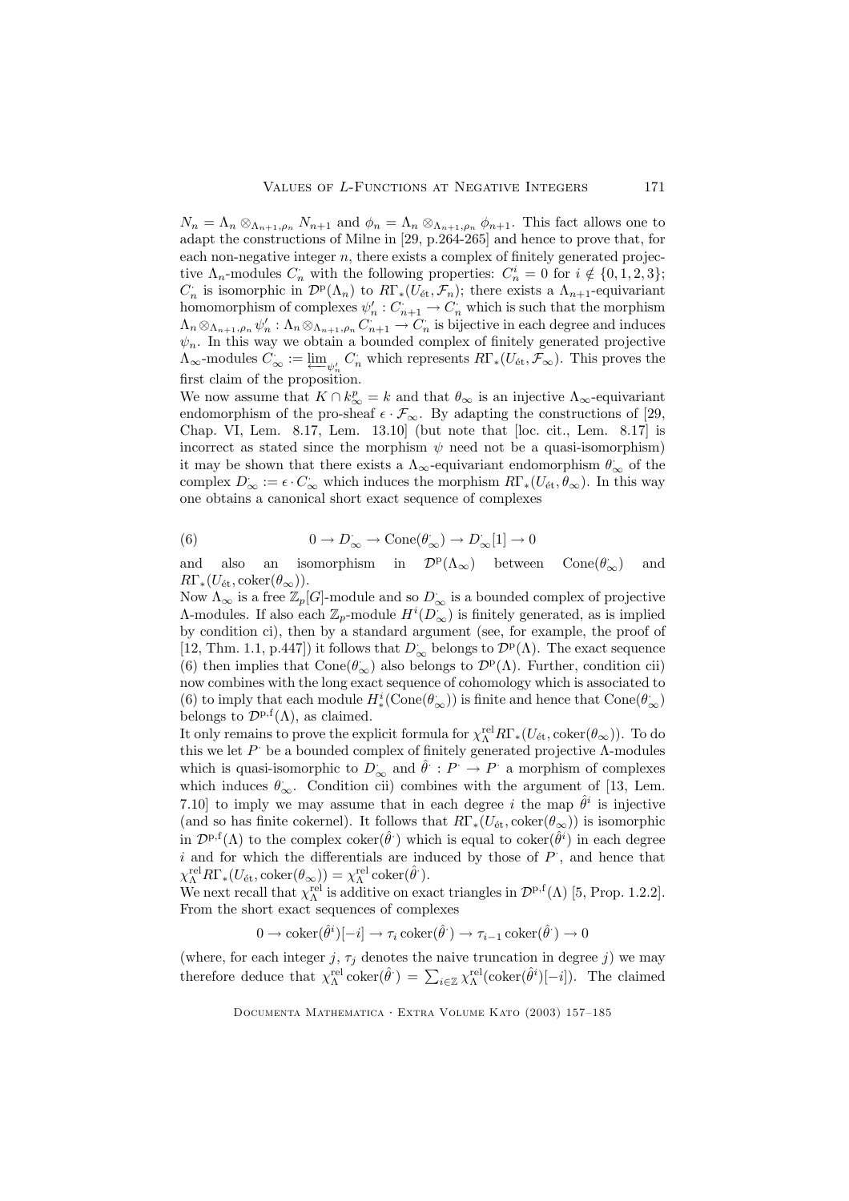$N_n = \Lambda_n \otimes_{\Lambda_{n+1},\rho_n} N_{n+1}$ and $\phi_n = \Lambda_n \otimes_{\Lambda_{n+1},\rho_n} \phi_{n+1}$. This fact allows one to adapt the constructions of Milne in [29, p.264-265] and hence to prove that, for each non-negative integer $n$, there exists a complex of finitely generated projective $\Lambda_n$-modules $C_n^{\cdot}$ with the following properties: $C_n^i = 0$ for $i \notin \{0,1,2,3\}$; $C_n^{\cdot}$ is isomorphic in $\mathcal{D}^{\mathrm{p}}(\Lambda_n)$ to $R\Gamma_*(U_{\text{ét}}, \mathcal{F}_n)$; there exists a $\Lambda_{n+1}$-equivariant homomorphism of complexes $\psi_n' : C_{n+1}^{\cdot} \to C_n^{\cdot}$ which is such that the morphism $\Lambda_n \otimes_{\Lambda_{n+1},\rho_n} \psi_n' : \Lambda_n \otimes_{\Lambda_{n+1},\rho_n} C_{n+1}^{\cdot} \to C_n^{\cdot}$ is bijective in each degree and induces $\psi_n$. In this way we obtain a bounded complex of finitely generated projective $\Lambda_\infty$-modules $C_\infty^{\cdot} := \varprojlim_{\psi_n'} C_n^{\cdot}$ which represents $R\Gamma_*(U_{\text{ét}}, \mathcal{F}_\infty)$. This proves the first claim of the proposition.

We now assume that $K \cap k_\infty^p = k$ and that $\theta_\infty$ is an injective $\Lambda_\infty$-equivariant endomorphism of the pro-sheaf $\epsilon \cdot \mathcal{F}_\infty$. By adapting the constructions of [29, Chap. VI, Lem. 8.17, Lem. 13.10] (but note that [loc. cit., Lem. 8.17] is incorrect as stated since the morphism $\psi$ need not be a quasi-isomorphism) it may be shown that there exists a $\Lambda_\infty$-equivariant endomorphism $\theta_\infty^{\cdot}$ of the complex $D_\infty^{\cdot} := \epsilon \cdot C_\infty^{\cdot}$ which induces the morphism $R\Gamma_*(U_{\text{ét}}, \theta_\infty)$. In this way one obtains a canonical short exact sequence of complexes

$$0 \to D_\infty^{\cdot} \to \mathrm{Cone}(\theta_\infty^{\cdot}) \to D_\infty^{\cdot}[1] \to 0 \tag{6}$$

and also an isomorphism in $\mathcal{D}^{\mathrm{p}}(\Lambda_\infty)$ between $\mathrm{Cone}(\theta_\infty^{\cdot})$ and $R\Gamma_*(U_{\text{ét}}, \mathrm{coker}(\theta_\infty))$.

Now $\Lambda_\infty$ is a free $\mathbb{Z}_p[G]$-module and so $D_\infty^{\cdot}$ is a bounded complex of projective $\Lambda$-modules. If also each $\mathbb{Z}_p$-module $H^i(D_\infty^{\cdot})$ is finitely generated, as is implied by condition ci), then by a standard argument (see, for example, the proof of [12, Thm. 1.1, p.447]) it follows that $D_\infty^{\cdot}$ belongs to $\mathcal{D}^{\mathrm{p}}(\Lambda)$. The exact sequence (6) then implies that $\mathrm{Cone}(\theta_\infty^{\cdot})$ also belongs to $\mathcal{D}^{\mathrm{p}}(\Lambda)$. Further, condition cii) now combines with the long exact sequence of cohomology which is associated to (6) to imply that each module $H_*^i(\mathrm{Cone}(\theta_\infty^{\cdot}))$ is finite and hence that $\mathrm{Cone}(\theta_\infty^{\cdot})$ belongs to $\mathcal{D}^{\mathrm{p,f}}(\Lambda)$, as claimed.

It only remains to prove the explicit formula for $\chi_\Lambda^{\mathrm{rel}} R\Gamma_*(U_{\text{ét}}, \mathrm{coker}(\theta_\infty))$. To do this we let $P^{\cdot}$ be a bounded complex of finitely generated projective $\Lambda$-modules which is quasi-isomorphic to $D_\infty^{\cdot}$ and $\hat{\theta}^{\cdot} : P^{\cdot} \to P^{\cdot}$ a morphism of complexes which induces $\theta_\infty^{\cdot}$. Condition cii) combines with the argument of [13, Lem. 7.10] to imply we may assume that in each degree $i$ the map $\hat{\theta}^i$ is injective (and so has finite cokernel). It follows that $R\Gamma_*(U_{\text{ét}}, \mathrm{coker}(\theta_\infty))$ is isomorphic in $\mathcal{D}^{\mathrm{p,f}}(\Lambda)$ to the complex $\mathrm{coker}(\hat{\theta}^{\cdot})$ which is equal to $\mathrm{coker}(\hat{\theta}^i)$ in each degree $i$ and for which the differentials are induced by those of $P^{\cdot}$, and hence that $\chi_\Lambda^{\mathrm{rel}} R\Gamma_*(U_{\text{ét}}, \mathrm{coker}(\theta_\infty)) = \chi_\Lambda^{\mathrm{rel}} \mathrm{coker}(\hat{\theta}^{\cdot})$.

We next recall that $\chi_\Lambda^{\mathrm{rel}}$ is additive on exact triangles in $\mathcal{D}^{\mathrm{p,f}}(\Lambda)$ [5, Prop. 1.2.2]. From the short exact sequences of complexes

$$0 \to \mathrm{coker}(\hat{\theta}^i)[-i] \to \tau_i \,\mathrm{coker}(\hat{\theta}^{\cdot}) \to \tau_{i-1} \,\mathrm{coker}(\hat{\theta}^{\cdot}) \to 0$$

(where, for each integer $j$, $\tau_j$ denotes the naive truncation in degree $j$) we may therefore deduce that $\chi_\Lambda^{\mathrm{rel}} \mathrm{coker}(\hat{\theta}^{\cdot}) = \sum_{i \in \mathbb{Z}} \chi_\Lambda^{\mathrm{rel}}(\mathrm{coker}(\hat{\theta}^i)[-i])$. The claimed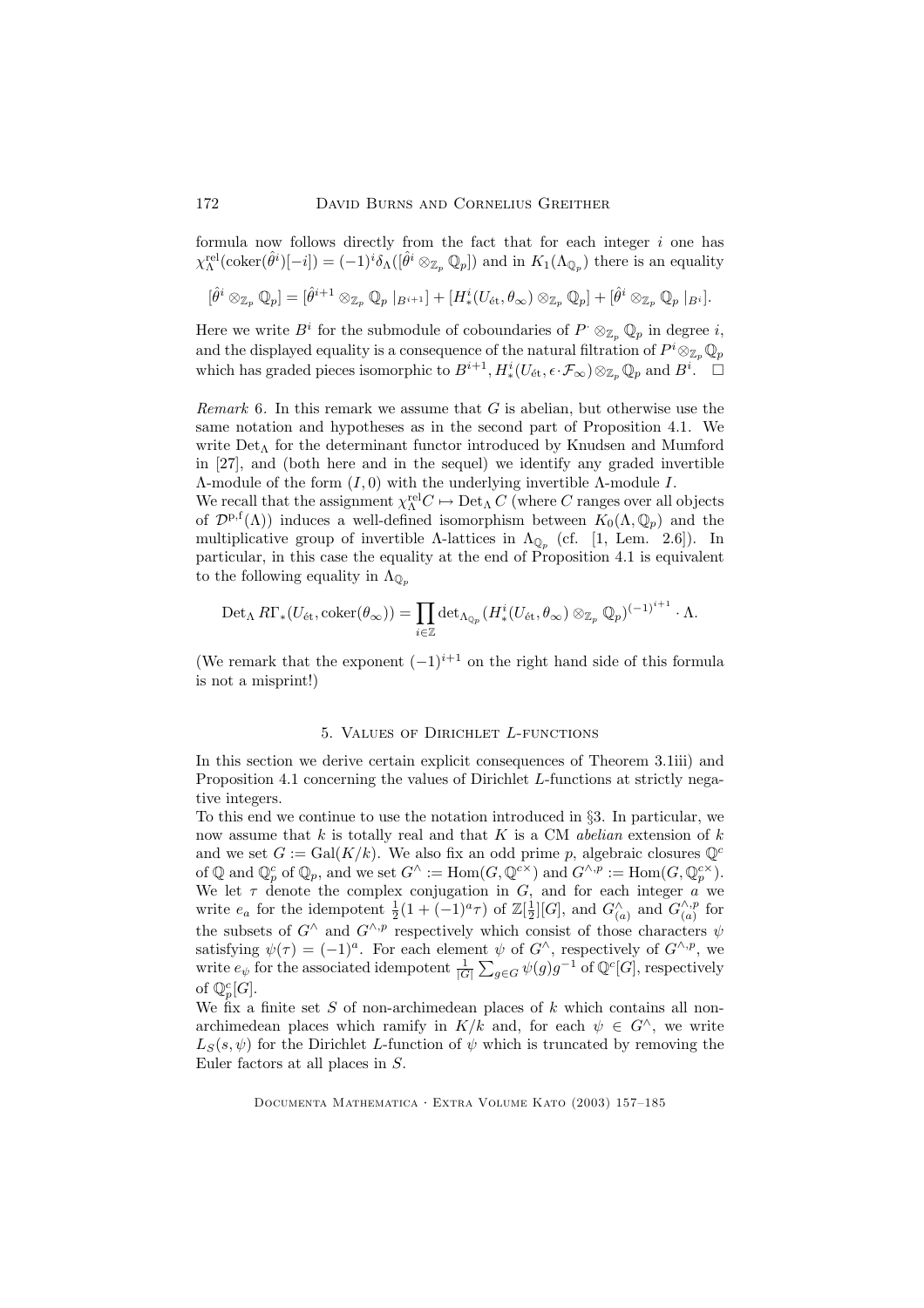formula now follows directly from the fact that for each integer $i$ one has $\chi_\Lambda^{\rm rel}(\mathrm{coker}(\hat{\theta}^i)[-i]) = (-1)^i \delta_\Lambda([\hat{\theta}^i \otimes_{\mathbb{Z}_p} \mathbb{Q}_p])$ and in $K_1(\Lambda_{\mathbb{Q}_p})$ there is an equality

$$[\hat{\theta}^i \otimes_{\mathbb{Z}_p} \mathbb{Q}_p] = [\hat{\theta}^{i+1} \otimes_{\mathbb{Z}_p} \mathbb{Q}_p \mid_{B^{i+1}}] + [H^i_*(U_{\acute{e}t}, \theta_\infty) \otimes_{\mathbb{Z}_p} \mathbb{Q}_p] + [\hat{\theta}^i \otimes_{\mathbb{Z}_p} \mathbb{Q}_p \mid_{B^i}].$$

Here we write $B^i$ for the submodule of coboundaries of $P^\cdot \otimes_{\mathbb{Z}_p} \mathbb{Q}_p$ in degree $i$, and the displayed equality is a consequence of the natural filtration of $P^i \otimes_{\mathbb{Z}_p} \mathbb{Q}_p$ which has graded pieces isomorphic to $B^{i+1}$, $H^i_*(U_{\acute{e}t}, \epsilon \cdot \mathcal{F}_\infty) \otimes_{\mathbb{Z}_p} \mathbb{Q}_p$ and $B^i$. $\square$

*Remark* 6. In this remark we assume that $G$ is abelian, but otherwise use the same notation and hypotheses as in the second part of Proposition 4.1. We write $\mathrm{Det}_\Lambda$ for the determinant functor introduced by Knudsen and Mumford in [27], and (both here and in the sequel) we identify any graded invertible $\Lambda$-module of the form $(I, 0)$ with the underlying invertible $\Lambda$-module $I$.

We recall that the assignment $\chi_\Lambda^{\rm rel} C \mapsto \mathrm{Det}_\Lambda C$ (where $C$ ranges over all objects of $\mathcal{D}^{\rm p,f}(\Lambda)$) induces a well-defined isomorphism between $K_0(\Lambda, \mathbb{Q}_p)$ and the multiplicative group of invertible $\Lambda$-lattices in $\Lambda_{\mathbb{Q}_p}$ (cf. [1, Lem. 2.6]). In particular, in this case the equality at the end of Proposition 4.1 is equivalent to the following equality in $\Lambda_{\mathbb{Q}_p}$

$$\mathrm{Det}_\Lambda R\Gamma_*(U_{\acute{e}t}, \mathrm{coker}(\theta_\infty)) = \prod_{i \in \mathbb{Z}} \det_{\Lambda_{\mathbb{Q}_p}}(H^i_*(U_{\acute{e}t}, \theta_\infty) \otimes_{\mathbb{Z}_p} \mathbb{Q}_p)^{(-1)^{i+1}} \cdot \Lambda.$$

(We remark that the exponent $(-1)^{i+1}$ on the right hand side of this formula is not a misprint!)

## 5. Values of Dirichlet $L$-functions

In this section we derive certain explicit consequences of Theorem 3.1iii) and Proposition 4.1 concerning the values of Dirichlet $L$-functions at strictly negative integers.

To this end we continue to use the notation introduced in §3. In particular, we now assume that $k$ is totally real and that $K$ is a CM *abelian* extension of $k$ and we set $G := \mathrm{Gal}(K/k)$. We also fix an odd prime $p$, algebraic closures $\mathbb{Q}^c$ of $\mathbb{Q}$ and $\mathbb{Q}_p^c$ of $\mathbb{Q}_p$, and we set $G^\wedge := \mathrm{Hom}(G, \mathbb{Q}^{c\times})$ and $G^{\wedge,p} := \mathrm{Hom}(G, \mathbb{Q}_p^{c\times})$. We let $\tau$ denote the complex conjugation in $G$, and for each integer $a$ we write $e_a$ for the idempotent $\frac{1}{2}(1 + (-1)^a \tau)$ of $\mathbb{Z}[\frac{1}{2}][G]$, and $G^\wedge_{(a)}$ and $G^{\wedge,p}_{(a)}$ for the subsets of $G^\wedge$ and $G^{\wedge,p}$ respectively which consist of those characters $\psi$ satisfying $\psi(\tau) = (-1)^a$. For each element $\psi$ of $G^\wedge$, respectively of $G^{\wedge,p}$, we write $e_\psi$ for the associated idempotent $\frac{1}{|G|}\sum_{g \in G} \psi(g) g^{-1}$ of $\mathbb{Q}^c[G]$, respectively of $\mathbb{Q}_p^c[G]$.

We fix a finite set $S$ of non-archimedean places of $k$ which contains all non-archimedean places which ramify in $K/k$ and, for each $\psi \in G^\wedge$, we write $L_S(s, \psi)$ for the Dirichlet $L$-function of $\psi$ which is truncated by removing the Euler factors at all places in $S$.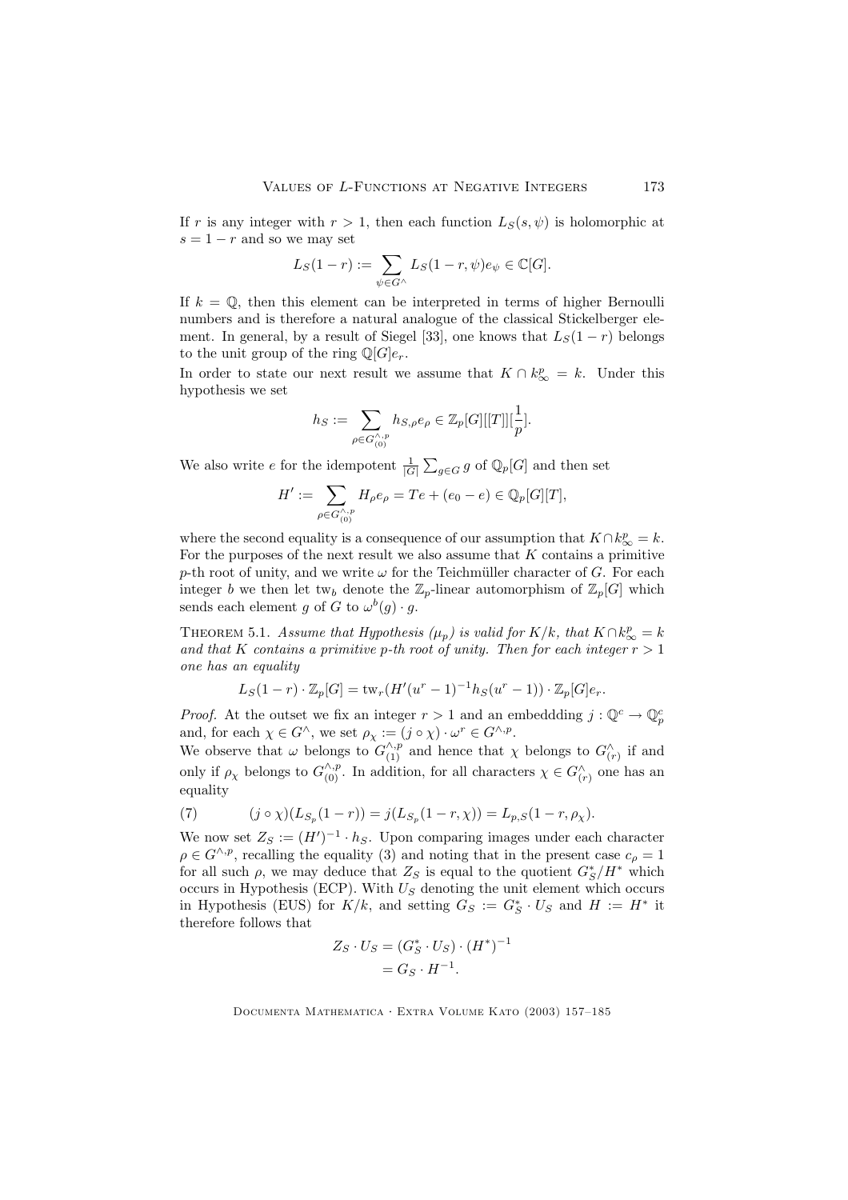If $r$ is any integer with $r > 1$, then each function $L_S(s, \psi)$ is holomorphic at $s = 1 - r$ and so we may set

$$L_S(1-r) := \sum_{\psi \in G^\wedge} L_S(1-r, \psi) e_\psi \in \mathbb{C}[G].$$

If $k = \mathbb{Q}$, then this element can be interpreted in terms of higher Bernoulli numbers and is therefore a natural analogue of the classical Stickelberger element. In general, by a result of Siegel [33], one knows that $L_S(1-r)$ belongs to the unit group of the ring $\mathbb{Q}[G]e_r$.

In order to state our next result we assume that $K \cap k_\infty^p = k$. Under this hypothesis we set

$$h_S := \sum_{\rho \in G_{(0)}^{\wedge,p}} h_{S,\rho} e_\rho \in \mathbb{Z}_p[G][[T]][\frac{1}{p}].$$

We also write $e$ for the idempotent $\frac{1}{|G|}\sum_{g \in G} g$ of $\mathbb{Q}_p[G]$ and then set

$$H' := \sum_{\rho \in G_{(0)}^{\wedge,p}} H_\rho e_\rho = Te + (e_0 - e) \in \mathbb{Q}_p[G][T],$$

where the second equality is a consequence of our assumption that $K \cap k_\infty^p = k$. For the purposes of the next result we also assume that $K$ contains a primitive $p$-th root of unity, and we write $\omega$ for the Teichmüller character of $G$. For each integer $b$ we then let $\mathrm{tw}_b$ denote the $\mathbb{Z}_p$-linear automorphism of $\mathbb{Z}_p[G]$ which sends each element $g$ of $G$ to $\omega^b(g) \cdot g$.

Theorem 5.1. *Assume that Hypothesis ($\mu_p$) is valid for $K/k$, that $K \cap k_\infty^p = k$ and that $K$ contains a primitive $p$-th root of unity. Then for each integer $r > 1$ one has an equality*

$$L_S(1-r) \cdot \mathbb{Z}_p[G] = \mathrm{tw}_r(H'(u^r - 1)^{-1} h_S(u^r - 1)) \cdot \mathbb{Z}_p[G]e_r.$$

*Proof.* At the outset we fix an integer $r > 1$ and an embeddding $j : \mathbb{Q}^c \to \mathbb{Q}_p^c$ and, for each $\chi \in G^\wedge$, we set $\rho_\chi := (j \circ \chi) \cdot \omega^r \in G^{\wedge,p}$.

We observe that $\omega$ belongs to $G_{(1)}^{\wedge,p}$ and hence that $\chi$ belongs to $G_{(r)}^\wedge$ if and only if $\rho_\chi$ belongs to $G_{(0)}^{\wedge,p}$. In addition, for all characters $\chi \in G_{(r)}^\wedge$ one has an equality

$$(j \circ \chi)(L_{S_p}(1-r)) = j(L_{S_p}(1-r, \chi)) = L_{p,S}(1-r, \rho_\chi). \tag{7}$$

We now set $Z_S := (H')^{-1} \cdot h_S$. Upon comparing images under each character $\rho \in G^{\wedge,p}$, recalling the equality (3) and noting that in the present case $c_\rho = 1$ for all such $\rho$, we may deduce that $Z_S$ is equal to the quotient $G_S^*/H^*$ which occurs in Hypothesis (ECP). With $U_S$ denoting the unit element which occurs in Hypothesis (EUS) for $K/k$, and setting $G_S := G_S^* \cdot U_S$ and $H := H^*$ it therefore follows that

$$\begin{aligned} Z_S \cdot U_S &= (G_S^* \cdot U_S) \cdot (H^*)^{-1} \\ &= G_S \cdot H^{-1}. \end{aligned}$$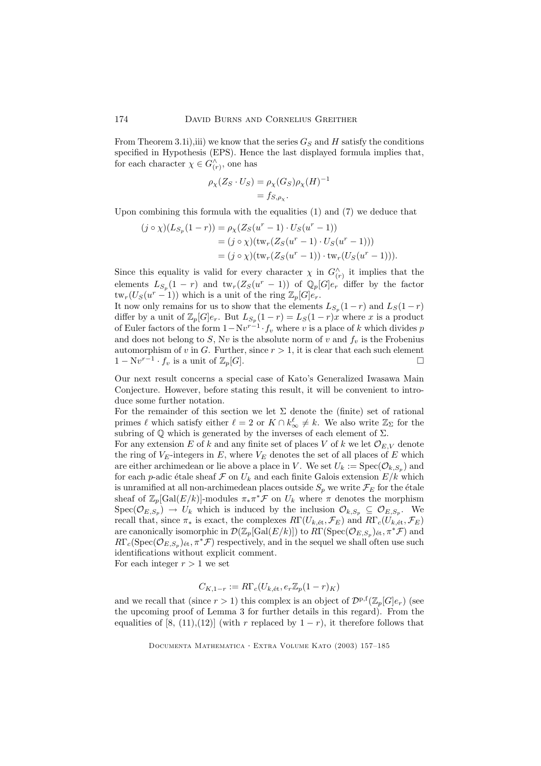From Theorem 3.1i),iii) we know that the series $G_S$ and $H$ satisfy the conditions specified in Hypothesis (EPS). Hence the last displayed formula implies that, for each character $\chi \in G^{\wedge}_{(r)}$, one has

$$\rho_\chi(Z_S \cdot U_S) = \rho_\chi(G_S)\rho_\chi(H)^{-1} = f_{S,\rho_\chi}.$$

Upon combining this formula with the equalities (1) and (7) we deduce that

$$\begin{aligned}(j \circ \chi)(L_{S_p}(1-r)) &= \rho_\chi(Z_S(u^r-1) \cdot U_S(u^r-1)) \\ &= (j \circ \chi)(\mathrm{tw}_r(Z_S(u^r-1) \cdot U_S(u^r-1))) \\ &= (j \circ \chi)(\mathrm{tw}_r(Z_S(u^r-1)) \cdot \mathrm{tw}_r(U_S(u^r-1))).\end{aligned}$$

Since this equality is valid for every character $\chi$ in $G^{\wedge}_{(r)}$ it implies that the elements $L_{S_p}(1-r)$ and $\mathrm{tw}_r(Z_S(u^r-1))$ of $\mathbb{Q}_p[G]e_r$ differ by the factor $\mathrm{tw}_r(U_S(u^r-1))$ which is a unit of the ring $\mathbb{Z}_p[G]e_r$.

It now only remains for us to show that the elements $L_{S_p}(1-r)$ and $L_S(1-r)$ differ by a unit of $\mathbb{Z}_p[G]e_r$. But $L_{S_p}(1-r) = L_S(1-r)x$ where $x$ is a product of Euler factors of the form $1 - \mathrm{N}v^{r-1} \cdot f_v$ where $v$ is a place of $k$ which divides $p$ and does not belong to $S$, $\mathrm{N}v$ is the absolute norm of $v$ and $f_v$ is the Frobenius automorphism of $v$ in $G$. Further, since $r > 1$, it is clear that each such element $1 - \mathrm{N}v^{r-1} \cdot f_v$ is a unit of $\mathbb{Z}_p[G]$. □

Our next result concerns a special case of Kato's Generalized Iwasawa Main Conjecture. However, before stating this result, it will be convenient to introduce some further notation.

For the remainder of this section we let $\Sigma$ denote the (finite) set of rational primes $\ell$ which satisfy either $\ell = 2$ or $K \cap k^{\ell}_{\infty} \neq k$. We also write $\mathbb{Z}_\Sigma$ for the subring of $\mathbb{Q}$ which is generated by the inverses of each element of $\Sigma$.

For any extension $E$ of $k$ and any finite set of places $V$ of $k$ we let $\mathcal{O}_{E,V}$ denote the ring of $V_E$-integers in $E$, where $V_E$ denotes the set of all places of $E$ which are either archimedean or lie above a place in $V$. We set $U_k := \mathrm{Spec}(\mathcal{O}_{k,S_p})$ and for each $p$-adic étale sheaf $\mathcal{F}$ on $U_k$ and each finite Galois extension $E/k$ which is unramified at all non-archimedean places outside $S_p$ we write $\mathcal{F}_E$ for the étale sheaf of $\mathbb{Z}_p[\mathrm{Gal}(E/k)]$-modules $\pi_*\pi^*\mathcal{F}$ on $U_k$ where $\pi$ denotes the morphism $\mathrm{Spec}(\mathcal{O}_{E,S_p}) \to U_k$ which is induced by the inclusion $\mathcal{O}_{k,S_p} \subseteq \mathcal{O}_{E,S_p}$. We recall that, since $\pi_*$ is exact, the complexes $R\Gamma(U_{k,\text{ét}}, \mathcal{F}_E)$ and $R\Gamma_c(U_{k,\text{ét}}, \mathcal{F}_E)$ are canonically isomorphic in $\mathcal{D}(\mathbb{Z}_p[\mathrm{Gal}(E/k)])$ to $R\Gamma(\mathrm{Spec}(\mathcal{O}_{E,S_p})_{\text{ét}}, \pi^*\mathcal{F})$ and $R\Gamma_c(\mathrm{Spec}(\mathcal{O}_{E,S_p})_{\text{ét}}, \pi^*\mathcal{F})$ respectively, and in the sequel we shall often use such identifications without explicit comment.

For each integer $r > 1$ we set

$$C_{K,1-r} := R\Gamma_c(U_{k,\text{ét}}, e_r\mathbb{Z}_p(1-r)_K)$$

and we recall that (since $r > 1$) this complex is an object of $\mathcal{D}^{\mathrm{p,f}}(\mathbb{Z}_p[G]e_r)$ (see the upcoming proof of Lemma 3 for further details in this regard). From the equalities of [8, (11),(12)] (with $r$ replaced by $1-r$), it therefore follows that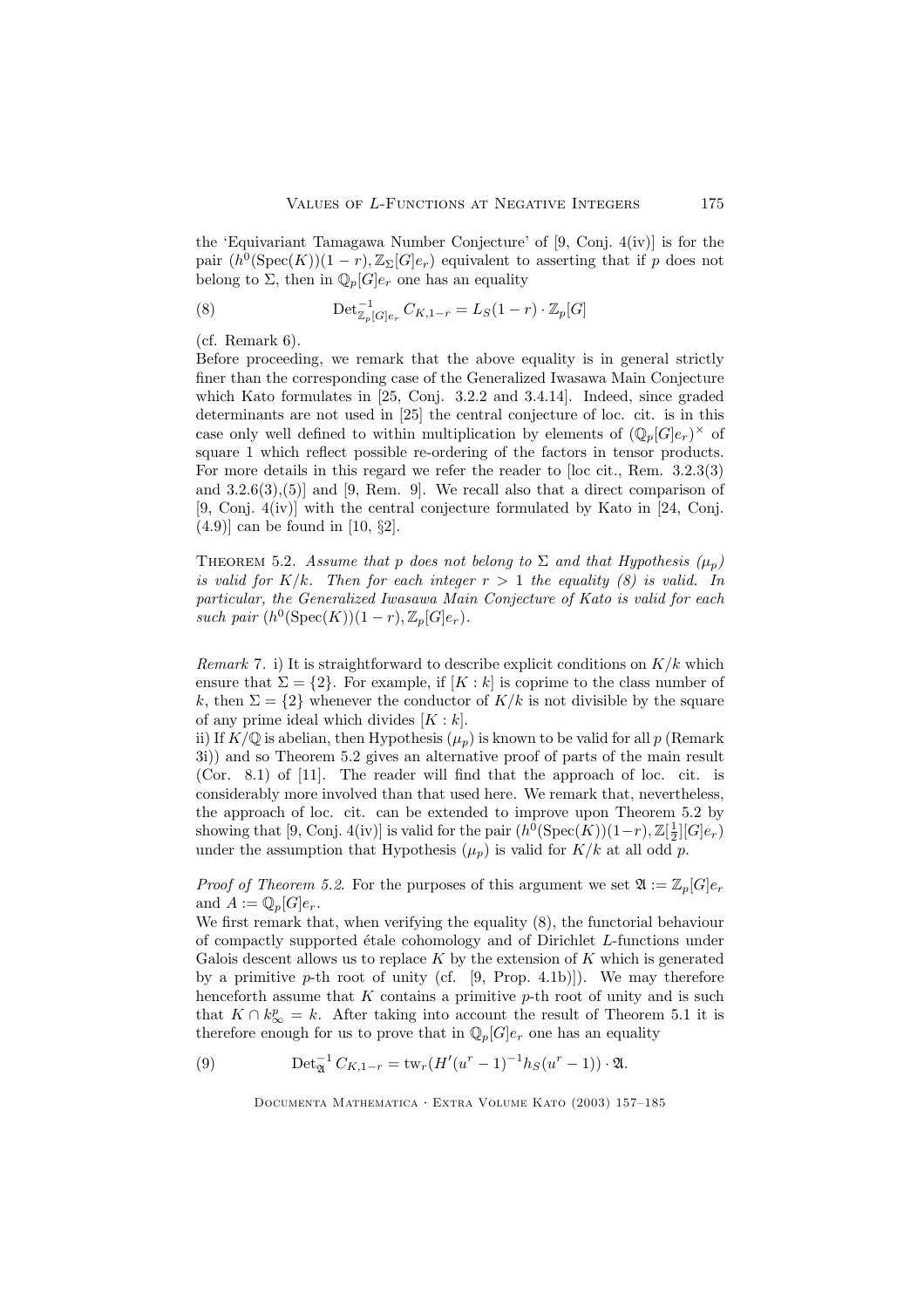the 'Equivariant Tamagawa Number Conjecture' of [9, Conj. 4(iv)] is for the pair $(h^0(\mathrm{Spec}(K))(1-r), \mathbb{Z}_\Sigma[G]e_r)$ equivalent to asserting that if $p$ does not belong to $\Sigma$, then in $\mathbb{Q}_p[G]e_r$ one has an equality

$$\mathrm{Det}^{-1}_{\mathbb{Z}_p[G]e_r} C_{K,1-r} = L_S(1-r) \cdot \mathbb{Z}_p[G] \tag{8}$$

(cf. Remark 6).

Before proceeding, we remark that the above equality is in general strictly finer than the corresponding case of the Generalized Iwasawa Main Conjecture which Kato formulates in [25, Conj. 3.2.2 and 3.4.14]. Indeed, since graded determinants are not used in [25] the central conjecture of loc. cit. is in this case only well defined to within multiplication by elements of $(\mathbb{Q}_p[G]e_r)^\times$ of square 1 which reflect possible re-ordering of the factors in tensor products. For more details in this regard we refer the reader to [loc cit., Rem. 3.2.3(3) and 3.2.6(3),(5)] and [9, Rem. 9]. We recall also that a direct comparison of [9, Conj. 4(iv)] with the central conjecture formulated by Kato in [24, Conj. (4.9)] can be found in [10, §2].

Theorem 5.2. *Assume that $p$ does not belong to $\Sigma$ and that Hypothesis $(\mu_p)$ is valid for $K/k$. Then for each integer $r > 1$ the equality (8) is valid. In particular, the Generalized Iwasawa Main Conjecture of Kato is valid for each such pair $(h^0(\mathrm{Spec}(K))(1-r), \mathbb{Z}_p[G]e_r)$.*

*Remark* 7. i) It is straightforward to describe explicit conditions on $K/k$ which ensure that $\Sigma = \{2\}$. For example, if $[K : k]$ is coprime to the class number of $k$, then $\Sigma = \{2\}$ whenever the conductor of $K/k$ is not divisible by the square of any prime ideal which divides $[K : k]$.

ii) If $K/\mathbb{Q}$ is abelian, then Hypothesis $(\mu_p)$ is known to be valid for all $p$ (Remark 3i)) and so Theorem 5.2 gives an alternative proof of parts of the main result (Cor. 8.1) of [11]. The reader will find that the approach of loc. cit. is considerably more involved than that used here. We remark that, nevertheless, the approach of loc. cit. can be extended to improve upon Theorem 5.2 by showing that [9, Conj. 4(iv)] is valid for the pair $(h^0(\mathrm{Spec}(K))(1-r), \mathbb{Z}[\frac{1}{2}][G]e_r)$ under the assumption that Hypothesis $(\mu_p)$ is valid for $K/k$ at all odd $p$.

*Proof of Theorem 5.2.* For the purposes of this argument we set $\mathfrak{A} := \mathbb{Z}_p[G]e_r$ and $A := \mathbb{Q}_p[G]e_r$.

We first remark that, when verifying the equality (8), the functorial behaviour of compactly supported étale cohomology and of Dirichlet $L$-functions under Galois descent allows us to replace $K$ by the extension of $K$ which is generated by a primitive $p$-th root of unity (cf. [9, Prop. 4.1b)]). We may therefore henceforth assume that $K$ contains a primitive $p$-th root of unity and is such that $K \cap k^p_\infty = k$. After taking into account the result of Theorem 5.1 it is therefore enough for us to prove that in $\mathbb{Q}_p[G]e_r$ one has an equality

$$\mathrm{Det}^{-1}_{\mathfrak{A}} C_{K,1-r} = \mathrm{tw}_r(H'(u^r-1)^{-1}h_S(u^r-1)) \cdot \mathfrak{A}. \tag{9}$$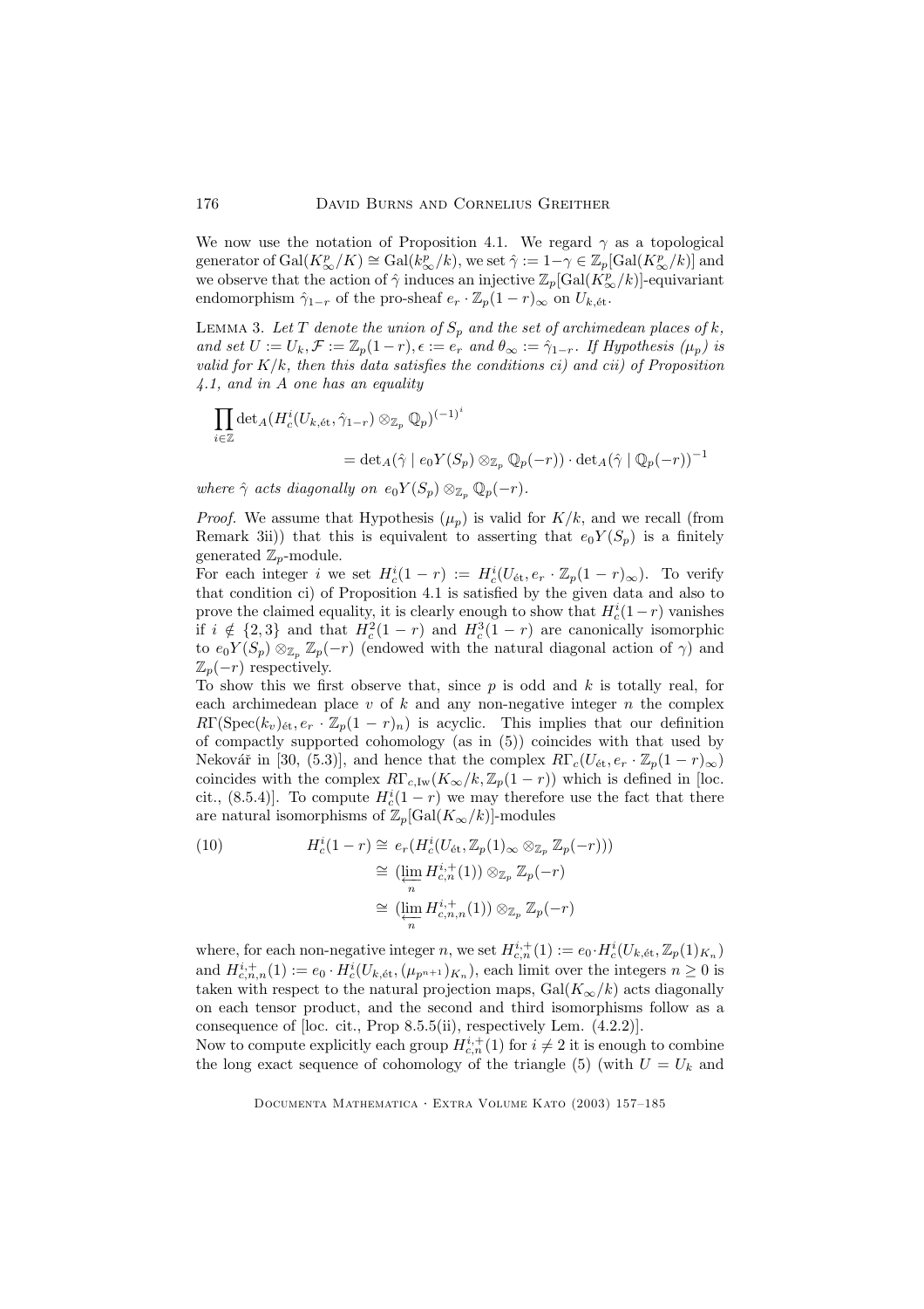We now use the notation of Proposition 4.1. We regard $\gamma$ as a topological generator of $\mathrm{Gal}(K^p_\infty/K) \cong \mathrm{Gal}(k^p_\infty/k)$, we set $\hat{\gamma} := 1-\gamma \in \mathbb{Z}_p[\mathrm{Gal}(K^p_\infty/k)]$ and we observe that the action of $\hat{\gamma}$ induces an injective $\mathbb{Z}_p[\mathrm{Gal}(K^p_\infty/k)]$-equivariant endomorphism $\hat{\gamma}_{1-r}$ of the pro-sheaf $e_r \cdot \mathbb{Z}_p(1-r)_\infty$ on $U_{k,\text{ét}}$.

Lemma 3. *Let $T$ denote the union of $S_p$ and the set of archimedean places of $k$, and set $U := U_k, \mathcal{F} := \mathbb{Z}_p(1-r), \epsilon := e_r$ and $\theta_\infty := \hat{\gamma}_{1-r}$. If Hypothesis $(\mu_p)$ is valid for $K/k$, then this data satisfies the conditions ci) and cii) of Proposition 4.1, and in $A$ one has an equality*

$$\prod_{i\in\mathbb{Z}} \det_A(H^i_c(U_{k,\text{ét}}, \hat{\gamma}_{1-r}) \otimes_{\mathbb{Z}_p} \mathbb{Q}_p)^{(-1)^i} = \det_A(\hat{\gamma} \mid e_0 Y(S_p) \otimes_{\mathbb{Z}_p} \mathbb{Q}_p(-r)) \cdot \det_A(\hat{\gamma} \mid \mathbb{Q}_p(-r))^{-1}$$

*where $\hat{\gamma}$ acts diagonally on $e_0 Y(S_p) \otimes_{\mathbb{Z}_p} \mathbb{Q}_p(-r)$.*

*Proof.* We assume that Hypothesis $(\mu_p)$ is valid for $K/k$, and we recall (from Remark 3ii)) that this is equivalent to asserting that $e_0 Y(S_p)$ is a finitely generated $\mathbb{Z}_p$-module.

For each integer $i$ we set $H^i_c(1-r) := H^i_c(U_{\text{ét}}, e_r \cdot \mathbb{Z}_p(1-r)_\infty)$. To verify that condition ci) of Proposition 4.1 is satisfied by the given data and also to prove the claimed equality, it is clearly enough to show that $H^i_c(1-r)$ vanishes if $i \notin \{2,3\}$ and that $H^2_c(1-r)$ and $H^3_c(1-r)$ are canonically isomorphic to $e_0 Y(S_p) \otimes_{\mathbb{Z}_p} \mathbb{Z}_p(-r)$ (endowed with the natural diagonal action of $\gamma$) and $\mathbb{Z}_p(-r)$ respectively.

To show this we first observe that, since $p$ is odd and $k$ is totally real, for each archimedean place $v$ of $k$ and any non-negative integer $n$ the complex $R\Gamma(\mathrm{Spec}(k_v)_{\text{ét}}, e_r \cdot \mathbb{Z}_p(1-r)_n)$ is acyclic. This implies that our definition of compactly supported cohomology (as in (5)) coincides with that used by Nekovář in [30, (5.3)], and hence that the complex $R\Gamma_c(U_{\text{ét}}, e_r \cdot \mathbb{Z}_p(1-r)_\infty)$ coincides with the complex $R\Gamma_{c,\mathrm{Iw}}(K_\infty/k, \mathbb{Z}_p(1-r))$ which is defined in [loc. cit., (8.5.4)]. To compute $H^i_c(1-r)$ we may therefore use the fact that there are natural isomorphisms of $\mathbb{Z}_p[\mathrm{Gal}(K_\infty/k)]$-modules

$$\begin{aligned} H^i_c(1-r) &\cong e_r(H^i_c(U_{\text{ét}}, \mathbb{Z}_p(1)_\infty \otimes_{\mathbb{Z}_p} \mathbb{Z}_p(-r))) \\ &\cong (\varprojlim_n H^{i,+}_{c,n}(1)) \otimes_{\mathbb{Z}_p} \mathbb{Z}_p(-r) \\ &\cong (\varprojlim_n H^{i,+}_{c,n,n}(1)) \otimes_{\mathbb{Z}_p} \mathbb{Z}_p(-r) \end{aligned} \tag{10}$$

where, for each non-negative integer $n$, we set $H^{i,+}_{c,n}(1) := e_0 \cdot H^i_c(U_{k,\text{ét}}, \mathbb{Z}_p(1)_{K_n})$ and $H^{i,+}_{c,n,n}(1) := e_0 \cdot H^i_c(U_{k,\text{ét}}, (\mu_{p^{n+1}})_{K_n})$, each limit over the integers $n \geq 0$ is taken with respect to the natural projection maps, $\mathrm{Gal}(K_\infty/k)$ acts diagonally on each tensor product, and the second and third isomorphisms follow as a consequence of [loc. cit., Prop 8.5.5(ii), respectively Lem. (4.2.2)].

Now to compute explicitly each group $H^{i,+}_{c,n}(1)$ for $i \neq 2$ it is enough to combine the long exact sequence of cohomology of the triangle (5) (with $U = U_k$ and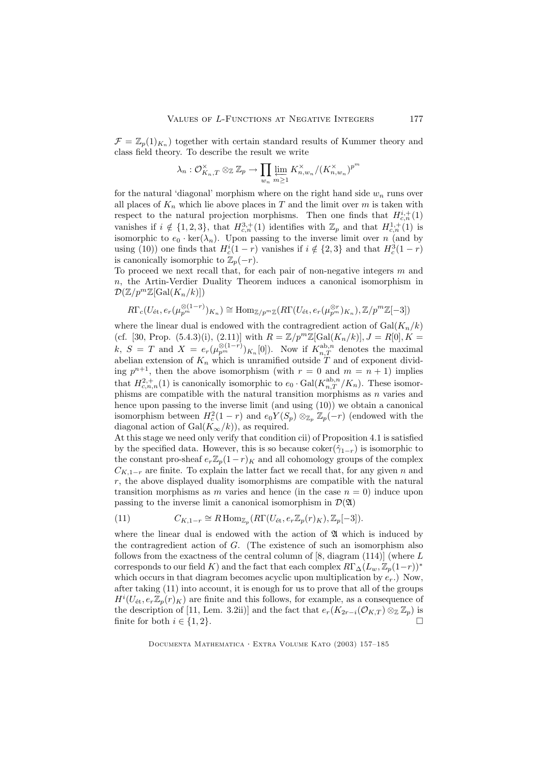$\mathcal{F} = \mathbb{Z}_p(1)_{K_n}$) together with certain standard results of Kummer theory and class field theory. To describe the result we write

$$\lambda_n : \mathcal{O}_{K_n,T}^\times \otimes_{\mathbb{Z}} \mathbb{Z}_p \to \prod_{w_n} \varprojlim_{m \geq 1} K_{n,w_n}^\times / (K_{n,w_n}^\times)^{p^m}$$

for the natural 'diagonal' morphism where on the right hand side $w_n$ runs over all places of $K_n$ which lie above places in $T$ and the limit over $m$ is taken with respect to the natural projection morphisms. Then one finds that $H^{i,+}_{c,n}(1)$ vanishes if $i \notin \{1, 2, 3\}$, that $H^{3,+}_{c,n}(1)$ identifies with $\mathbb{Z}_p$ and that $H^{1,+}_{c,n}(1)$ is isomorphic to $e_0 \cdot \ker(\lambda_n)$. Upon passing to the inverse limit over $n$ (and by using (10)) one finds that $H^i_c(1-r)$ vanishes if $i \notin \{2, 3\}$ and that $H^3_c(1-r)$ is canonically isomorphic to $\mathbb{Z}_p(-r)$.

To proceed we next recall that, for each pair of non-negative integers $m$ and $n$, the Artin-Verdier Duality Theorem induces a canonical isomorphism in $\mathcal{D}(\mathbb{Z}/p^m\mathbb{Z}[\mathrm{Gal}(K_n/k)])$

$$R\Gamma_c(U_{\acute{e}t}, e_r(\mu_{p^m}^{\otimes(1-r)})_{K_n}) \cong \mathrm{Hom}_{\mathbb{Z}/p^m\mathbb{Z}}(R\Gamma(U_{\acute{e}t}, e_r(\mu_{p^m}^{\otimes r})_{K_n}), \mathbb{Z}/p^m\mathbb{Z}[-3])$$

where the linear dual is endowed with the contragredient action of $\mathrm{Gal}(K_n/k)$ (cf. [30, Prop. (5.4.3)(i), (2.11)] with $R = \mathbb{Z}/p^m\mathbb{Z}[\mathrm{Gal}(K_n/k)], J = R[0], K = k$, $S = T$ and $X = e_r(\mu_{p^m}^{\otimes(1-r)})_{K_n}[0]$). Now if $K^{\mathrm{ab},n}_{n,T}$ denotes the maximal abelian extension of $K_n$ which is unramified outside $T$ and of exponent dividing $p^{n+1}$, then the above isomorphism (with $r = 0$ and $m = n+1$) implies that $H^{2,+}_{c,n,n}(1)$ is canonically isomorphic to $e_0 \cdot \mathrm{Gal}(K^{\mathrm{ab},n}_{n,T}/K_n)$. These isomorphisms are compatible with the natural transition morphisms as $n$ varies and hence upon passing to the inverse limit (and using (10)) we obtain a canonical isomorphism between $H^2_c(1-r)$ and $e_0 Y(S_p) \otimes_{\mathbb{Z}_p} \mathbb{Z}_p(-r)$ (endowed with the diagonal action of $\mathrm{Gal}(K_\infty/k)$), as required.

At this stage we need only verify that condition cii) of Proposition 4.1 is satisfied by the specified data. However, this is so because $\mathrm{coker}(\hat{\gamma}_{1-r})$ is isomorphic to the constant pro-sheaf $e_r\mathbb{Z}_p(1-r)_K$ and all cohomology groups of the complex $C_{K,1-r}$ are finite. To explain the latter fact we recall that, for any given $n$ and $r$, the above displayed duality isomorphisms are compatible with the natural transition morphisms as $m$ varies and hence (in the case $n = 0$) induce upon passing to the inverse limit a canonical isomorphism in $\mathcal{D}(\mathfrak{A})$

$$C_{K,1-r} \cong R\,\mathrm{Hom}_{\mathbb{Z}_p}(R\Gamma(U_{\acute{e}t}, e_r\mathbb{Z}_p(r)_K), \mathbb{Z}_p[-3]). \tag{11}$$

where the linear dual is endowed with the action of $\mathfrak{A}$ which is induced by the contragredient action of $G$. (The existence of such an isomorphism also follows from the exactness of the central column of [8, diagram (114)] (where $L$ corresponds to our field $K$) and the fact that each complex $R\Gamma_\Delta(L_w, \mathbb{Z}_p(1-r))^*$ which occurs in that diagram becomes acyclic upon multiplication by $e_r$.) Now, after taking (11) into account, it is enough for us to prove that all of the groups $H^i(U_{\acute{e}t}, e_r\mathbb{Z}_p(r)_K)$ are finite and this follows, for example, as a consequence of the description of [11, Lem. 3.2ii)] and the fact that $e_r(K_{2r-i}(\mathcal{O}_{K,T}) \otimes_{\mathbb{Z}} \mathbb{Z}_p)$ is finite for both $i \in \{1, 2\}$. $\square$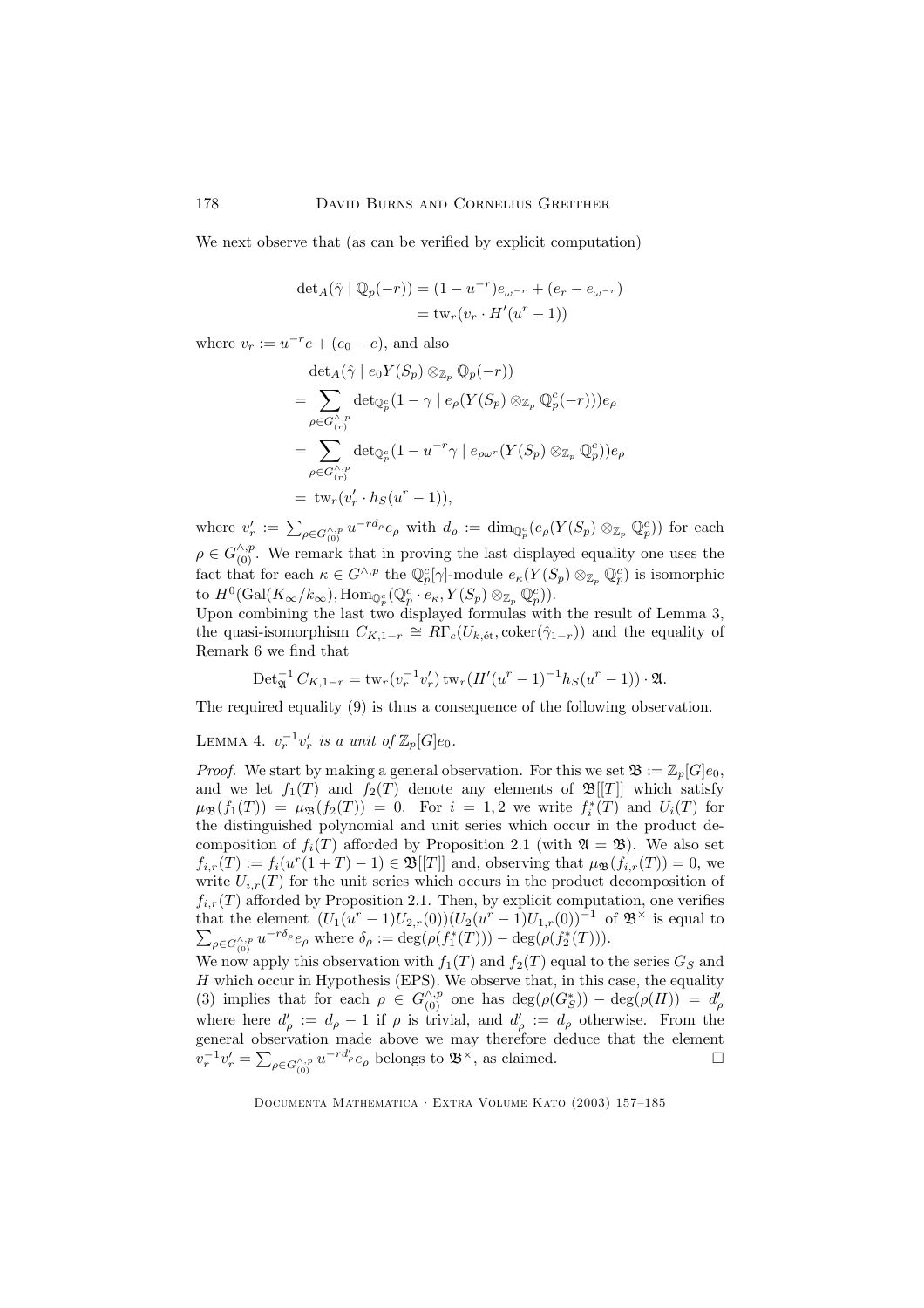We next observe that (as can be verified by explicit computation)

$$\begin{aligned}\det_A(\hat{\gamma} \mid \mathbb{Q}_p(-r)) &= (1-u^{-r})e_{\omega^{-r}} + (e_r - e_{\omega^{-r}})\\ &= \mathrm{tw}_r(v_r \cdot H'(u^r-1))\end{aligned}$$

where $v_r := u^{-r}e + (e_0 - e)$, and also

$$\begin{aligned}&\det_A(\hat{\gamma} \mid e_0 Y(S_p) \otimes_{\mathbb{Z}_p} \mathbb{Q}_p(-r))\\ &= \sum_{\rho \in G^{\wedge,p}_{(r)}} \det_{\mathbb{Q}_p^c}(1-\gamma \mid e_\rho(Y(S_p) \otimes_{\mathbb{Z}_p} \mathbb{Q}_p^c(-r)))e_\rho\\ &= \sum_{\rho \in G^{\wedge,p}_{(r)}} \det_{\mathbb{Q}_p^c}(1-u^{-r}\gamma \mid e_{\rho\omega^r}(Y(S_p) \otimes_{\mathbb{Z}_p} \mathbb{Q}_p^c))e_\rho\\ &= \mathrm{tw}_r(v'_r \cdot h_S(u^r-1)),\end{aligned}$$

where $v'_r := \sum_{\rho \in G^{\wedge,p}_{(0)}} u^{-rd_\rho}e_\rho$ with $d_\rho := \dim_{\mathbb{Q}_p^c}(e_\rho(Y(S_p) \otimes_{\mathbb{Z}_p} \mathbb{Q}_p^c))$ for each $\rho \in G^{\wedge,p}_{(0)}$. We remark that in proving the last displayed equality one uses the fact that for each $\kappa \in G^{\wedge,p}$ the $\mathbb{Q}_p^c[\gamma]$-module $e_\kappa(Y(S_p) \otimes_{\mathbb{Z}_p} \mathbb{Q}_p^c)$ is isomorphic to $H^0(\mathrm{Gal}(K_\infty/k_\infty), \mathrm{Hom}_{\mathbb{Q}_p^c}(\mathbb{Q}_p^c \cdot e_\kappa, Y(S_p) \otimes_{\mathbb{Z}_p} \mathbb{Q}_p^c))$.

Upon combining the last two displayed formulas with the result of Lemma 3, the quasi-isomorphism $C_{K,1-r} \cong R\Gamma_c(U_{k,\text{ét}}, \mathrm{coker}(\hat{\gamma}_{1-r}))$ and the equality of Remark 6 we find that

$$\mathrm{Det}_{\mathfrak{A}}^{-1} C_{K,1-r} = \mathrm{tw}_r(v_r^{-1}v'_r)\,\mathrm{tw}_r(H'(u^r-1)^{-1}h_S(u^r-1)) \cdot \mathfrak{A}.$$

The required equality (9) is thus a consequence of the following observation.

Lemma 4. *$v_r^{-1}v'_r$ is a unit of $\mathbb{Z}_p[G]e_0$.*

*Proof.* We start by making a general observation. For this we set $\mathfrak{B} := \mathbb{Z}_p[G]e_0$, and we let $f_1(T)$ and $f_2(T)$ denote any elements of $\mathfrak{B}[[T]]$ which satisfy $\mu_{\mathfrak{B}}(f_1(T)) = \mu_{\mathfrak{B}}(f_2(T)) = 0$. For $i = 1, 2$ we write $f_i^*(T)$ and $U_i(T)$ for the distinguished polynomial and unit series which occur in the product decomposition of $f_i(T)$ afforded by Proposition 2.1 (with $\mathfrak{A} = \mathfrak{B}$). We also set $f_{i,r}(T) := f_i(u^r(1+T)-1) \in \mathfrak{B}[[T]]$ and, observing that $\mu_{\mathfrak{B}}(f_{i,r}(T)) = 0$, we write $U_{i,r}(T)$ for the unit series which occurs in the product decomposition of $f_{i,r}(T)$ afforded by Proposition 2.1. Then, by explicit computation, one verifies that the element $(U_1(u^r-1)U_{2,r}(0))(U_2(u^r-1)U_{1,r}(0))^{-1}$ of $\mathfrak{B}^\times$ is equal to $\sum_{\rho \in G^{\wedge,p}_{(0)}} u^{-r\delta_\rho}e_\rho$ where $\delta_\rho := \deg(\rho(f_1^*(T))) - \deg(\rho(f_2^*(T)))$.

We now apply this observation with $f_1(T)$ and $f_2(T)$ equal to the series $G_S$ and $H$ which occur in Hypothesis (EPS). We observe that, in this case, the equality (3) implies that for each $\rho \in G^{\wedge,p}_{(0)}$ one has $\deg(\rho(G_S^*)) - \deg(\rho(H)) = d'_\rho$ where here $d'_\rho := d_\rho - 1$ if $\rho$ is trivial, and $d'_\rho := d_\rho$ otherwise. From the general observation made above we may therefore deduce that the element $v_r^{-1}v'_r = \sum_{\rho \in G^{\wedge,p}_{(0)}} u^{-rd'_\rho}e_\rho$ belongs to $\mathfrak{B}^\times$, as claimed. $\square$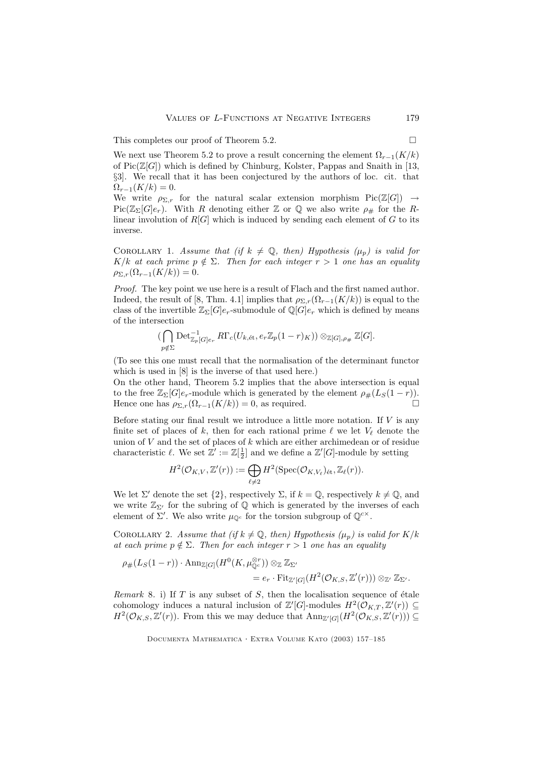This completes our proof of Theorem 5.2. □

We next use Theorem 5.2 to prove a result concerning the element $\Omega_{r-1}(K/k)$ of $\mathrm{Pic}(\mathbb{Z}[G])$ which is defined by Chinburg, Kolster, Pappas and Snaith in [13, §3]. We recall that it has been conjectured by the authors of loc. cit. that $\Omega_{r-1}(K/k) = 0$.

We write $\rho_{\Sigma,r}$ for the natural scalar extension morphism $\mathrm{Pic}(\mathbb{Z}[G]) \to \mathrm{Pic}(\mathbb{Z}_\Sigma[G]e_r)$. With $R$ denoting either $\mathbb{Z}$ or $\mathbb{Q}$ we also write $\rho_\#$ for the $R$-linear involution of $R[G]$ which is induced by sending each element of $G$ to its inverse.

Corollary 1. *Assume that (if $k \neq \mathbb{Q}$, then) Hypothesis ($\mu_p$) is valid for $K/k$ at each prime $p \notin \Sigma$. Then for each integer $r > 1$ one has an equality $\rho_{\Sigma,r}(\Omega_{r-1}(K/k)) = 0$.*

*Proof.* The key point we use here is a result of Flach and the first named author. Indeed, the result of [8, Thm. 4.1] implies that $\rho_{\Sigma,r}(\Omega_{r-1}(K/k))$ is equal to the class of the invertible $\mathbb{Z}_\Sigma[G]e_r$-submodule of $\mathbb{Q}[G]e_r$ which is defined by means of the intersection

$$(\bigcap_{p \notin \Sigma} \mathrm{Det}^{-1}_{\mathbb{Z}_p[G]e_r} R\Gamma_c(U_{k,\text{ét}}, e_r\mathbb{Z}_p(1-r)_K)) \otimes_{\mathbb{Z}[G],\rho_\#} \mathbb{Z}[G].$$

(To see this one must recall that the normalisation of the determinant functor which is used in [8] is the inverse of that used here.)

On the other hand, Theorem 5.2 implies that the above intersection is equal to the free $\mathbb{Z}_\Sigma[G]e_r$-module which is generated by the element $\rho_\#(L_S(1-r))$. Hence one has $\rho_{\Sigma,r}(\Omega_{r-1}(K/k)) = 0$, as required. □

Before stating our final result we introduce a little more notation. If $V$ is any finite set of places of $k$, then for each rational prime $\ell$ we let $V_\ell$ denote the union of $V$ and the set of places of $k$ which are either archimedean or of residue characteristic $\ell$. We set $\mathbb{Z}' := \mathbb{Z}[\frac{1}{2}]$ and we define a $\mathbb{Z}'[G]$-module by setting

$$H^2(\mathcal{O}_{K,V}, \mathbb{Z}'(r)) := \bigoplus_{\ell \neq 2} H^2(\mathrm{Spec}(\mathcal{O}_{K,V_\ell})_{\text{ét}}, \mathbb{Z}_\ell(r)).$$

We let $\Sigma'$ denote the set $\{2\}$, respectively $\Sigma$, if $k = \mathbb{Q}$, respectively $k \neq \mathbb{Q}$, and we write $\mathbb{Z}_{\Sigma'}$ for the subring of $\mathbb{Q}$ which is generated by the inverses of each element of $\Sigma'$. We also write $\mu_{\mathbb{Q}^c}$ for the torsion subgroup of $\mathbb{Q}^{c\times}$.

Corollary 2. *Assume that (if $k \neq \mathbb{Q}$, then) Hypothesis ($\mu_p$) is valid for $K/k$ at each prime $p \notin \Sigma$. Then for each integer $r > 1$ one has an equality*

$$\rho_\#(L_S(1-r)) \cdot \mathrm{Ann}_{\mathbb{Z}[G]}(H^0(K, \mu_{\mathbb{Q}^c}^{\otimes r})) \otimes_{\mathbb{Z}} \mathbb{Z}_{\Sigma'} = e_r \cdot \mathrm{Fit}_{\mathbb{Z}'[G]}(H^2(\mathcal{O}_{K,S}, \mathbb{Z}'(r))) \otimes_{\mathbb{Z}'} \mathbb{Z}_{\Sigma'}.$$

*Remark* 8. i) If $T$ is any subset of $S$, then the localisation sequence of étale cohomology induces a natural inclusion of $\mathbb{Z}'[G]$-modules $H^2(\mathcal{O}_{K,T}, \mathbb{Z}'(r)) \subseteq H^2(\mathcal{O}_{K,S}, \mathbb{Z}'(r))$. From this we may deduce that $\mathrm{Ann}_{\mathbb{Z}'[G]}(H^2(\mathcal{O}_{K,S}, \mathbb{Z}'(r))) \subseteq$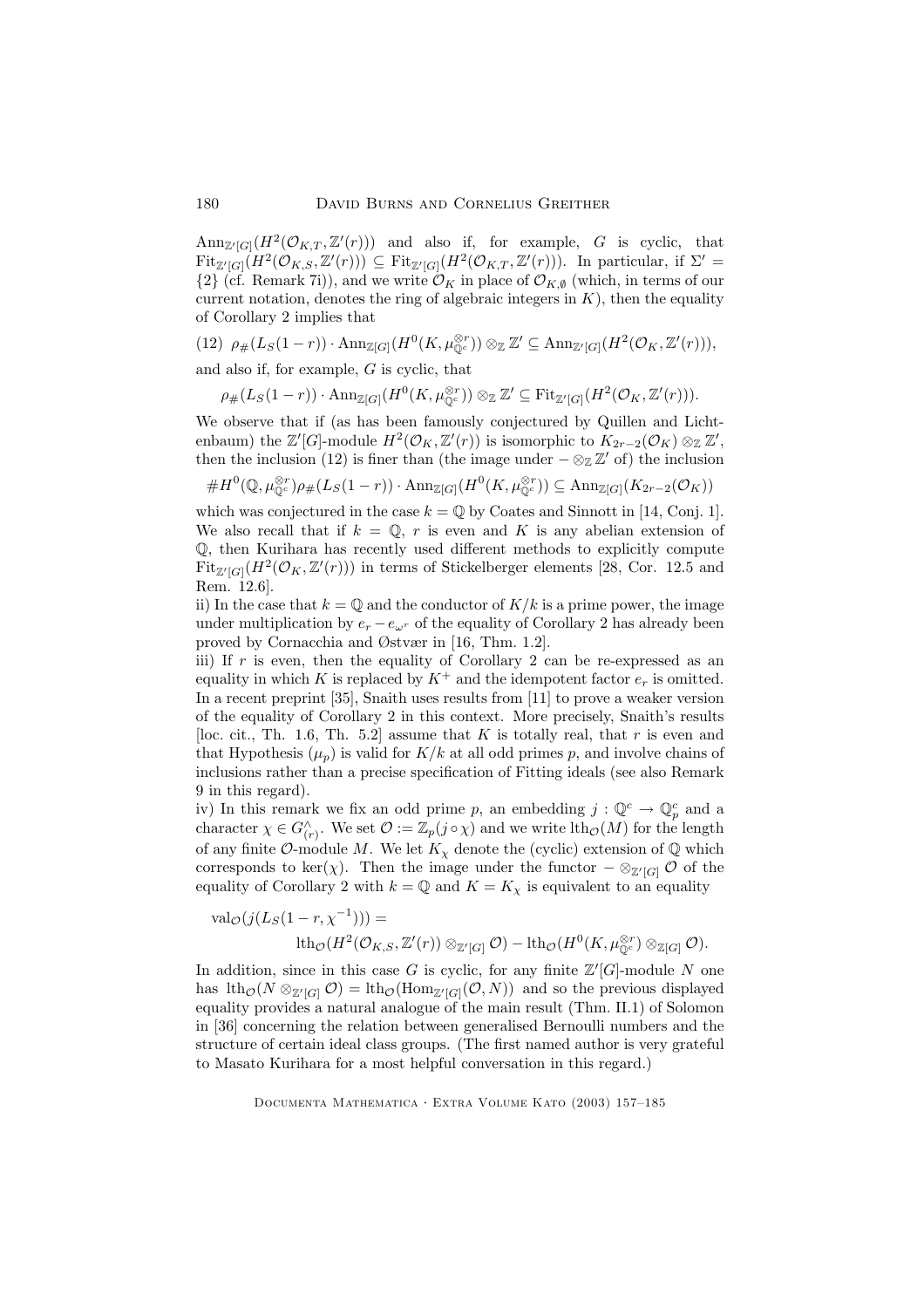$\mathrm{Ann}_{\mathbb{Z}'[G]}(H^2(\mathcal{O}_{K,T},\mathbb{Z}'(r)))$ and also if, for example, $G$ is cyclic, that $\mathrm{Fit}_{\mathbb{Z}'[G]}(H^2(\mathcal{O}_{K,S},\mathbb{Z}'(r))) \subseteq \mathrm{Fit}_{\mathbb{Z}'[G]}(H^2(\mathcal{O}_{K,T},\mathbb{Z}'(r)))$. In particular, if $\Sigma' = \{2\}$ (cf. Remark 7i)), and we write $\mathcal{O}_K$ in place of $\mathcal{O}_{K,\emptyset}$ (which, in terms of our current notation, denotes the ring of algebraic integers in $K$), then the equality of Corollary 2 implies that

$$(12)\quad \rho_\#(L_S(1-r))\cdot \mathrm{Ann}_{\mathbb{Z}[G]}(H^0(K,\mu_{\mathbb{Q}^c}^{\otimes r}))\otimes_{\mathbb{Z}}\mathbb{Z}' \subseteq \mathrm{Ann}_{\mathbb{Z}'[G]}(H^2(\mathcal{O}_K,\mathbb{Z}'(r))),$$

and also if, for example, $G$ is cyclic, that

$$\rho_\#(L_S(1-r))\cdot \mathrm{Ann}_{\mathbb{Z}[G]}(H^0(K,\mu_{\mathbb{Q}^c}^{\otimes r}))\otimes_{\mathbb{Z}}\mathbb{Z}' \subseteq \mathrm{Fit}_{\mathbb{Z}'[G]}(H^2(\mathcal{O}_K,\mathbb{Z}'(r))).$$

We observe that if (as has been famously conjectured by Quillen and Lichtenbaum) the $\mathbb{Z}'[G]$-module $H^2(\mathcal{O}_K,\mathbb{Z}'(r))$ is isomorphic to $K_{2r-2}(\mathcal{O}_K)\otimes_{\mathbb{Z}}\mathbb{Z}'$, then the inclusion (12) is finer than (the image under $-\otimes_{\mathbb{Z}}\mathbb{Z}'$ of) the inclusion

$$\# H^0(\mathbb{Q},\mu_{\mathbb{Q}^c}^{\otimes r})\rho_\#(L_S(1-r))\cdot \mathrm{Ann}_{\mathbb{Z}[G]}(H^0(K,\mu_{\mathbb{Q}^c}^{\otimes r})) \subseteq \mathrm{Ann}_{\mathbb{Z}[G]}(K_{2r-2}(\mathcal{O}_K))$$

which was conjectured in the case $k=\mathbb{Q}$ by Coates and Sinnott in [14, Conj. 1]. We also recall that if $k=\mathbb{Q}$, $r$ is even and $K$ is any abelian extension of $\mathbb{Q}$, then Kurihara has recently used different methods to explicitly compute $\mathrm{Fit}_{\mathbb{Z}'[G]}(H^2(\mathcal{O}_K,\mathbb{Z}'(r)))$ in terms of Stickelberger elements [28, Cor. 12.5 and Rem. 12.6].

ii) In the case that $k=\mathbb{Q}$ and the conductor of $K/k$ is a prime power, the image under multiplication by $e_r - e_{\omega^r}$ of the equality of Corollary 2 has already been proved by Cornacchia and Østvær in [16, Thm. 1.2].

iii) If $r$ is even, then the equality of Corollary 2 can be re-expressed as an equality in which $K$ is replaced by $K^+$ and the idempotent factor $e_r$ is omitted. In a recent preprint [35], Snaith uses results from [11] to prove a weaker version of the equality of Corollary 2 in this context. More precisely, Snaith's results [loc. cit., Th. 1.6, Th. 5.2] assume that $K$ is totally real, that $r$ is even and that Hypothesis $(\mu_p)$ is valid for $K/k$ at all odd primes $p$, and involve chains of inclusions rather than a precise specification of Fitting ideals (see also Remark 9 in this regard).

iv) In this remark we fix an odd prime $p$, an embedding $j:\mathbb{Q}^c\to\mathbb{Q}_p^c$ and a character $\chi\in G^\wedge_{(r)}$. We set $\mathcal{O}:=\mathbb{Z}_p(j\circ\chi)$ and we write $\mathrm{lth}_{\mathcal{O}}(M)$ for the length of any finite $\mathcal{O}$-module $M$. We let $K_\chi$ denote the (cyclic) extension of $\mathbb{Q}$ which corresponds to $\ker(\chi)$. Then the image under the functor $-\otimes_{\mathbb{Z}'[G]}\mathcal{O}$ of the equality of Corollary 2 with $k=\mathbb{Q}$ and $K=K_\chi$ is equivalent to an equality

$$\mathrm{val}_{\mathcal{O}}(j(L_S(1-r,\chi^{-1}))) = \mathrm{lth}_{\mathcal{O}}(H^2(\mathcal{O}_{K,S},\mathbb{Z}'(r))\otimes_{\mathbb{Z}'[G]}\mathcal{O}) - \mathrm{lth}_{\mathcal{O}}(H^0(K,\mu_{\mathbb{Q}^c}^{\otimes r})\otimes_{\mathbb{Z}[G]}\mathcal{O}).$$

In addition, since in this case $G$ is cyclic, for any finite $\mathbb{Z}'[G]$-module $N$ one has $\mathrm{lth}_{\mathcal{O}}(N\otimes_{\mathbb{Z}'[G]}\mathcal{O}) = \mathrm{lth}_{\mathcal{O}}(\mathrm{Hom}_{\mathbb{Z}'[G]}(\mathcal{O},N))$ and so the previous displayed equality provides a natural analogue of the main result (Thm. II.1) of Solomon in [36] concerning the relation between generalised Bernoulli numbers and the structure of certain ideal class groups. (The first named author is very grateful to Masato Kurihara for a most helpful conversation in this regard.)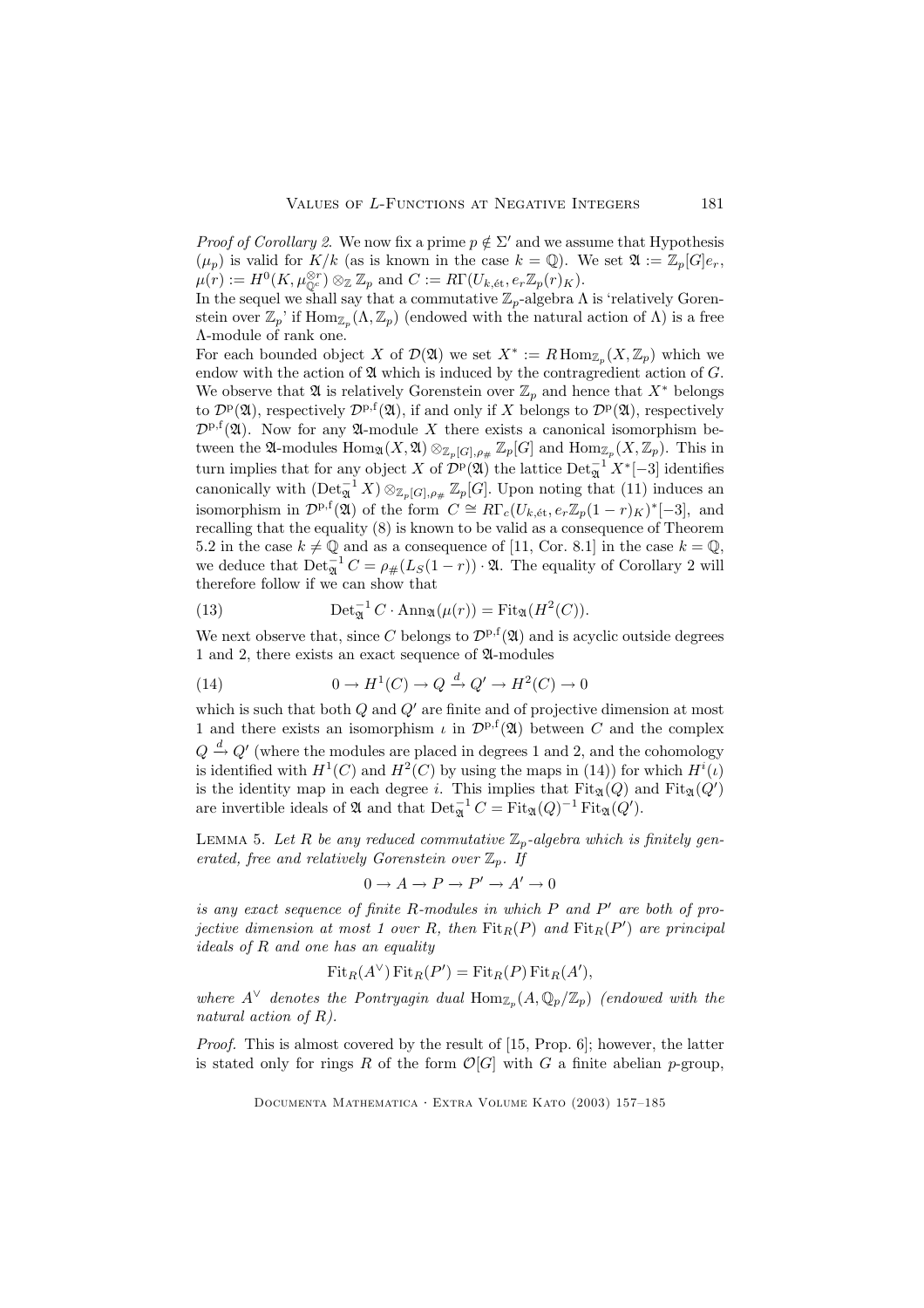*Proof of Corollary 2.* We now fix a prime $p \notin \Sigma'$ and we assume that Hypothesis $(\mu_p)$ is valid for $K/k$ (as is known in the case $k = \mathbb{Q}$). We set $\mathfrak{A} := \mathbb{Z}_p[G]e_r$, $\mu(r) := H^0(K, \mu_{\mathbb{Q}^c}^{\otimes r}) \otimes_{\mathbb{Z}} \mathbb{Z}_p$ and $C := R\Gamma(U_{k,\text{ét}}, e_r\mathbb{Z}_p(r)_K)$.

In the sequel we shall say that a commutative $\mathbb{Z}_p$-algebra $\Lambda$ is 'relatively Gorenstein over $\mathbb{Z}_p$' if $\operatorname{Hom}_{\mathbb{Z}_p}(\Lambda, \mathbb{Z}_p)$ (endowed with the natural action of $\Lambda$) is a free $\Lambda$-module of rank one.

For each bounded object $X$ of $\mathcal{D}(\mathfrak{A})$ we set $X^* := R\operatorname{Hom}_{\mathbb{Z}_p}(X, \mathbb{Z}_p)$ which we endow with the action of $\mathfrak{A}$ which is induced by the contragredient action of $G$. We observe that $\mathfrak{A}$ is relatively Gorenstein over $\mathbb{Z}_p$ and hence that $X^*$ belongs to $\mathcal{D}^{\mathrm{p}}(\mathfrak{A})$, respectively $\mathcal{D}^{\mathrm{p,f}}(\mathfrak{A})$, if and only if $X$ belongs to $\mathcal{D}^{\mathrm{p}}(\mathfrak{A})$, respectively $\mathcal{D}^{\mathrm{p,f}}(\mathfrak{A})$. Now for any $\mathfrak{A}$-module $X$ there exists a canonical isomorphism between the $\mathfrak{A}$-modules $\operatorname{Hom}_{\mathfrak{A}}(X, \mathfrak{A}) \otimes_{\mathbb{Z}_p[G],\rho_\#} \mathbb{Z}_p[G]$ and $\operatorname{Hom}_{\mathbb{Z}_p}(X, \mathbb{Z}_p)$. This in turn implies that for any object $X$ of $\mathcal{D}^{\mathrm{p}}(\mathfrak{A})$ the lattice $\operatorname{Det}_{\mathfrak{A}}^{-1} X^*[-3]$ identifies canonically with $(\operatorname{Det}_{\mathfrak{A}}^{-1} X) \otimes_{\mathbb{Z}_p[G],\rho_\#} \mathbb{Z}_p[G]$. Upon noting that (11) induces an isomorphism in $\mathcal{D}^{\mathrm{p,f}}(\mathfrak{A})$ of the form $C \cong R\Gamma_c(U_{k,\text{ét}}, e_r\mathbb{Z}_p(1-r)_K)^*[-3]$, and recalling that the equality (8) is known to be valid as a consequence of Theorem 5.2 in the case $k \neq \mathbb{Q}$ and as a consequence of [11, Cor. 8.1] in the case $k = \mathbb{Q}$, we deduce that $\operatorname{Det}_{\mathfrak{A}}^{-1} C = \rho_\#(L_S(1-r)) \cdot \mathfrak{A}$. The equality of Corollary 2 will therefore follow if we can show that

$$\operatorname{Det}_{\mathfrak{A}}^{-1} C \cdot \operatorname{Ann}_{\mathfrak{A}}(\mu(r)) = \operatorname{Fit}_{\mathfrak{A}}(H^2(C)). \tag{13}$$

We next observe that, since $C$ belongs to $\mathcal{D}^{\mathrm{p,f}}(\mathfrak{A})$ and is acyclic outside degrees 1 and 2, there exists an exact sequence of $\mathfrak{A}$-modules

$$0 \to H^1(C) \to Q \xrightarrow{d} Q' \to H^2(C) \to 0 \tag{14}$$

which is such that both $Q$ and $Q'$ are finite and of projective dimension at most 1 and there exists an isomorphism $\iota$ in $\mathcal{D}^{\mathrm{p,f}}(\mathfrak{A})$ between $C$ and the complex $Q \xrightarrow{d} Q'$ (where the modules are placed in degrees 1 and 2, and the cohomology is identified with $H^1(C)$ and $H^2(C)$ by using the maps in (14)) for which $H^i(\iota)$ is the identity map in each degree $i$. This implies that $\operatorname{Fit}_{\mathfrak{A}}(Q)$ and $\operatorname{Fit}_{\mathfrak{A}}(Q')$ are invertible ideals of $\mathfrak{A}$ and that $\operatorname{Det}_{\mathfrak{A}}^{-1} C = \operatorname{Fit}_{\mathfrak{A}}(Q)^{-1} \operatorname{Fit}_{\mathfrak{A}}(Q')$.

Lemma 5. *Let $R$ be any reduced commutative $\mathbb{Z}_p$-algebra which is finitely generated, free and relatively Gorenstein over $\mathbb{Z}_p$. If*

$$0 \to A \to P \to P' \to A' \to 0$$

*is any exact sequence of finite $R$-modules in which $P$ and $P'$ are both of projective dimension at most 1 over $R$, then $\operatorname{Fit}_R(P)$ and $\operatorname{Fit}_R(P')$ are principal ideals of $R$ and one has an equality*

$$\operatorname{Fit}_R(A^\vee)\operatorname{Fit}_R(P') = \operatorname{Fit}_R(P)\operatorname{Fit}_R(A'),$$

*where $A^\vee$ denotes the Pontryagin dual $\operatorname{Hom}_{\mathbb{Z}_p}(A, \mathbb{Q}_p/\mathbb{Z}_p)$ (endowed with the natural action of $R$).*

*Proof.* This is almost covered by the result of [15, Prop. 6]; however, the latter is stated only for rings $R$ of the form $\mathcal{O}[G]$ with $G$ a finite abelian $p$-group,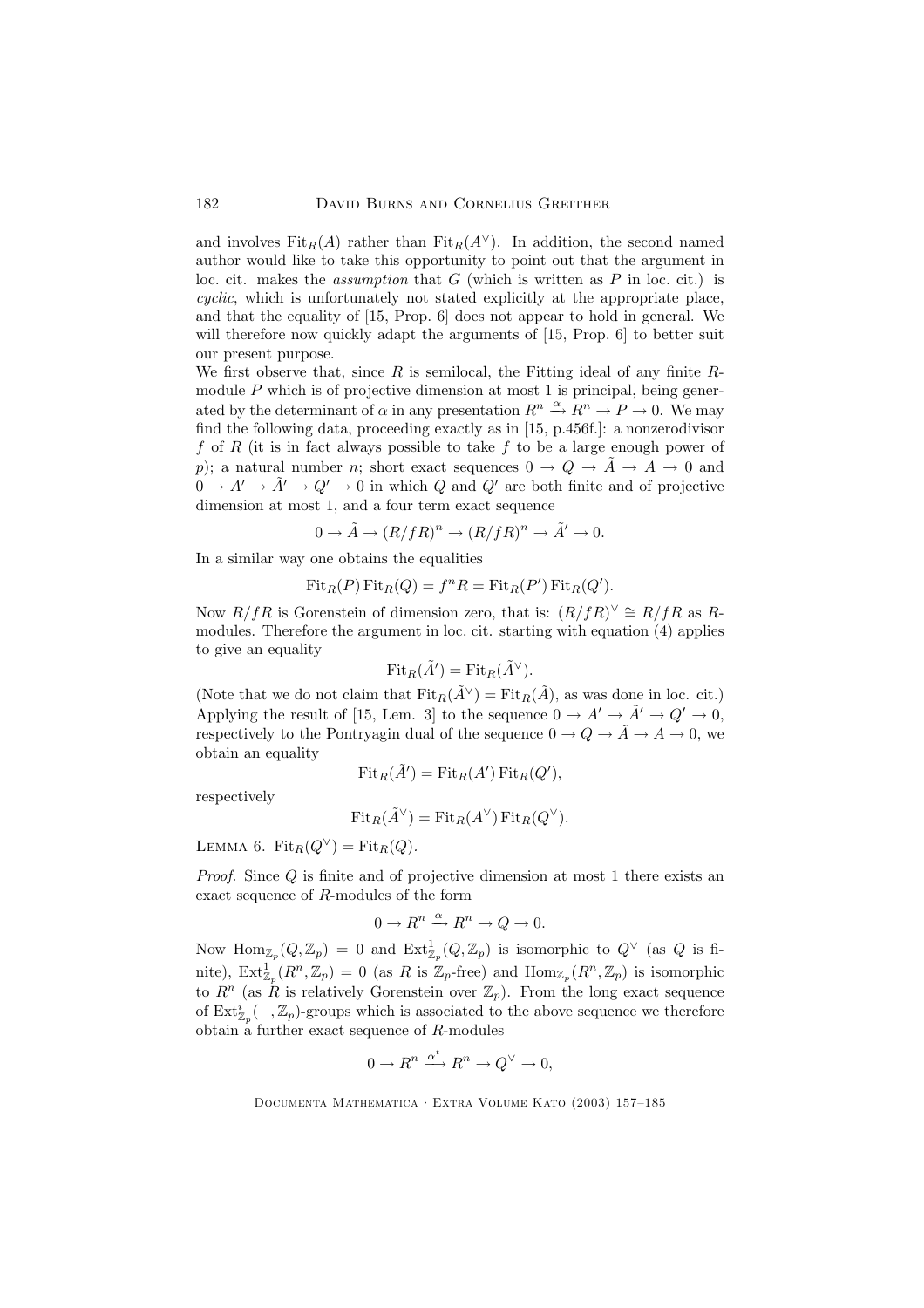and involves $\mathrm{Fit}_R(A)$ rather than $\mathrm{Fit}_R(A^\vee)$. In addition, the second named author would like to take this opportunity to point out that the argument in loc. cit. makes the *assumption* that $G$ (which is written as $P$ in loc. cit.) is *cyclic*, which is unfortunately not stated explicitly at the appropriate place, and that the equality of [15, Prop. 6] does not appear to hold in general. We will therefore now quickly adapt the arguments of [15, Prop. 6] to better suit our present purpose.

We first observe that, since $R$ is semilocal, the Fitting ideal of any finite $R$-module $P$ which is of projective dimension at most 1 is principal, being generated by the determinant of $\alpha$ in any presentation $R^n \xrightarrow{\alpha} R^n \to P \to 0$. We may find the following data, proceeding exactly as in [15, p.456f.]: a nonzerodivisor $f$ of $R$ (it is in fact always possible to take $f$ to be a large enough power of $p$); a natural number $n$; short exact sequences $0 \to Q \to \tilde{A} \to A \to 0$ and $0 \to A' \to \tilde{A}' \to Q' \to 0$ in which $Q$ and $Q'$ are both finite and of projective dimension at most 1, and a four term exact sequence

$$0 \to \tilde{A} \to (R/fR)^n \to (R/fR)^n \to \tilde{A}' \to 0.$$

In a similar way one obtains the equalities

$$\mathrm{Fit}_R(P)\,\mathrm{Fit}_R(Q) = f^n R = \mathrm{Fit}_R(P')\,\mathrm{Fit}_R(Q').$$

Now $R/fR$ is Gorenstein of dimension zero, that is: $(R/fR)^\vee \cong R/fR$ as $R$-modules. Therefore the argument in loc. cit. starting with equation (4) applies to give an equality

$$\mathrm{Fit}_R(\tilde{A}') = \mathrm{Fit}_R(\tilde{A}^\vee).$$

(Note that we do not claim that $\mathrm{Fit}_R(\tilde{A}^\vee) = \mathrm{Fit}_R(\tilde{A})$, as was done in loc. cit.) Applying the result of [15, Lem. 3] to the sequence $0 \to A' \to \tilde{A}' \to Q' \to 0$, respectively to the Pontryagin dual of the sequence $0 \to Q \to \tilde{A} \to A \to 0$, we obtain an equality

$$\mathrm{Fit}_R(\tilde{A}') = \mathrm{Fit}_R(A')\,\mathrm{Fit}_R(Q'),$$

respectively

$$\mathrm{Fit}_R(\tilde{A}^\vee) = \mathrm{Fit}_R(A^\vee)\,\mathrm{Fit}_R(Q^\vee).$$

Lemma 6. $\mathrm{Fit}_R(Q^\vee) = \mathrm{Fit}_R(Q)$.

*Proof.* Since $Q$ is finite and of projective dimension at most 1 there exists an exact sequence of $R$-modules of the form

$$0 \to R^n \xrightarrow{\alpha} R^n \to Q \to 0.$$

Now $\mathrm{Hom}_{\mathbb{Z}_p}(Q, \mathbb{Z}_p) = 0$ and $\mathrm{Ext}^1_{\mathbb{Z}_p}(Q, \mathbb{Z}_p)$ is isomorphic to $Q^\vee$ (as $Q$ is finite), $\mathrm{Ext}^1_{\mathbb{Z}_p}(R^n, \mathbb{Z}_p) = 0$ (as $R$ is $\mathbb{Z}_p$-free) and $\mathrm{Hom}_{\mathbb{Z}_p}(R^n, \mathbb{Z}_p)$ is isomorphic to $R^n$ (as $R$ is relatively Gorenstein over $\mathbb{Z}_p$). From the long exact sequence of $\mathrm{Ext}^i_{\mathbb{Z}_p}(-, \mathbb{Z}_p)$-groups which is associated to the above sequence we therefore obtain a further exact sequence of $R$-modules

$$0 \to R^n \xrightarrow{\alpha^t} R^n \to Q^\vee \to 0,$$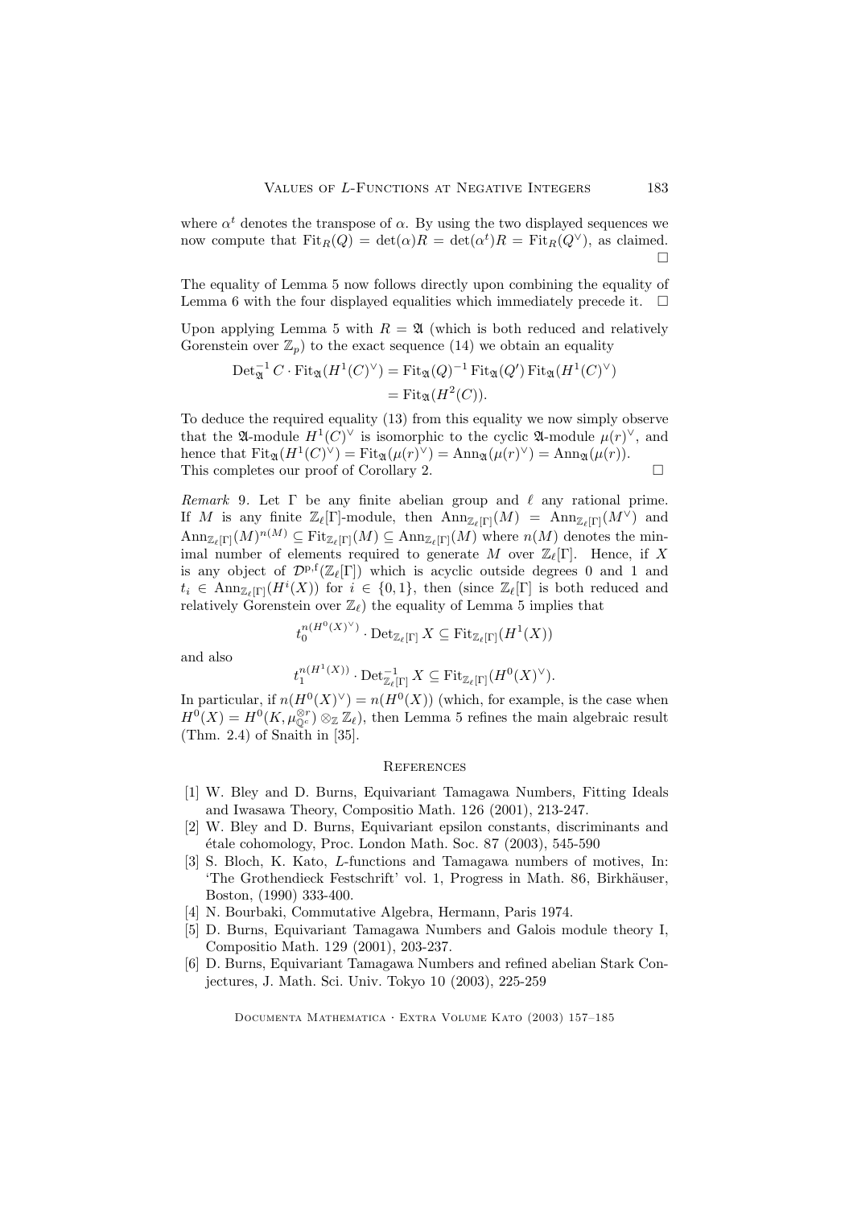where $\alpha^t$ denotes the transpose of $\alpha$. By using the two displayed sequences we now compute that $\mathrm{Fit}_R(Q) = \det(\alpha)R = \det(\alpha^t)R = \mathrm{Fit}_R(Q^\vee)$, as claimed. $\square$

The equality of Lemma 5 now follows directly upon combining the equality of Lemma 6 with the four displayed equalities which immediately precede it. $\square$

Upon applying Lemma 5 with $R = \mathfrak{A}$ (which is both reduced and relatively Gorenstein over $\mathbb{Z}_p$) to the exact sequence (14) we obtain an equality

$$\begin{aligned}\mathrm{Det}_{\mathfrak{A}}^{-1} C \cdot \mathrm{Fit}_{\mathfrak{A}}(H^1(C)^\vee) &= \mathrm{Fit}_{\mathfrak{A}}(Q)^{-1}\,\mathrm{Fit}_{\mathfrak{A}}(Q')\,\mathrm{Fit}_{\mathfrak{A}}(H^1(C)^\vee)\\ &= \mathrm{Fit}_{\mathfrak{A}}(H^2(C)).\end{aligned}$$

To deduce the required equality (13) from this equality we now simply observe that the $\mathfrak{A}$-module $H^1(C)^\vee$ is isomorphic to the cyclic $\mathfrak{A}$-module $\mu(r)^\vee$, and hence that $\mathrm{Fit}_{\mathfrak{A}}(H^1(C)^\vee) = \mathrm{Fit}_{\mathfrak{A}}(\mu(r)^\vee) = \mathrm{Ann}_{\mathfrak{A}}(\mu(r)^\vee) = \mathrm{Ann}_{\mathfrak{A}}(\mu(r))$. This completes our proof of Corollary 2. $\square$

*Remark* 9. Let $\Gamma$ be any finite abelian group and $\ell$ any rational prime. If $M$ is any finite $\mathbb{Z}_\ell[\Gamma]$-module, then $\mathrm{Ann}_{\mathbb{Z}_\ell[\Gamma]}(M) = \mathrm{Ann}_{\mathbb{Z}_\ell[\Gamma]}(M^\vee)$ and $\mathrm{Ann}_{\mathbb{Z}_\ell[\Gamma]}(M)^{n(M)} \subseteq \mathrm{Fit}_{\mathbb{Z}_\ell[\Gamma]}(M) \subseteq \mathrm{Ann}_{\mathbb{Z}_\ell[\Gamma]}(M)$ where $n(M)$ denotes the minimal number of elements required to generate $M$ over $\mathbb{Z}_\ell[\Gamma]$. Hence, if $X$ is any object of $\mathcal{D}^{\mathrm{p,f}}(\mathbb{Z}_\ell[\Gamma])$ which is acyclic outside degrees 0 and 1 and $t_i \in \mathrm{Ann}_{\mathbb{Z}_\ell[\Gamma]}(H^i(X))$ for $i \in \{0,1\}$, then (since $\mathbb{Z}_\ell[\Gamma]$ is both reduced and relatively Gorenstein over $\mathbb{Z}_\ell$) the equality of Lemma 5 implies that

$$t_0^{n(H^0(X)^\vee)} \cdot \mathrm{Det}_{\mathbb{Z}_\ell[\Gamma]} X \subseteq \mathrm{Fit}_{\mathbb{Z}_\ell[\Gamma]}(H^1(X))$$

and also

$$t_1^{n(H^1(X))} \cdot \mathrm{Det}_{\mathbb{Z}_\ell[\Gamma]}^{-1} X \subseteq \mathrm{Fit}_{\mathbb{Z}_\ell[\Gamma]}(H^0(X)^\vee).$$

In particular, if $n(H^0(X)^\vee) = n(H^0(X))$ (which, for example, is the case when $H^0(X) = H^0(K, \mu_{\mathbb{Q}^c}^{\otimes r}) \otimes_{\mathbb{Z}} \mathbb{Z}_\ell$), then Lemma 5 refines the main algebraic result (Thm. 2.4) of Snaith in [35].

## References

[1] W. Bley and D. Burns, Equivariant Tamagawa Numbers, Fitting Ideals and Iwasawa Theory, Compositio Math. 126 (2001), 213-247.

[2] W. Bley and D. Burns, Equivariant epsilon constants, discriminants and étale cohomology, Proc. London Math. Soc. 87 (2003), 545-590

[3] S. Bloch, K. Kato, $L$-functions and Tamagawa numbers of motives, In: 'The Grothendieck Festschrift' vol. 1, Progress in Math. 86, Birkhäuser, Boston, (1990) 333-400.

[4] N. Bourbaki, Commutative Algebra, Hermann, Paris 1974.

[5] D. Burns, Equivariant Tamagawa Numbers and Galois module theory I, Compositio Math. 129 (2001), 203-237.

[6] D. Burns, Equivariant Tamagawa Numbers and refined abelian Stark Conjectures, J. Math. Sci. Univ. Tokyo 10 (2003), 225-259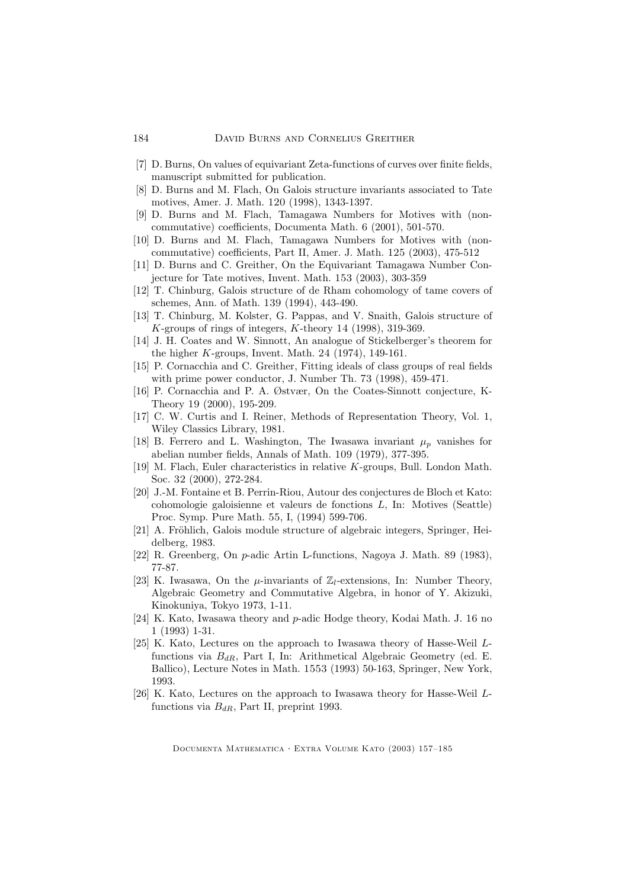[7] D. Burns, On values of equivariant Zeta-functions of curves over finite fields, manuscript submitted for publication.

[8] D. Burns and M. Flach, On Galois structure invariants associated to Tate motives, Amer. J. Math. 120 (1998), 1343-1397.

[9] D. Burns and M. Flach, Tamagawa Numbers for Motives with (non-commutative) coefficients, Documenta Math. 6 (2001), 501-570.

[10] D. Burns and M. Flach, Tamagawa Numbers for Motives with (non-commutative) coefficients, Part II, Amer. J. Math. 125 (2003), 475-512

[11] D. Burns and C. Greither, On the Equivariant Tamagawa Number Conjecture for Tate motives, Invent. Math. 153 (2003), 303-359

[12] T. Chinburg, Galois structure of de Rham cohomology of tame covers of schemes, Ann. of Math. 139 (1994), 443-490.

[13] T. Chinburg, M. Kolster, G. Pappas, and V. Snaith, Galois structure of $K$-groups of rings of integers, $K$-theory 14 (1998), 319-369.

[14] J. H. Coates and W. Sinnott, An analogue of Stickelberger's theorem for the higher $K$-groups, Invent. Math. 24 (1974), 149-161.

[15] P. Cornacchia and C. Greither, Fitting ideals of class groups of real fields with prime power conductor, J. Number Th. 73 (1998), 459-471.

[16] P. Cornacchia and P. A. Østvær, On the Coates-Sinnott conjecture, K-Theory 19 (2000), 195-209.

[17] C. W. Curtis and I. Reiner, Methods of Representation Theory, Vol. 1, Wiley Classics Library, 1981.

[18] B. Ferrero and L. Washington, The Iwasawa invariant $\mu_p$ vanishes for abelian number fields, Annals of Math. 109 (1979), 377-395.

[19] M. Flach, Euler characteristics in relative $K$-groups, Bull. London Math. Soc. 32 (2000), 272-284.

[20] J.-M. Fontaine et B. Perrin-Riou, Autour des conjectures de Bloch et Kato: cohomologie galoisienne et valeurs de fonctions $L$, In: Motives (Seattle) Proc. Symp. Pure Math. 55, I, (1994) 599-706.

[21] A. Fröhlich, Galois module structure of algebraic integers, Springer, Heidelberg, 1983.

[22] R. Greenberg, On $p$-adic Artin L-functions, Nagoya J. Math. 89 (1983), 77-87.

[23] K. Iwasawa, On the $\mu$-invariants of $\mathbb{Z}_l$-extensions, In: Number Theory, Algebraic Geometry and Commutative Algebra, in honor of Y. Akizuki, Kinokuniya, Tokyo 1973, 1-11.

[24] K. Kato, Iwasawa theory and $p$-adic Hodge theory, Kodai Math. J. 16 no 1 (1993) 1-31.

[25] K. Kato, Lectures on the approach to Iwasawa theory of Hasse-Weil $L$-functions via $B_{dR}$, Part I, In: Arithmetical Algebraic Geometry (ed. E. Ballico), Lecture Notes in Math. 1553 (1993) 50-163, Springer, New York, 1993.

[26] K. Kato, Lectures on the approach to Iwasawa theory for Hasse-Weil $L$-functions via $B_{dR}$, Part II, preprint 1993.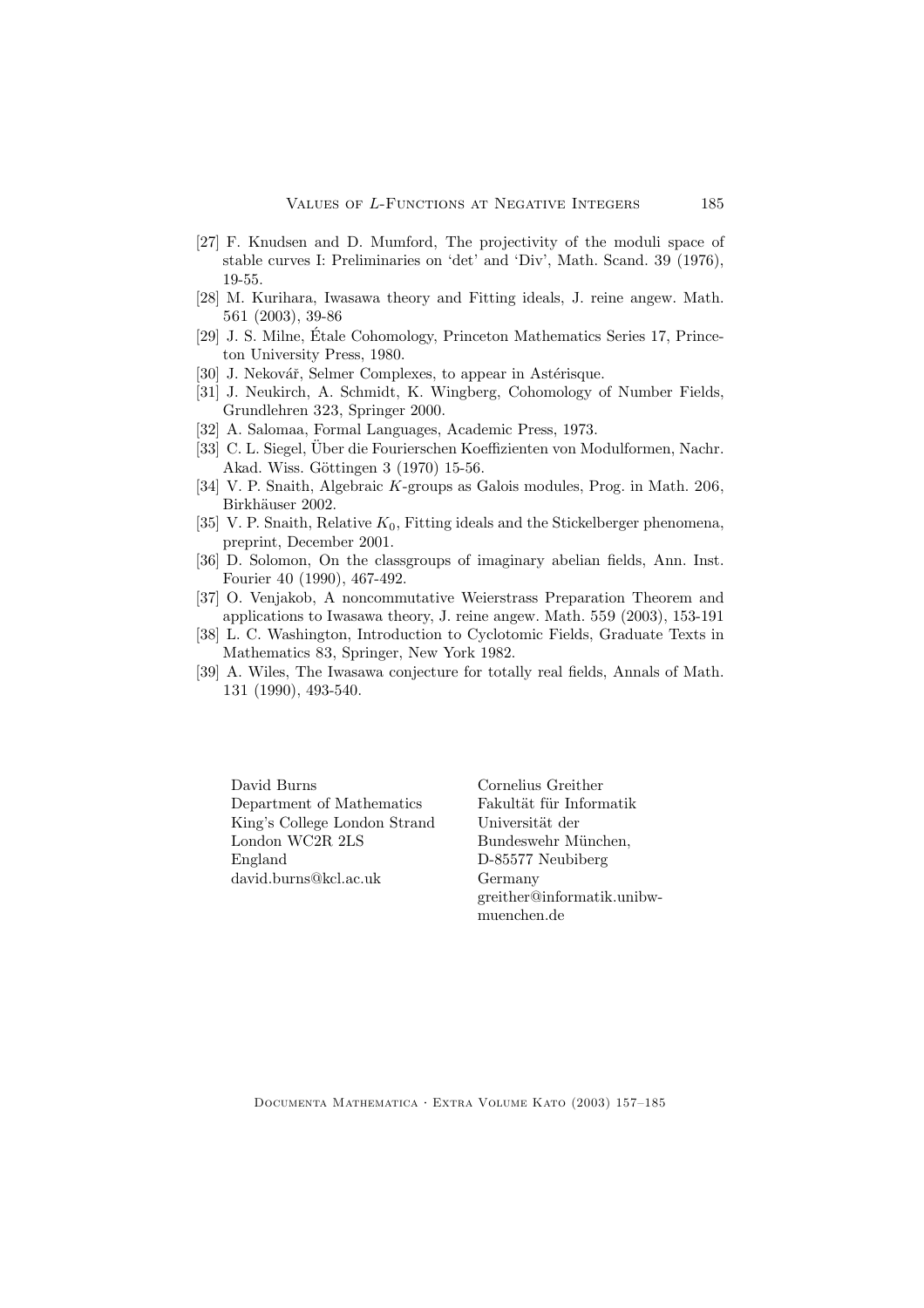[27] F. Knudsen and D. Mumford, The projectivity of the moduli space of stable curves I: Preliminaries on 'det' and 'Div', Math. Scand. 39 (1976), 19-55.

[28] M. Kurihara, Iwasawa theory and Fitting ideals, J. reine angew. Math. 561 (2003), 39-86

[29] J. S. Milne, Étale Cohomology, Princeton Mathematics Series 17, Princeton University Press, 1980.

[30] J. Nekovář, Selmer Complexes, to appear in Astérisque.

[31] J. Neukirch, A. Schmidt, K. Wingberg, Cohomology of Number Fields, Grundlehren 323, Springer 2000.

[32] A. Salomaa, Formal Languages, Academic Press, 1973.

[33] C. L. Siegel, Über die Fourierschen Koeffizienten von Modulformen, Nachr. Akad. Wiss. Göttingen 3 (1970) 15-56.

[34] V. P. Snaith, Algebraic $K$-groups as Galois modules, Prog. in Math. 206, Birkhäuser 2002.

[35] V. P. Snaith, Relative $K_0$, Fitting ideals and the Stickelberger phenomena, preprint, December 2001.

[36] D. Solomon, On the classgroups of imaginary abelian fields, Ann. Inst. Fourier 40 (1990), 467-492.

[37] O. Venjakob, A noncommutative Weierstrass Preparation Theorem and applications to Iwasawa theory, J. reine angew. Math. 559 (2003), 153-191

[38] L. C. Washington, Introduction to Cyclotomic Fields, Graduate Texts in Mathematics 83, Springer, New York 1982.

[39] A. Wiles, The Iwasawa conjecture for totally real fields, Annals of Math. 131 (1990), 493-540.

David Burns
Department of Mathematics
King's College London Strand
London WC2R 2LS
England
david.burns@kcl.ac.uk

Cornelius Greither
Fakultät für Informatik
Universität der
Bundeswehr München,
D-85577 Neubiberg
Germany
greither@informatik.unibw-muenchen.de